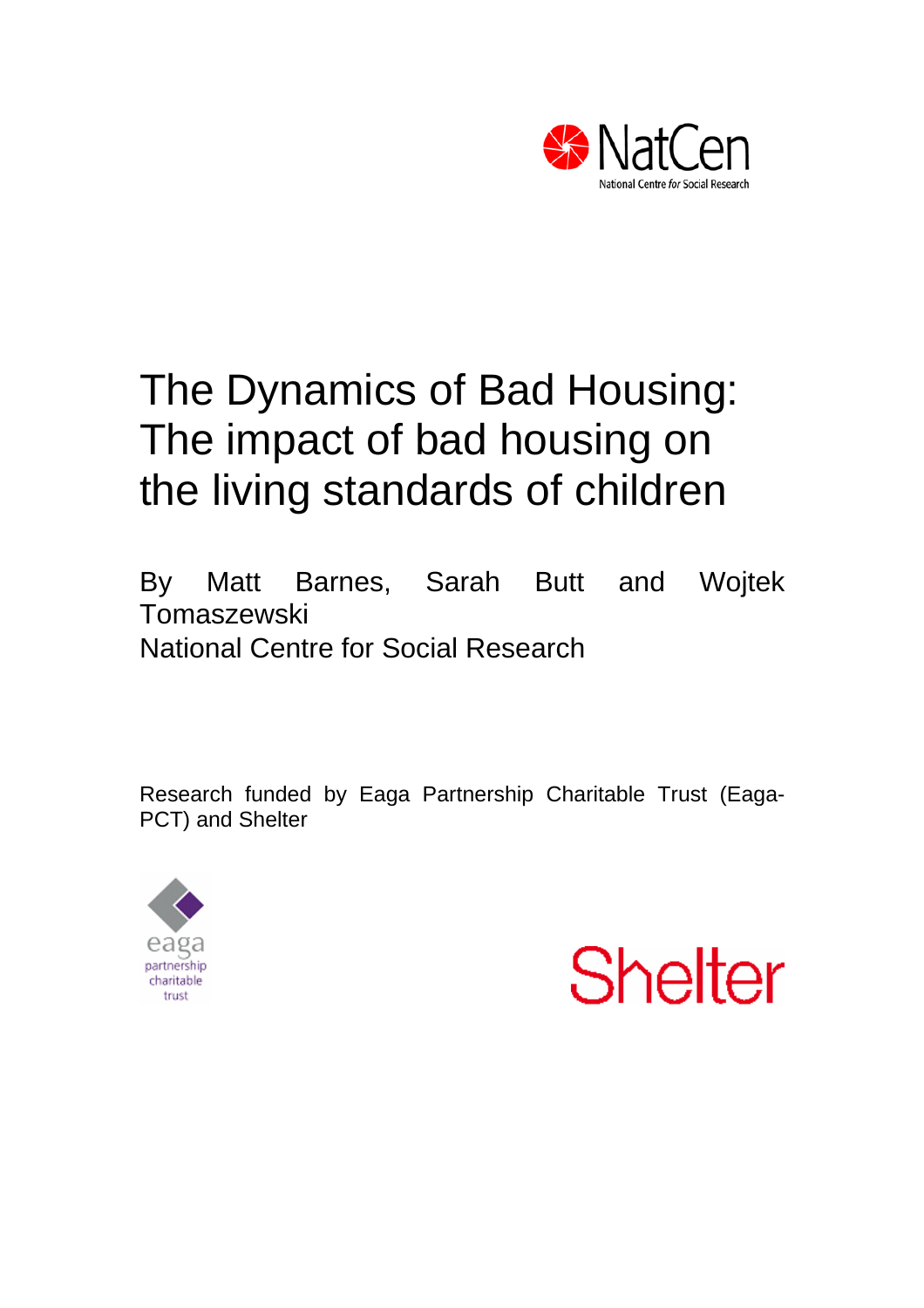NatCen

National Centre *for* Social Research

# The Dynamics of Bad Housing: The impact of bad housing on the living standards of children

By Matt Barnes, Sarah Butt and Wojtek Tomaszewski

National Centre for Social Research

Research funded by Eaga Partnership Charitable Trust (Eaga-PCT) and Shelter

eaga partnership charitable trust

Shelter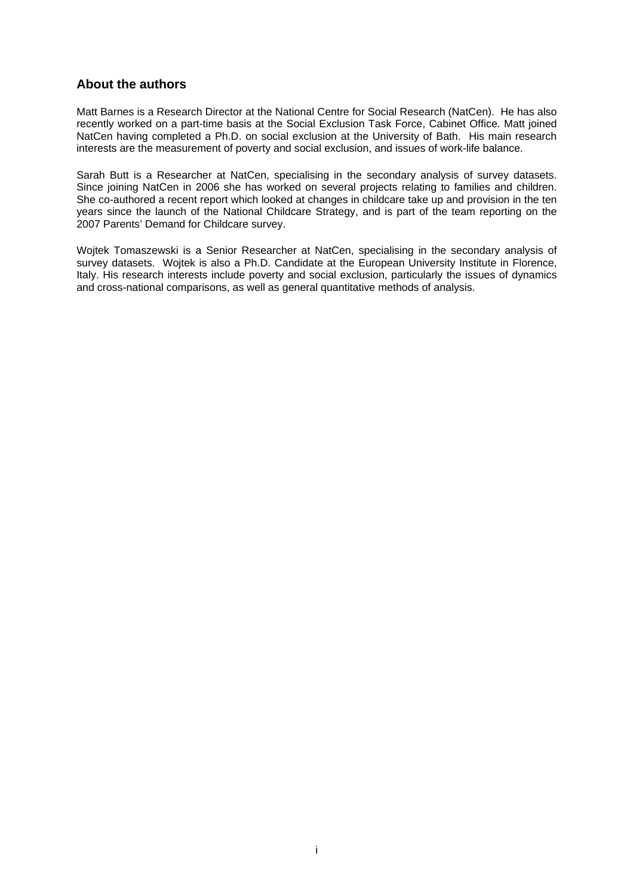## About the authors

Matt Barnes is a Research Director at the National Centre for Social Research (NatCen). He has also recently worked on a part-time basis at the Social Exclusion Task Force, Cabinet Office. Matt joined NatCen having completed a Ph.D. on social exclusion at the University of Bath. His main research interests are the measurement of poverty and social exclusion, and issues of work-life balance.

Sarah Butt is a Researcher at NatCen, specialising in the secondary analysis of survey datasets. Since joining NatCen in 2006 she has worked on several projects relating to families and children. She co-authored a recent report which looked at changes in childcare take up and provision in the ten years since the launch of the National Childcare Strategy, and is part of the team reporting on the 2007 Parents' Demand for Childcare survey.

Wojtek Tomaszewski is a Senior Researcher at NatCen, specialising in the secondary analysis of survey datasets. Wojtek is also a Ph.D. Candidate at the European University Institute in Florence, Italy. His research interests include poverty and social exclusion, particularly the issues of dynamics and cross-national comparisons, as well as general quantitative methods of analysis.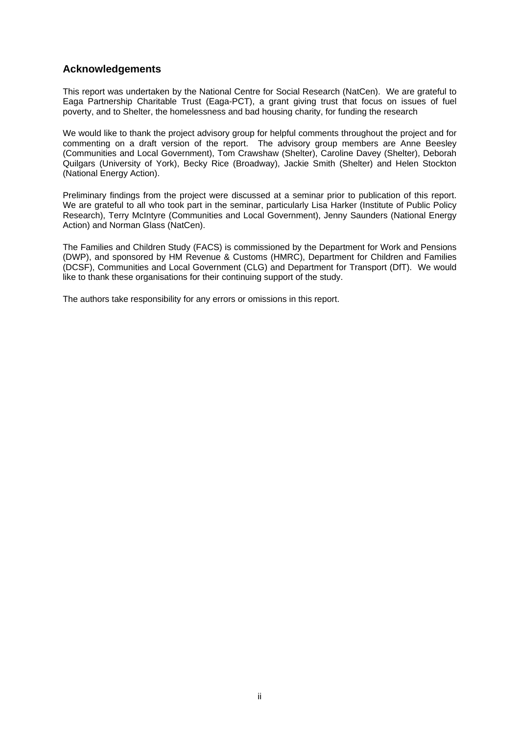## Acknowledgements

This report was undertaken by the National Centre for Social Research (NatCen). We are grateful to Eaga Partnership Charitable Trust (Eaga-PCT), a grant giving trust that focus on issues of fuel poverty, and to Shelter, the homelessness and bad housing charity, for funding the research

We would like to thank the project advisory group for helpful comments throughout the project and for commenting on a draft version of the report. The advisory group members are Anne Beesley (Communities and Local Government), Tom Crawshaw (Shelter), Caroline Davey (Shelter), Deborah Quilgars (University of York), Becky Rice (Broadway), Jackie Smith (Shelter) and Helen Stockton (National Energy Action).

Preliminary findings from the project were discussed at a seminar prior to publication of this report. We are grateful to all who took part in the seminar, particularly Lisa Harker (Institute of Public Policy Research), Terry McIntyre (Communities and Local Government), Jenny Saunders (National Energy Action) and Norman Glass (NatCen).

The Families and Children Study (FACS) is commissioned by the Department for Work and Pensions (DWP), and sponsored by HM Revenue & Customs (HMRC), Department for Children and Families (DCSF), Communities and Local Government (CLG) and Department for Transport (DfT). We would like to thank these organisations for their continuing support of the study.

The authors take responsibility for any errors or omissions in this report.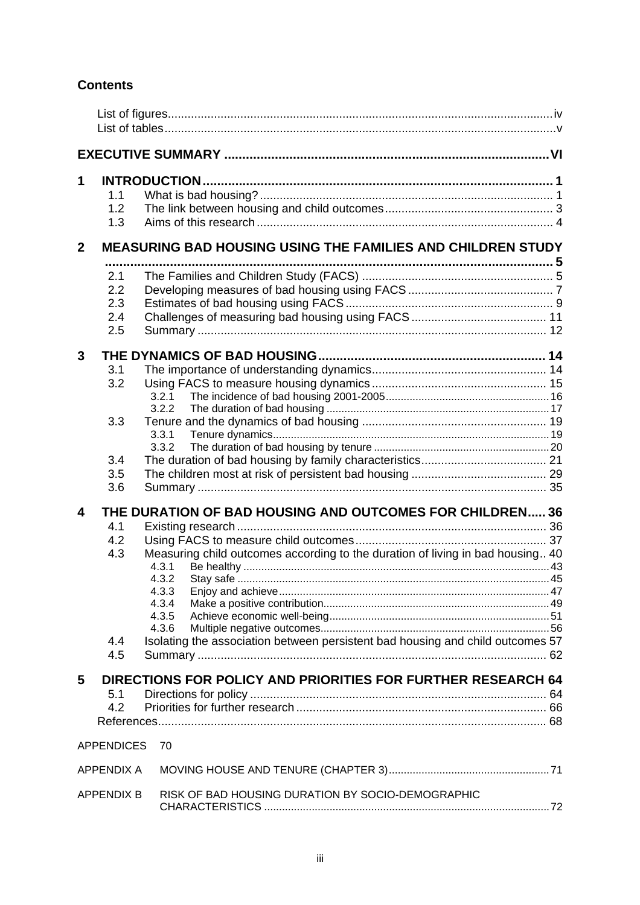## Contents

List of figures ..... iv
List of tables ..... v

**EXECUTIVE SUMMARY ..... VI**

**1 INTRODUCTION ..... 1**
- 1.1 What is bad housing? ..... 1
- 1.2 The link between housing and child outcomes ..... 3
- 1.3 Aims of this research ..... 4

**2 MEASURING BAD HOUSING USING THE FAMILIES AND CHILDREN STUDY ..... 5**
- 2.1 The Families and Children Study (FACS) ..... 5
- 2.2 Developing measures of bad housing using FACS ..... 7
- 2.3 Estimates of bad housing using FACS ..... 9
- 2.4 Challenges of measuring bad housing using FACS ..... 11
- 2.5 Summary ..... 12

**3 THE DYNAMICS OF BAD HOUSING ..... 14**
- 3.1 The importance of understanding dynamics ..... 14
- 3.2 Using FACS to measure housing dynamics ..... 15
  - 3.2.1 The incidence of bad housing 2001-2005 ..... 16
  - 3.2.2 The duration of bad housing ..... 17
- 3.3 Tenure and the dynamics of bad housing ..... 19
  - 3.3.1 Tenure dynamics ..... 19
  - 3.3.2 The duration of bad housing by tenure ..... 20
- 3.4 The duration of bad housing by family characteristics ..... 21
- 3.5 The children most at risk of persistent bad housing ..... 29
- 3.6 Summary ..... 35

**4 THE DURATION OF BAD HOUSING AND OUTCOMES FOR CHILDREN ..... 36**
- 4.1 Existing research ..... 36
- 4.2 Using FACS to measure child outcomes ..... 37
- 4.3 Measuring child outcomes according to the duration of living in bad housing .. 40
  - 4.3.1 Be healthy ..... 43
  - 4.3.2 Stay safe ..... 45
  - 4.3.3 Enjoy and achieve ..... 47
  - 4.3.4 Make a positive contribution ..... 49
  - 4.3.5 Achieve economic well-being ..... 51
  - 4.3.6 Multiple negative outcomes ..... 56
- 4.4 Isolating the association between persistent bad housing and child outcomes 57
- 4.5 Summary ..... 62

**5 DIRECTIONS FOR POLICY AND PRIORITIES FOR FURTHER RESEARCH 64**
- 5.1 Directions for policy ..... 64
- 4.2 Priorities for further research ..... 66

References ..... 68

APPENDICES 70

APPENDIX A MOVING HOUSE AND TENURE (CHAPTER 3) ..... 71

APPENDIX B RISK OF BAD HOUSING DURATION BY SOCIO-DEMOGRAPHIC CHARACTERISTICS ..... 72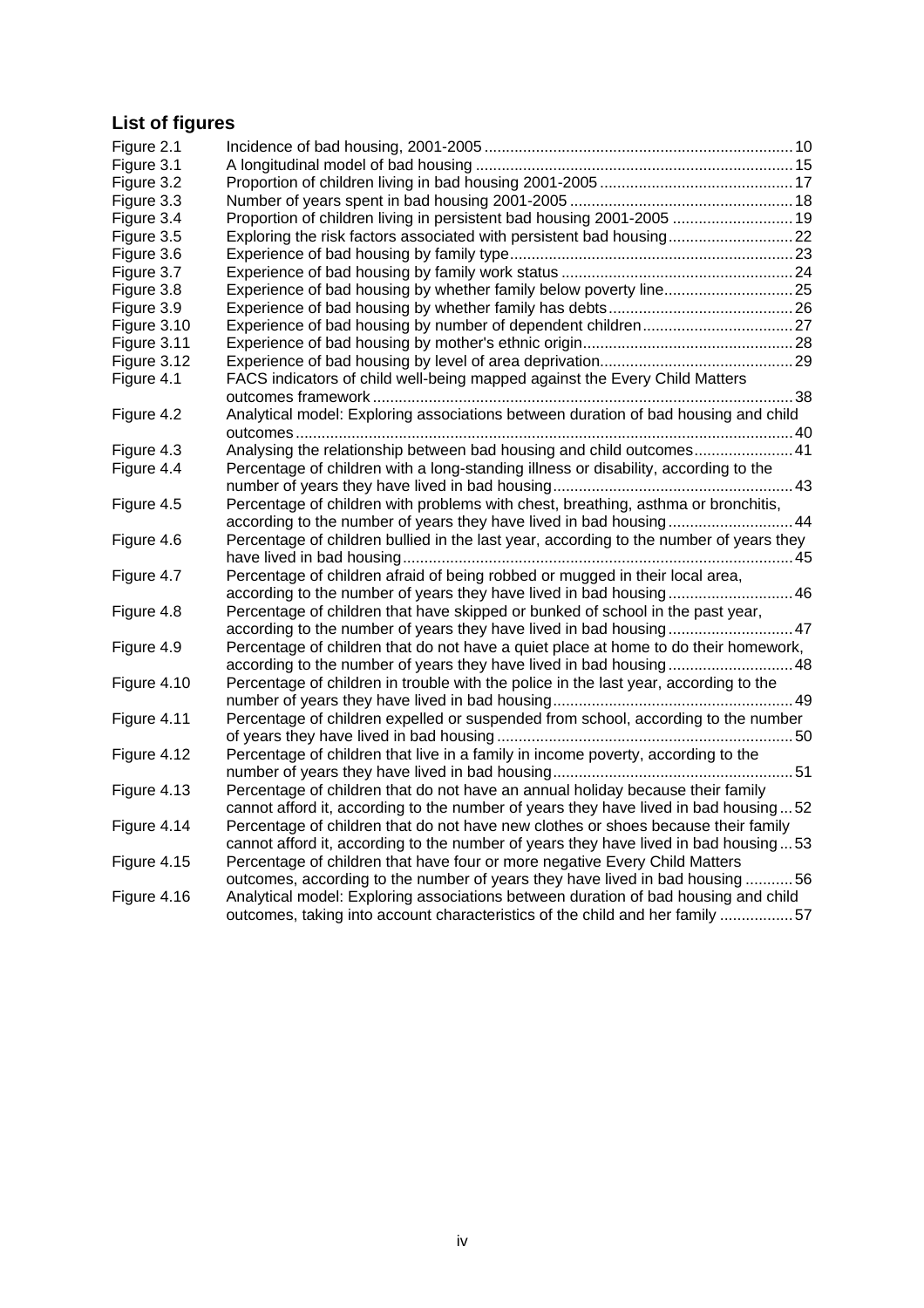## List of figures

| | | |
|---|---|---|
| Figure 2.1 | Incidence of bad housing, 2001-2005 | 10 |
| Figure 3.1 | A longitudinal model of bad housing | 15 |
| Figure 3.2 | Proportion of children living in bad housing 2001-2005 | 17 |
| Figure 3.3 | Number of years spent in bad housing 2001-2005 | 18 |
| Figure 3.4 | Proportion of children living in persistent bad housing 2001-2005 | 19 |
| Figure 3.5 | Exploring the risk factors associated with persistent bad housing | 22 |
| Figure 3.6 | Experience of bad housing by family type | 23 |
| Figure 3.7 | Experience of bad housing by family work status | 24 |
| Figure 3.8 | Experience of bad housing by whether family below poverty line | 25 |
| Figure 3.9 | Experience of bad housing by whether family has debts | 26 |
| Figure 3.10 | Experience of bad housing by number of dependent children | 27 |
| Figure 3.11 | Experience of bad housing by mother's ethnic origin | 28 |
| Figure 3.12 | Experience of bad housing by level of area deprivation | 29 |
| Figure 4.1 | FACS indicators of child well-being mapped against the Every Child Matters outcomes framework | 38 |
| Figure 4.2 | Analytical model: Exploring associations between duration of bad housing and child outcomes | 40 |
| Figure 4.3 | Analysing the relationship between bad housing and child outcomes | 41 |
| Figure 4.4 | Percentage of children with a long-standing illness or disability, according to the number of years they have lived in bad housing | 43 |
| Figure 4.5 | Percentage of children with problems with chest, breathing, asthma or bronchitis, according to the number of years they have lived in bad housing | 44 |
| Figure 4.6 | Percentage of children bullied in the last year, according to the number of years they have lived in bad housing | 45 |
| Figure 4.7 | Percentage of children afraid of being robbed or mugged in their local area, according to the number of years they have lived in bad housing | 46 |
| Figure 4.8 | Percentage of children that have skipped or bunked of school in the past year, according to the number of years they have lived in bad housing | 47 |
| Figure 4.9 | Percentage of children that do not have a quiet place at home to do their homework, according to the number of years they have lived in bad housing | 48 |
| Figure 4.10 | Percentage of children in trouble with the police in the last year, according to the number of years they have lived in bad housing | 49 |
| Figure 4.11 | Percentage of children expelled or suspended from school, according to the number of years they have lived in bad housing | 50 |
| Figure 4.12 | Percentage of children that live in a family in income poverty, according to the number of years they have lived in bad housing | 51 |
| Figure 4.13 | Percentage of children that do not have an annual holiday because their family cannot afford it, according to the number of years they have lived in bad housing | 52 |
| Figure 4.14 | Percentage of children that do not have new clothes or shoes because their family cannot afford it, according to the number of years they have lived in bad housing | 53 |
| Figure 4.15 | Percentage of children that have four or more negative Every Child Matters outcomes, according to the number of years they have lived in bad housing | 56 |
| Figure 4.16 | Analytical model: Exploring associations between duration of bad housing and child outcomes, taking into account characteristics of the child and her family | 57 |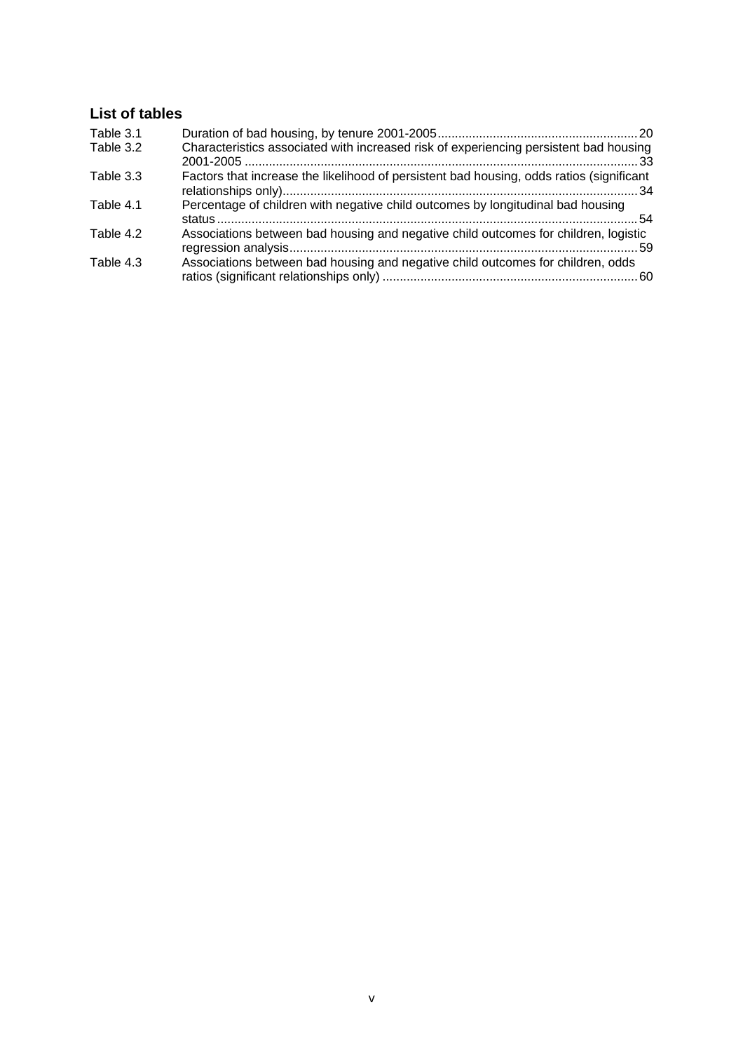## List of tables

| | | |
|---|---|---|
| Table 3.1 | Duration of bad housing, by tenure 2001-2005 | 20 |
| Table 3.2 | Characteristics associated with increased risk of experiencing persistent bad housing 2001-2005 | 33 |
| Table 3.3 | Factors that increase the likelihood of persistent bad housing, odds ratios (significant relationships only) | 34 |
| Table 4.1 | Percentage of children with negative child outcomes by longitudinal bad housing status | 54 |
| Table 4.2 | Associations between bad housing and negative child outcomes for children, logistic regression analysis | 59 |
| Table 4.3 | Associations between bad housing and negative child outcomes for children, odds ratios (significant relationships only) | 60 |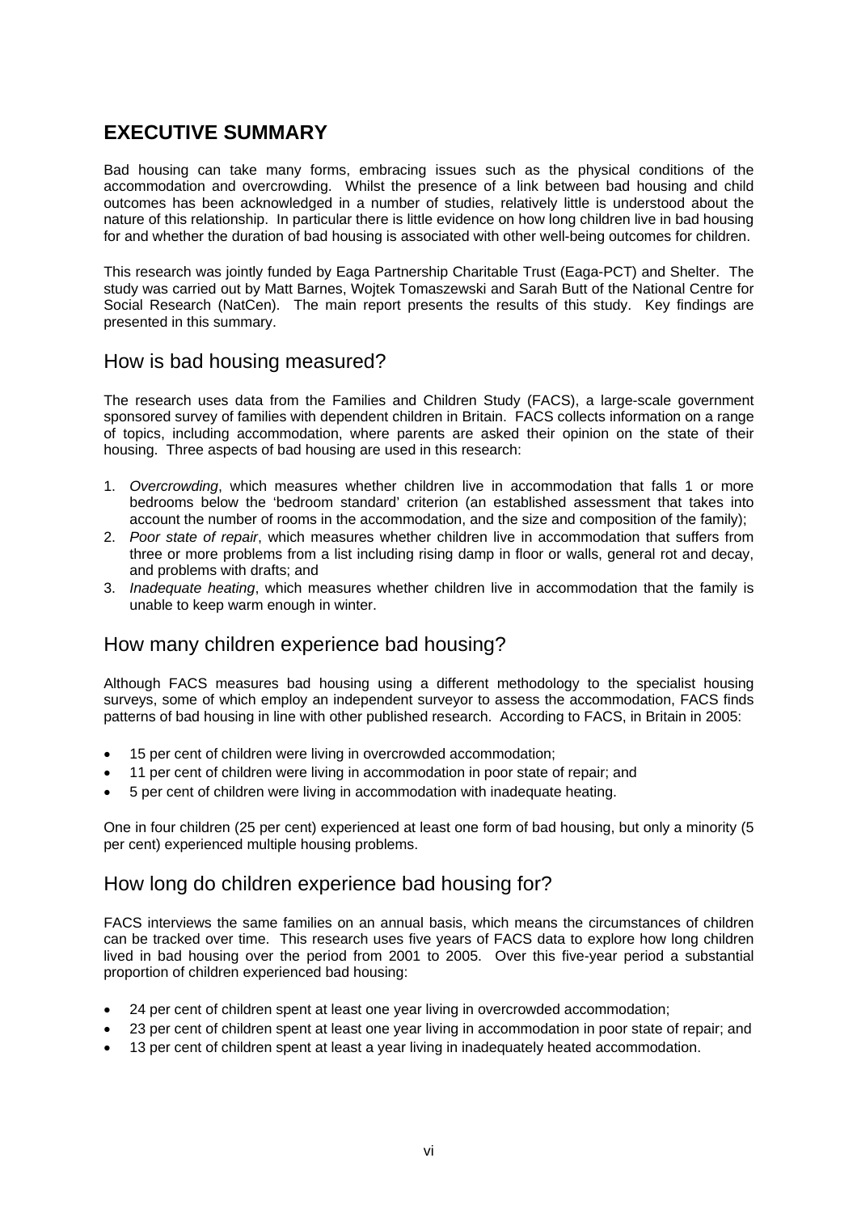## EXECUTIVE SUMMARY

Bad housing can take many forms, embracing issues such as the physical conditions of the accommodation and overcrowding. Whilst the presence of a link between bad housing and child outcomes has been acknowledged in a number of studies, relatively little is understood about the nature of this relationship. In particular there is little evidence on how long children live in bad housing for and whether the duration of bad housing is associated with other well-being outcomes for children.

This research was jointly funded by Eaga Partnership Charitable Trust (Eaga-PCT) and Shelter. The study was carried out by Matt Barnes, Wojtek Tomaszewski and Sarah Butt of the National Centre for Social Research (NatCen). The main report presents the results of this study. Key findings are presented in this summary.

### How is bad housing measured?

The research uses data from the Families and Children Study (FACS), a large-scale government sponsored survey of families with dependent children in Britain. FACS collects information on a range of topics, including accommodation, where parents are asked their opinion on the state of their housing. Three aspects of bad housing are used in this research:

1. *Overcrowding*, which measures whether children live in accommodation that falls 1 or more bedrooms below the 'bedroom standard' criterion (an established assessment that takes into account the number of rooms in the accommodation, and the size and composition of the family);
2. *Poor state of repair*, which measures whether children live in accommodation that suffers from three or more problems from a list including rising damp in floor or walls, general rot and decay, and problems with drafts; and
3. *Inadequate heating*, which measures whether children live in accommodation that the family is unable to keep warm enough in winter.

### How many children experience bad housing?

Although FACS measures bad housing using a different methodology to the specialist housing surveys, some of which employ an independent surveyor to assess the accommodation, FACS finds patterns of bad housing in line with other published research. According to FACS, in Britain in 2005:

- 15 per cent of children were living in overcrowded accommodation;
- 11 per cent of children were living in accommodation in poor state of repair; and
- 5 per cent of children were living in accommodation with inadequate heating.

One in four children (25 per cent) experienced at least one form of bad housing, but only a minority (5 per cent) experienced multiple housing problems.

### How long do children experience bad housing for?

FACS interviews the same families on an annual basis, which means the circumstances of children can be tracked over time. This research uses five years of FACS data to explore how long children lived in bad housing over the period from 2001 to 2005. Over this five-year period a substantial proportion of children experienced bad housing:

- 24 per cent of children spent at least one year living in overcrowded accommodation;
- 23 per cent of children spent at least one year living in accommodation in poor state of repair; and
- 13 per cent of children spent at least a year living in inadequately heated accommodation.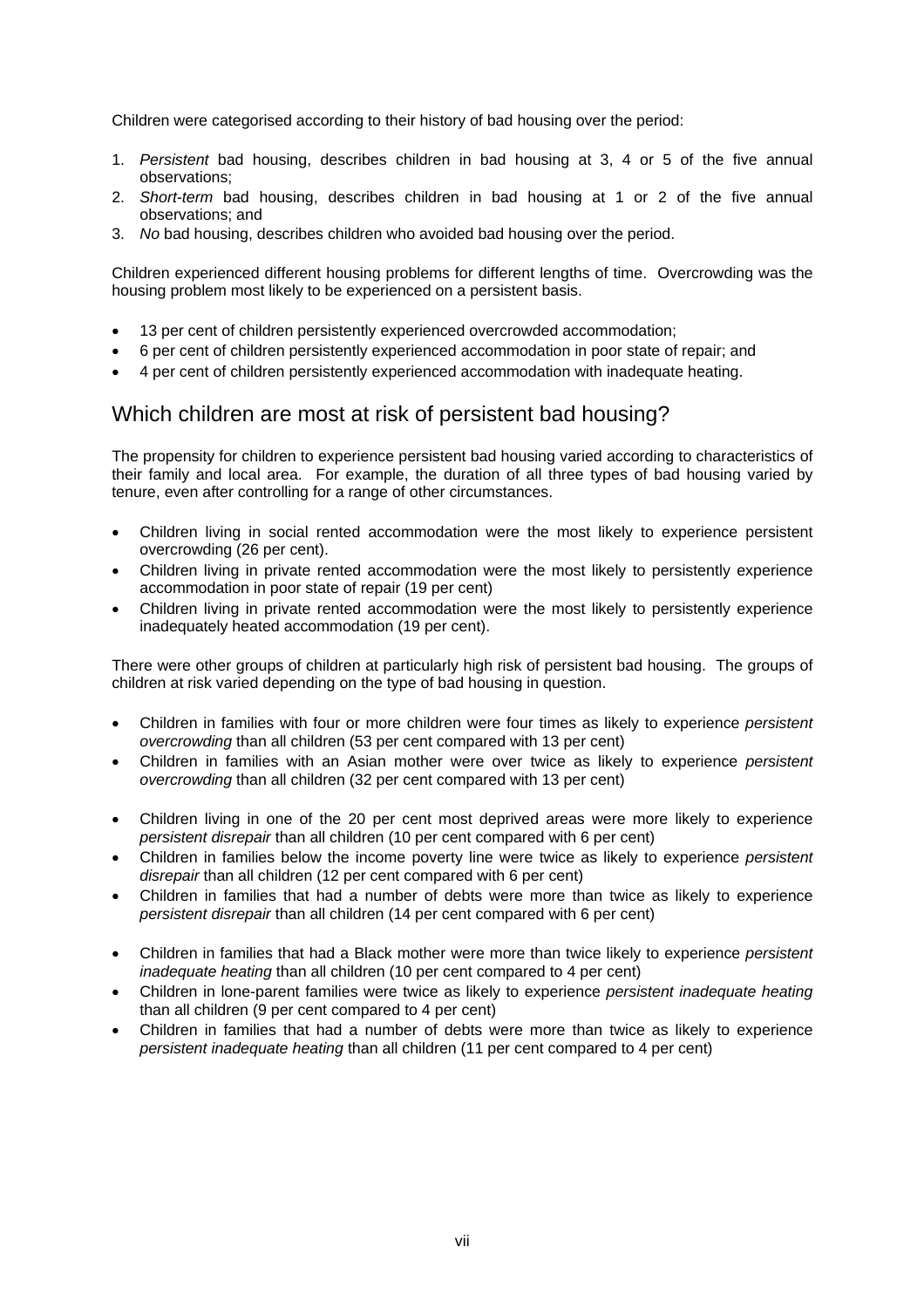Children were categorised according to their history of bad housing over the period:

1. *Persistent* bad housing, describes children in bad housing at 3, 4 or 5 of the five annual observations;
2. *Short-term* bad housing, describes children in bad housing at 1 or 2 of the five annual observations; and
3. *No* bad housing, describes children who avoided bad housing over the period.

Children experienced different housing problems for different lengths of time. Overcrowding was the housing problem most likely to be experienced on a persistent basis.

- 13 per cent of children persistently experienced overcrowded accommodation;
- 6 per cent of children persistently experienced accommodation in poor state of repair; and
- 4 per cent of children persistently experienced accommodation with inadequate heating.

## Which children are most at risk of persistent bad housing?

The propensity for children to experience persistent bad housing varied according to characteristics of their family and local area. For example, the duration of all three types of bad housing varied by tenure, even after controlling for a range of other circumstances.

- Children living in social rented accommodation were the most likely to experience persistent overcrowding (26 per cent).
- Children living in private rented accommodation were the most likely to persistently experience accommodation in poor state of repair (19 per cent)
- Children living in private rented accommodation were the most likely to persistently experience inadequately heated accommodation (19 per cent).

There were other groups of children at particularly high risk of persistent bad housing. The groups of children at risk varied depending on the type of bad housing in question.

- Children in families with four or more children were four times as likely to experience *persistent overcrowding* than all children (53 per cent compared with 13 per cent)
- Children in families with an Asian mother were over twice as likely to experience *persistent overcrowding* than all children (32 per cent compared with 13 per cent)

- Children living in one of the 20 per cent most deprived areas were more likely to experience *persistent disrepair* than all children (10 per cent compared with 6 per cent)
- Children in families below the income poverty line were twice as likely to experience *persistent disrepair* than all children (12 per cent compared with 6 per cent)
- Children in families that had a number of debts were more than twice as likely to experience *persistent disrepair* than all children (14 per cent compared with 6 per cent)

- Children in families that had a Black mother were more than twice likely to experience *persistent inadequate heating* than all children (10 per cent compared to 4 per cent)
- Children in lone-parent families were twice as likely to experience *persistent inadequate heating* than all children (9 per cent compared to 4 per cent)
- Children in families that had a number of debts were more than twice as likely to experience *persistent inadequate heating* than all children (11 per cent compared to 4 per cent)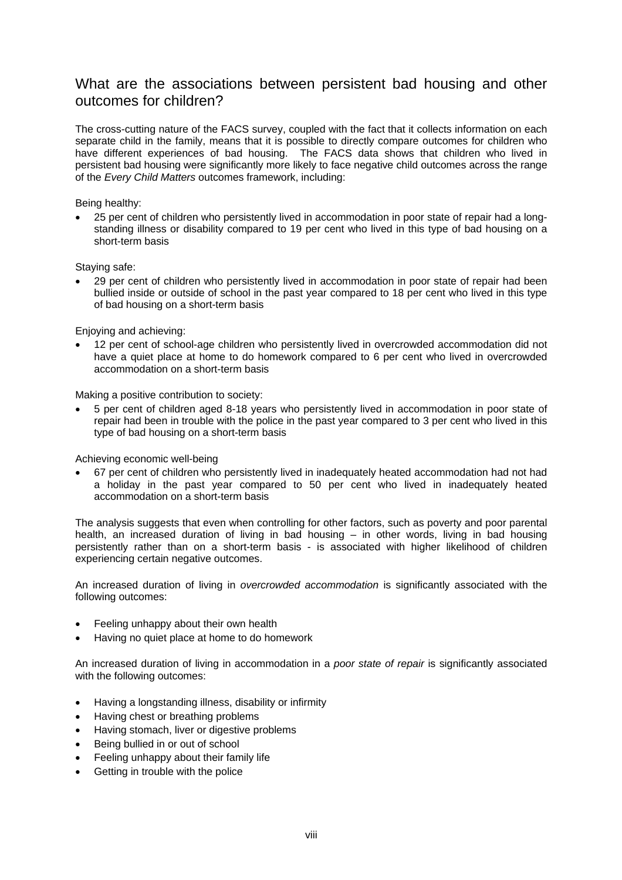## What are the associations between persistent bad housing and other outcomes for children?

The cross-cutting nature of the FACS survey, coupled with the fact that it collects information on each separate child in the family, means that it is possible to directly compare outcomes for children who have different experiences of bad housing. The FACS data shows that children who lived in persistent bad housing were significantly more likely to face negative child outcomes across the range of the *Every Child Matters* outcomes framework, including:

Being healthy:

- 25 per cent of children who persistently lived in accommodation in poor state of repair had a long-standing illness or disability compared to 19 per cent who lived in this type of bad housing on a short-term basis

Staying safe:

- 29 per cent of children who persistently lived in accommodation in poor state of repair had been bullied inside or outside of school in the past year compared to 18 per cent who lived in this type of bad housing on a short-term basis

Enjoying and achieving:

- 12 per cent of school-age children who persistently lived in overcrowded accommodation did not have a quiet place at home to do homework compared to 6 per cent who lived in overcrowded accommodation on a short-term basis

Making a positive contribution to society:

- 5 per cent of children aged 8-18 years who persistently lived in accommodation in poor state of repair had been in trouble with the police in the past year compared to 3 per cent who lived in this type of bad housing on a short-term basis

Achieving economic well-being

- 67 per cent of children who persistently lived in inadequately heated accommodation had not had a holiday in the past year compared to 50 per cent who lived in inadequately heated accommodation on a short-term basis

The analysis suggests that even when controlling for other factors, such as poverty and poor parental health, an increased duration of living in bad housing – in other words, living in bad housing persistently rather than on a short-term basis - is associated with higher likelihood of children experiencing certain negative outcomes.

An increased duration of living in *overcrowded accommodation* is significantly associated with the following outcomes:

- Feeling unhappy about their own health
- Having no quiet place at home to do homework

An increased duration of living in accommodation in a *poor state of repair* is significantly associated with the following outcomes:

- Having a longstanding illness, disability or infirmity
- Having chest or breathing problems
- Having stomach, liver or digestive problems
- Being bullied in or out of school
- Feeling unhappy about their family life
- Getting in trouble with the police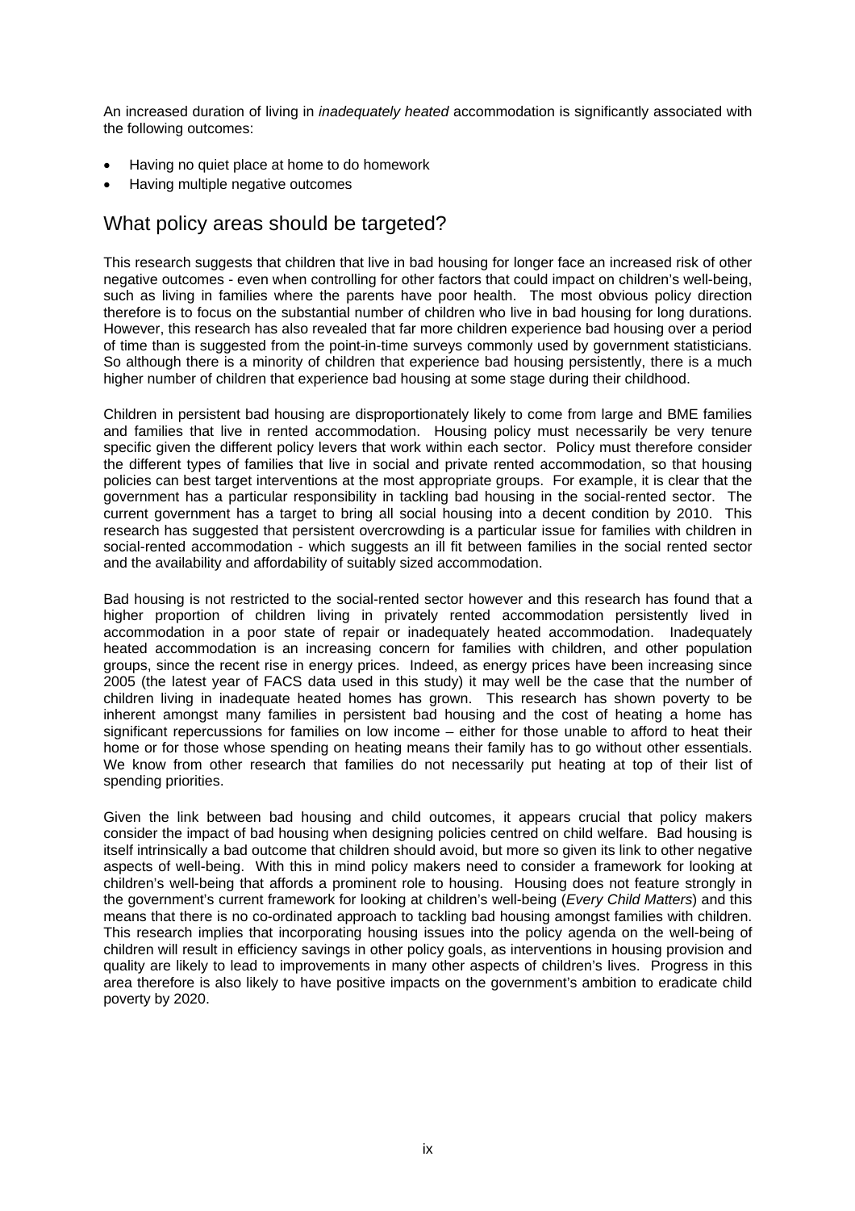An increased duration of living in *inadequately heated* accommodation is significantly associated with the following outcomes:

- Having no quiet place at home to do homework
- Having multiple negative outcomes

## What policy areas should be targeted?

This research suggests that children that live in bad housing for longer face an increased risk of other negative outcomes - even when controlling for other factors that could impact on children's well-being, such as living in families where the parents have poor health. The most obvious policy direction therefore is to focus on the substantial number of children who live in bad housing for long durations. However, this research has also revealed that far more children experience bad housing over a period of time than is suggested from the point-in-time surveys commonly used by government statisticians. So although there is a minority of children that experience bad housing persistently, there is a much higher number of children that experience bad housing at some stage during their childhood.

Children in persistent bad housing are disproportionately likely to come from large and BME families and families that live in rented accommodation. Housing policy must necessarily be very tenure specific given the different policy levers that work within each sector. Policy must therefore consider the different types of families that live in social and private rented accommodation, so that housing policies can best target interventions at the most appropriate groups. For example, it is clear that the government has a particular responsibility in tackling bad housing in the social-rented sector. The current government has a target to bring all social housing into a decent condition by 2010. This research has suggested that persistent overcrowding is a particular issue for families with children in social-rented accommodation - which suggests an ill fit between families in the social rented sector and the availability and affordability of suitably sized accommodation.

Bad housing is not restricted to the social-rented sector however and this research has found that a higher proportion of children living in privately rented accommodation persistently lived in accommodation in a poor state of repair or inadequately heated accommodation. Inadequately heated accommodation is an increasing concern for families with children, and other population groups, since the recent rise in energy prices. Indeed, as energy prices have been increasing since 2005 (the latest year of FACS data used in this study) it may well be the case that the number of children living in inadequate heated homes has grown. This research has shown poverty to be inherent amongst many families in persistent bad housing and the cost of heating a home has significant repercussions for families on low income – either for those unable to afford to heat their home or for those whose spending on heating means their family has to go without other essentials. We know from other research that families do not necessarily put heating at top of their list of spending priorities.

Given the link between bad housing and child outcomes, it appears crucial that policy makers consider the impact of bad housing when designing policies centred on child welfare. Bad housing is itself intrinsically a bad outcome that children should avoid, but more so given its link to other negative aspects of well-being. With this in mind policy makers need to consider a framework for looking at children's well-being that affords a prominent role to housing. Housing does not feature strongly in the government's current framework for looking at children's well-being (*Every Child Matters*) and this means that there is no co-ordinated approach to tackling bad housing amongst families with children. This research implies that incorporating housing issues into the policy agenda on the well-being of children will result in efficiency savings in other policy goals, as interventions in housing provision and quality are likely to lead to improvements in many other aspects of children's lives. Progress in this area therefore is also likely to have positive impacts on the government's ambition to eradicate child poverty by 2020.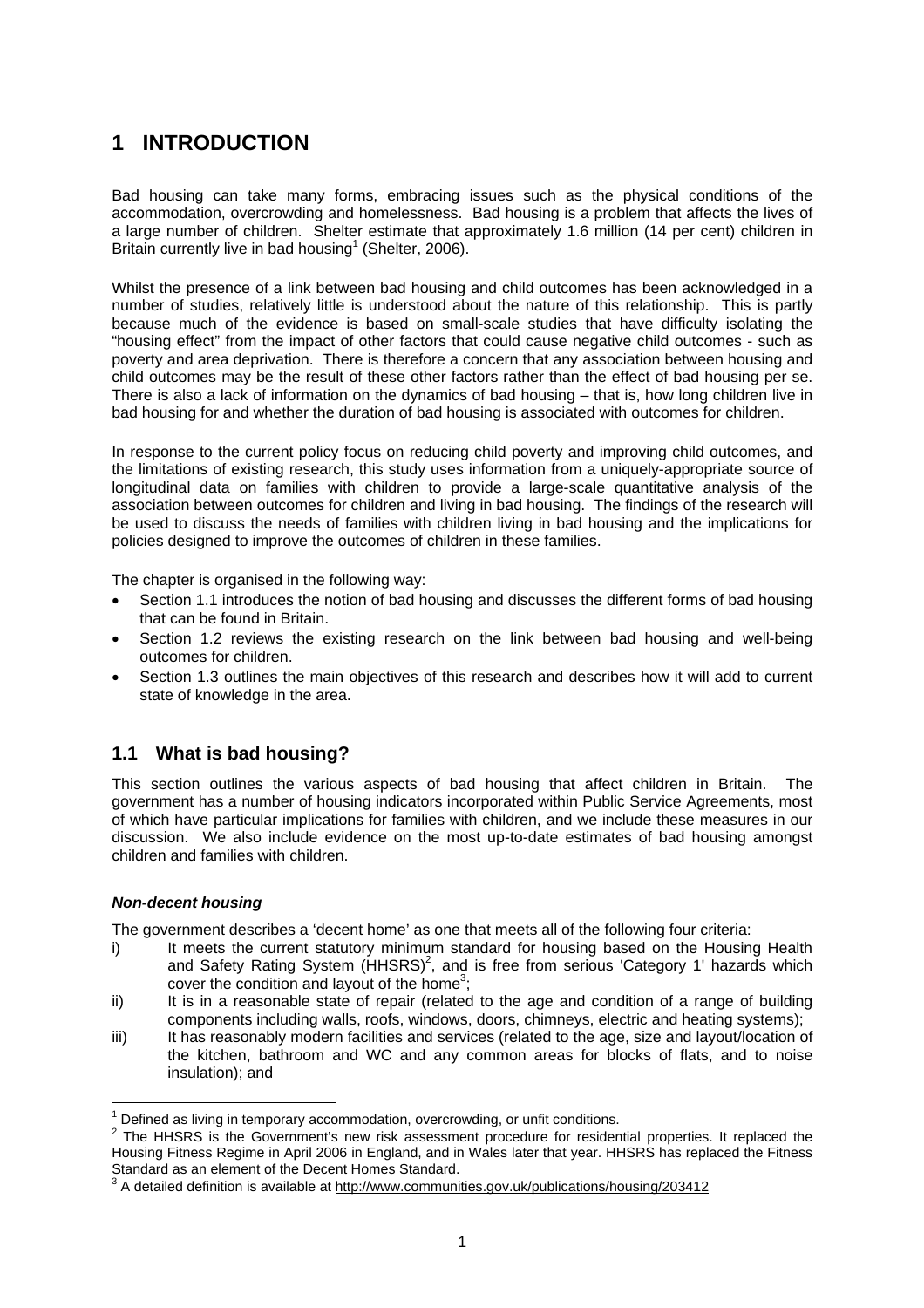# 1 INTRODUCTION

Bad housing can take many forms, embracing issues such as the physical conditions of the accommodation, overcrowding and homelessness. Bad housing is a problem that affects the lives of a large number of children. Shelter estimate that approximately 1.6 million (14 per cent) children in Britain currently live in bad housing[1] (Shelter, 2006).

Whilst the presence of a link between bad housing and child outcomes has been acknowledged in a number of studies, relatively little is understood about the nature of this relationship. This is partly because much of the evidence is based on small-scale studies that have difficulty isolating the "housing effect" from the impact of other factors that could cause negative child outcomes - such as poverty and area deprivation. There is therefore a concern that any association between housing and child outcomes may be the result of these other factors rather than the effect of bad housing per se. There is also a lack of information on the dynamics of bad housing – that is, how long children live in bad housing for and whether the duration of bad housing is associated with outcomes for children.

In response to the current policy focus on reducing child poverty and improving child outcomes, and the limitations of existing research, this study uses information from a uniquely-appropriate source of longitudinal data on families with children to provide a large-scale quantitative analysis of the association between outcomes for children and living in bad housing. The findings of the research will be used to discuss the needs of families with children living in bad housing and the implications for policies designed to improve the outcomes of children in these families.

The chapter is organised in the following way:

- Section 1.1 introduces the notion of bad housing and discusses the different forms of bad housing that can be found in Britain.
- Section 1.2 reviews the existing research on the link between bad housing and well-being outcomes for children.
- Section 1.3 outlines the main objectives of this research and describes how it will add to current state of knowledge in the area.

## 1.1 What is bad housing?

This section outlines the various aspects of bad housing that affect children in Britain. The government has a number of housing indicators incorporated within Public Service Agreements, most of which have particular implications for families with children, and we include these measures in our discussion. We also include evidence on the most up-to-date estimates of bad housing amongst children and families with children.

### *Non-decent housing*

The government describes a 'decent home' as one that meets all of the following four criteria:

i) It meets the current statutory minimum standard for housing based on the Housing Health and Safety Rating System (HHSRS)[2], and is free from serious 'Category 1' hazards which cover the condition and layout of the home[3];

ii) It is in a reasonable state of repair (related to the age and condition of a range of building components including walls, roofs, windows, doors, chimneys, electric and heating systems);

iii) It has reasonably modern facilities and services (related to the age, size and layout/location of the kitchen, bathroom and WC and any common areas for blocks of flats, and to noise insulation); and

---

[1] Defined as living in temporary accommodation, overcrowding, or unfit conditions.

[2] The HHSRS is the Government's new risk assessment procedure for residential properties. It replaced the Housing Fitness Regime in April 2006 in England, and in Wales later that year. HHSRS has replaced the Fitness Standard as an element of the Decent Homes Standard.

[3] A detailed definition is available at http://www.communities.gov.uk/publications/housing/203412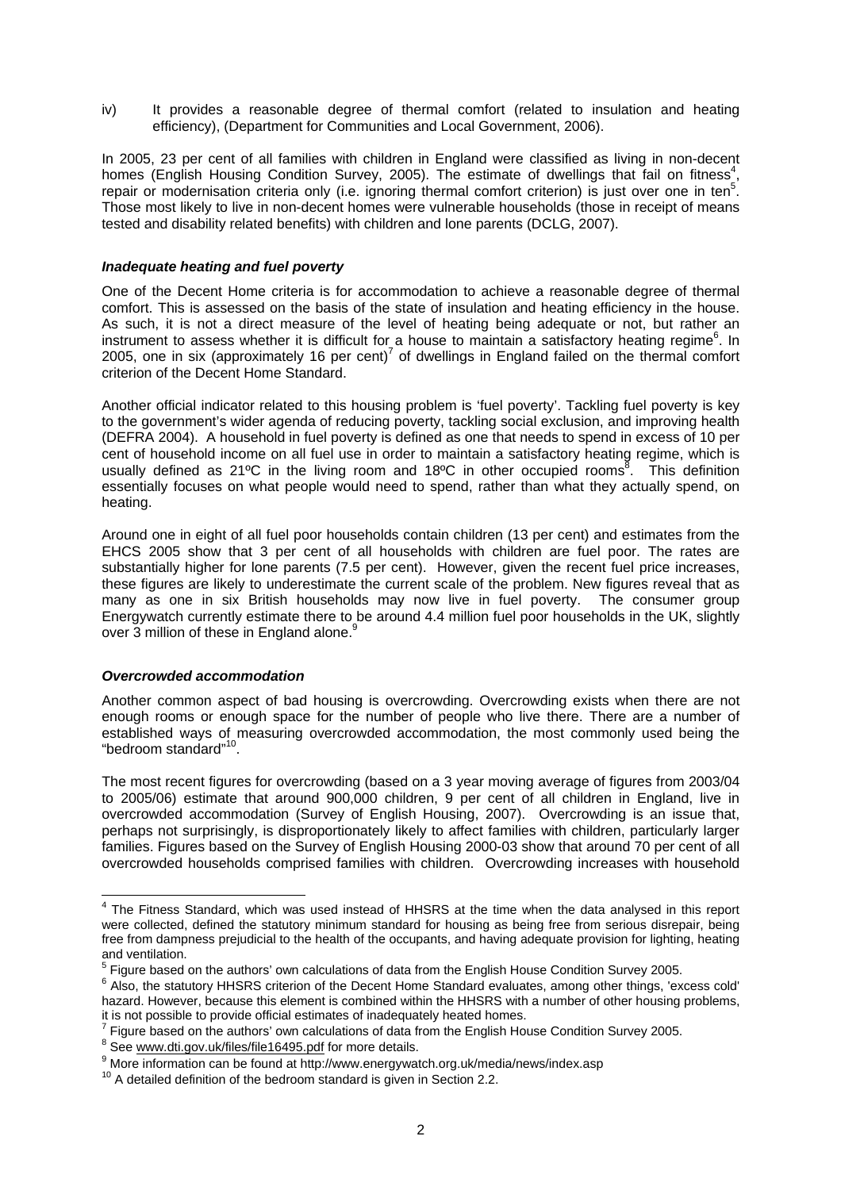iv) It provides a reasonable degree of thermal comfort (related to insulation and heating efficiency), (Department for Communities and Local Government, 2006).

In 2005, 23 per cent of all families with children in England were classified as living in non-decent homes (English Housing Condition Survey, 2005). The estimate of dwellings that fail on fitness[4], repair or modernisation criteria only (i.e. ignoring thermal comfort criterion) is just over one in ten[5]. Those most likely to live in non-decent homes were vulnerable households (those in receipt of means tested and disability related benefits) with children and lone parents (DCLG, 2007).

### *Inadequate heating and fuel poverty*

One of the Decent Home criteria is for accommodation to achieve a reasonable degree of thermal comfort. This is assessed on the basis of the state of insulation and heating efficiency in the house. As such, it is not a direct measure of the level of heating being adequate or not, but rather an instrument to assess whether it is difficult for a house to maintain a satisfactory heating regime[6]. In 2005, one in six (approximately 16 per cent)[7] of dwellings in England failed on the thermal comfort criterion of the Decent Home Standard.

Another official indicator related to this housing problem is 'fuel poverty'. Tackling fuel poverty is key to the government's wider agenda of reducing poverty, tackling social exclusion, and improving health (DEFRA 2004). A household in fuel poverty is defined as one that needs to spend in excess of 10 per cent of household income on all fuel use in order to maintain a satisfactory heating regime, which is usually defined as 21ºC in the living room and 18ºC in other occupied rooms[8]. This definition essentially focuses on what people would need to spend, rather than what they actually spend, on heating.

Around one in eight of all fuel poor households contain children (13 per cent) and estimates from the EHCS 2005 show that 3 per cent of all households with children are fuel poor. The rates are substantially higher for lone parents (7.5 per cent). However, given the recent fuel price increases, these figures are likely to underestimate the current scale of the problem. New figures reveal that as many as one in six British households may now live in fuel poverty. The consumer group Energywatch currently estimate there to be around 4.4 million fuel poor households in the UK, slightly over 3 million of these in England alone.[9]

### *Overcrowded accommodation*

Another common aspect of bad housing is overcrowding. Overcrowding exists when there are not enough rooms or enough space for the number of people who live there. There are a number of established ways of measuring overcrowded accommodation, the most commonly used being the "bedroom standard"[10].

The most recent figures for overcrowding (based on a 3 year moving average of figures from 2003/04 to 2005/06) estimate that around 900,000 children, 9 per cent of all children in England, live in overcrowded accommodation (Survey of English Housing, 2007). Overcrowding is an issue that, perhaps not surprisingly, is disproportionately likely to affect families with children, particularly larger families. Figures based on the Survey of English Housing 2000-03 show that around 70 per cent of all overcrowded households comprised families with children. Overcrowding increases with household

---

[4] The Fitness Standard, which was used instead of HHSRS at the time when the data analysed in this report were collected, defined the statutory minimum standard for housing as being free from serious disrepair, being free from dampness prejudicial to the health of the occupants, and having adequate provision for lighting, heating and ventilation.

[5] Figure based on the authors' own calculations of data from the English House Condition Survey 2005.

[6] Also, the statutory HHSRS criterion of the Decent Home Standard evaluates, among other things, 'excess cold' hazard. However, because this element is combined within the HHSRS with a number of other housing problems, it is not possible to provide official estimates of inadequately heated homes.

[7] Figure based on the authors' own calculations of data from the English House Condition Survey 2005.

[8] See www.dti.gov.uk/files/file16495.pdf for more details.

[9] More information can be found at http://www.energywatch.org.uk/media/news/index.asp

[10] A detailed definition of the bedroom standard is given in Section 2.2.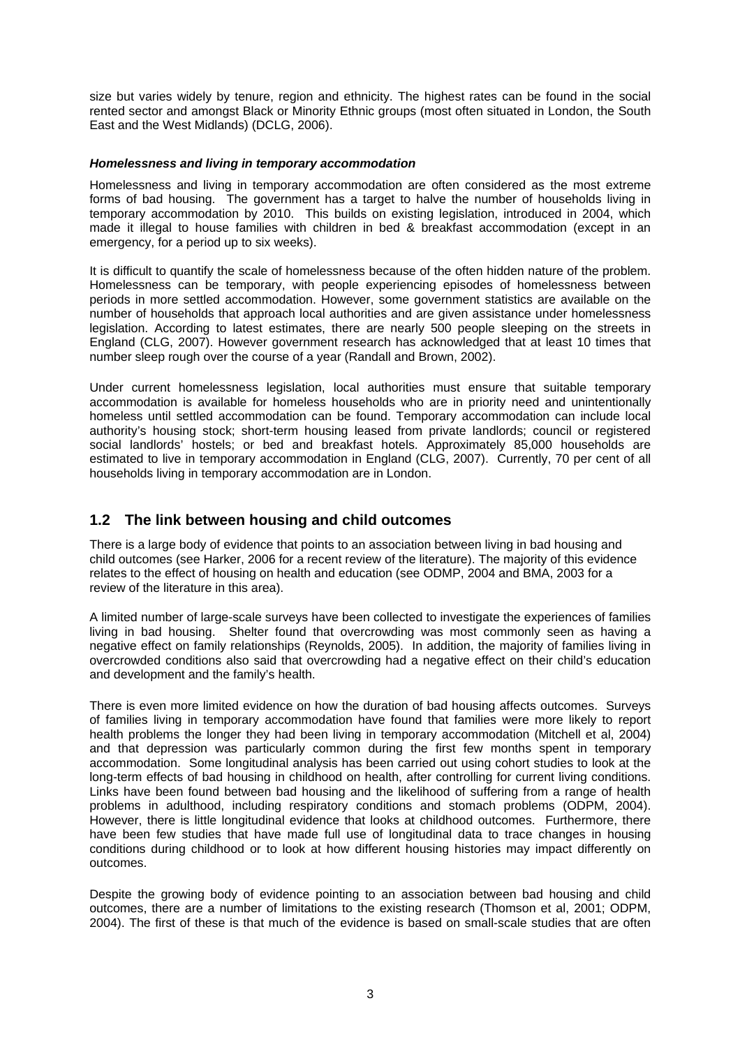size but varies widely by tenure, region and ethnicity. The highest rates can be found in the social rented sector and amongst Black or Minority Ethnic groups (most often situated in London, the South East and the West Midlands) (DCLG, 2006).

***Homelessness and living in temporary accommodation***

Homelessness and living in temporary accommodation are often considered as the most extreme forms of bad housing. The government has a target to halve the number of households living in temporary accommodation by 2010. This builds on existing legislation, introduced in 2004, which made it illegal to house families with children in bed & breakfast accommodation (except in an emergency, for a period up to six weeks).

It is difficult to quantify the scale of homelessness because of the often hidden nature of the problem. Homelessness can be temporary, with people experiencing episodes of homelessness between periods in more settled accommodation. However, some government statistics are available on the number of households that approach local authorities and are given assistance under homelessness legislation. According to latest estimates, there are nearly 500 people sleeping on the streets in England (CLG, 2007). However government research has acknowledged that at least 10 times that number sleep rough over the course of a year (Randall and Brown, 2002).

Under current homelessness legislation, local authorities must ensure that suitable temporary accommodation is available for homeless households who are in priority need and unintentionally homeless until settled accommodation can be found. Temporary accommodation can include local authority's housing stock; short-term housing leased from private landlords; council or registered social landlords' hostels; or bed and breakfast hotels. Approximately 85,000 households are estimated to live in temporary accommodation in England (CLG, 2007). Currently, 70 per cent of all households living in temporary accommodation are in London.

## 1.2 The link between housing and child outcomes

There is a large body of evidence that points to an association between living in bad housing and child outcomes (see Harker, 2006 for a recent review of the literature). The majority of this evidence relates to the effect of housing on health and education (see ODMP, 2004 and BMA, 2003 for a review of the literature in this area).

A limited number of large-scale surveys have been collected to investigate the experiences of families living in bad housing. Shelter found that overcrowding was most commonly seen as having a negative effect on family relationships (Reynolds, 2005). In addition, the majority of families living in overcrowded conditions also said that overcrowding had a negative effect on their child's education and development and the family's health.

There is even more limited evidence on how the duration of bad housing affects outcomes. Surveys of families living in temporary accommodation have found that families were more likely to report health problems the longer they had been living in temporary accommodation (Mitchell et al, 2004) and that depression was particularly common during the first few months spent in temporary accommodation. Some longitudinal analysis has been carried out using cohort studies to look at the long-term effects of bad housing in childhood on health, after controlling for current living conditions. Links have been found between bad housing and the likelihood of suffering from a range of health problems in adulthood, including respiratory conditions and stomach problems (ODPM, 2004). However, there is little longitudinal evidence that looks at childhood outcomes. Furthermore, there have been few studies that have made full use of longitudinal data to trace changes in housing conditions during childhood or to look at how different housing histories may impact differently on outcomes.

Despite the growing body of evidence pointing to an association between bad housing and child outcomes, there are a number of limitations to the existing research (Thomson et al, 2001; ODPM, 2004). The first of these is that much of the evidence is based on small-scale studies that are often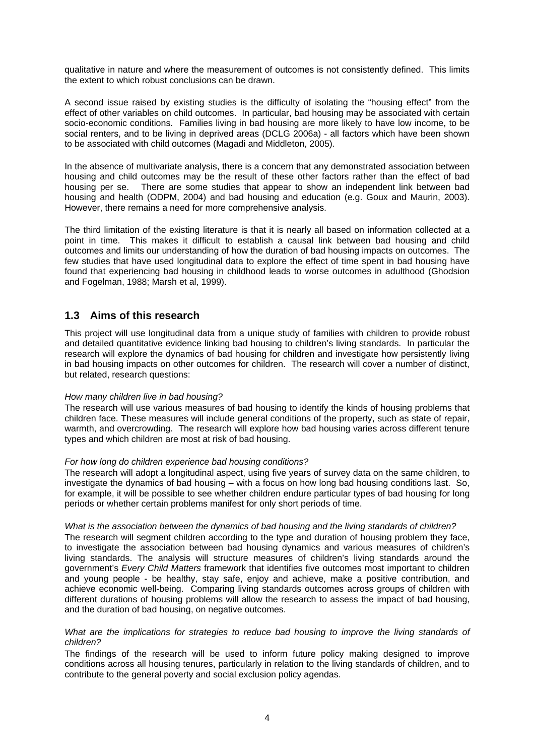qualitative in nature and where the measurement of outcomes is not consistently defined. This limits the extent to which robust conclusions can be drawn.

A second issue raised by existing studies is the difficulty of isolating the "housing effect" from the effect of other variables on child outcomes. In particular, bad housing may be associated with certain socio-economic conditions. Families living in bad housing are more likely to have low income, to be social renters, and to be living in deprived areas (DCLG 2006a) - all factors which have been shown to be associated with child outcomes (Magadi and Middleton, 2005).

In the absence of multivariate analysis, there is a concern that any demonstrated association between housing and child outcomes may be the result of these other factors rather than the effect of bad housing per se. There are some studies that appear to show an independent link between bad housing and health (ODPM, 2004) and bad housing and education (e.g. Goux and Maurin, 2003). However, there remains a need for more comprehensive analysis.

The third limitation of the existing literature is that it is nearly all based on information collected at a point in time. This makes it difficult to establish a causal link between bad housing and child outcomes and limits our understanding of how the duration of bad housing impacts on outcomes. The few studies that have used longitudinal data to explore the effect of time spent in bad housing have found that experiencing bad housing in childhood leads to worse outcomes in adulthood (Ghodsion and Fogelman, 1988; Marsh et al, 1999).

## 1.3 Aims of this research

This project will use longitudinal data from a unique study of families with children to provide robust and detailed quantitative evidence linking bad housing to children's living standards. In particular the research will explore the dynamics of bad housing for children and investigate how persistently living in bad housing impacts on other outcomes for children. The research will cover a number of distinct, but related, research questions:

*How many children live in bad housing?*
The research will use various measures of bad housing to identify the kinds of housing problems that children face. These measures will include general conditions of the property, such as state of repair, warmth, and overcrowding. The research will explore how bad housing varies across different tenure types and which children are most at risk of bad housing.

*For how long do children experience bad housing conditions?*
The research will adopt a longitudinal aspect, using five years of survey data on the same children, to investigate the dynamics of bad housing – with a focus on how long bad housing conditions last. So, for example, it will be possible to see whether children endure particular types of bad housing for long periods or whether certain problems manifest for only short periods of time.

*What is the association between the dynamics of bad housing and the living standards of children?*
The research will segment children according to the type and duration of housing problem they face, to investigate the association between bad housing dynamics and various measures of children's living standards. The analysis will structure measures of children's living standards around the government's *Every Child Matters* framework that identifies five outcomes most important to children and young people - be healthy, stay safe, enjoy and achieve, make a positive contribution, and achieve economic well-being. Comparing living standards outcomes across groups of children with different durations of housing problems will allow the research to assess the impact of bad housing, and the duration of bad housing, on negative outcomes.

*What are the implications for strategies to reduce bad housing to improve the living standards of children?*
The findings of the research will be used to inform future policy making designed to improve conditions across all housing tenures, particularly in relation to the living standards of children, and to contribute to the general poverty and social exclusion policy agendas.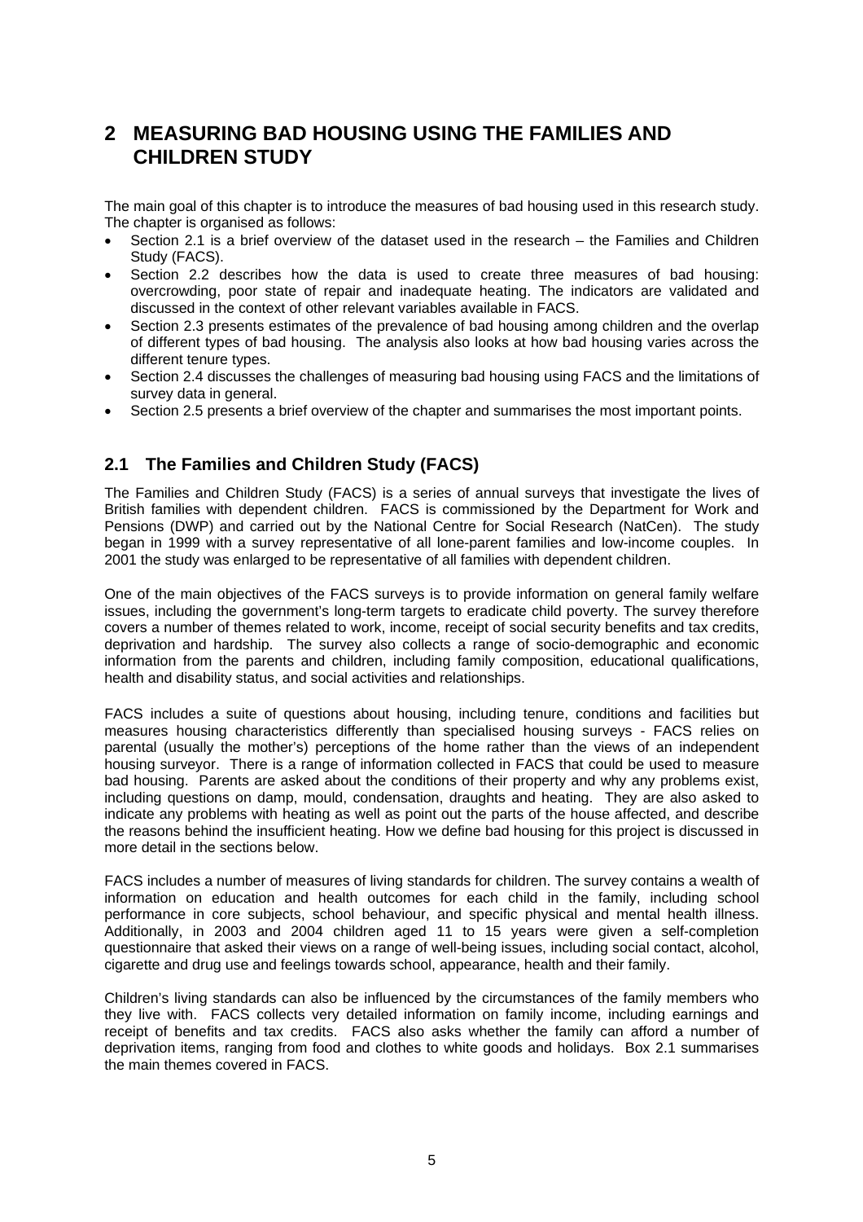# 2 MEASURING BAD HOUSING USING THE FAMILIES AND CHILDREN STUDY

The main goal of this chapter is to introduce the measures of bad housing used in this research study. The chapter is organised as follows:

- Section 2.1 is a brief overview of the dataset used in the research – the Families and Children Study (FACS).
- Section 2.2 describes how the data is used to create three measures of bad housing: overcrowding, poor state of repair and inadequate heating. The indicators are validated and discussed in the context of other relevant variables available in FACS.
- Section 2.3 presents estimates of the prevalence of bad housing among children and the overlap of different types of bad housing. The analysis also looks at how bad housing varies across the different tenure types.
- Section 2.4 discusses the challenges of measuring bad housing using FACS and the limitations of survey data in general.
- Section 2.5 presents a brief overview of the chapter and summarises the most important points.

## 2.1 The Families and Children Study (FACS)

The Families and Children Study (FACS) is a series of annual surveys that investigate the lives of British families with dependent children. FACS is commissioned by the Department for Work and Pensions (DWP) and carried out by the National Centre for Social Research (NatCen). The study began in 1999 with a survey representative of all lone-parent families and low-income couples. In 2001 the study was enlarged to be representative of all families with dependent children.

One of the main objectives of the FACS surveys is to provide information on general family welfare issues, including the government's long-term targets to eradicate child poverty. The survey therefore covers a number of themes related to work, income, receipt of social security benefits and tax credits, deprivation and hardship. The survey also collects a range of socio-demographic and economic information from the parents and children, including family composition, educational qualifications, health and disability status, and social activities and relationships.

FACS includes a suite of questions about housing, including tenure, conditions and facilities but measures housing characteristics differently than specialised housing surveys - FACS relies on parental (usually the mother's) perceptions of the home rather than the views of an independent housing surveyor. There is a range of information collected in FACS that could be used to measure bad housing. Parents are asked about the conditions of their property and why any problems exist, including questions on damp, mould, condensation, draughts and heating. They are also asked to indicate any problems with heating as well as point out the parts of the house affected, and describe the reasons behind the insufficient heating. How we define bad housing for this project is discussed in more detail in the sections below.

FACS includes a number of measures of living standards for children. The survey contains a wealth of information on education and health outcomes for each child in the family, including school performance in core subjects, school behaviour, and specific physical and mental health illness. Additionally, in 2003 and 2004 children aged 11 to 15 years were given a self-completion questionnaire that asked their views on a range of well-being issues, including social contact, alcohol, cigarette and drug use and feelings towards school, appearance, health and their family.

Children's living standards can also be influenced by the circumstances of the family members who they live with. FACS collects very detailed information on family income, including earnings and receipt of benefits and tax credits. FACS also asks whether the family can afford a number of deprivation items, ranging from food and clothes to white goods and holidays. Box 2.1 summarises the main themes covered in FACS.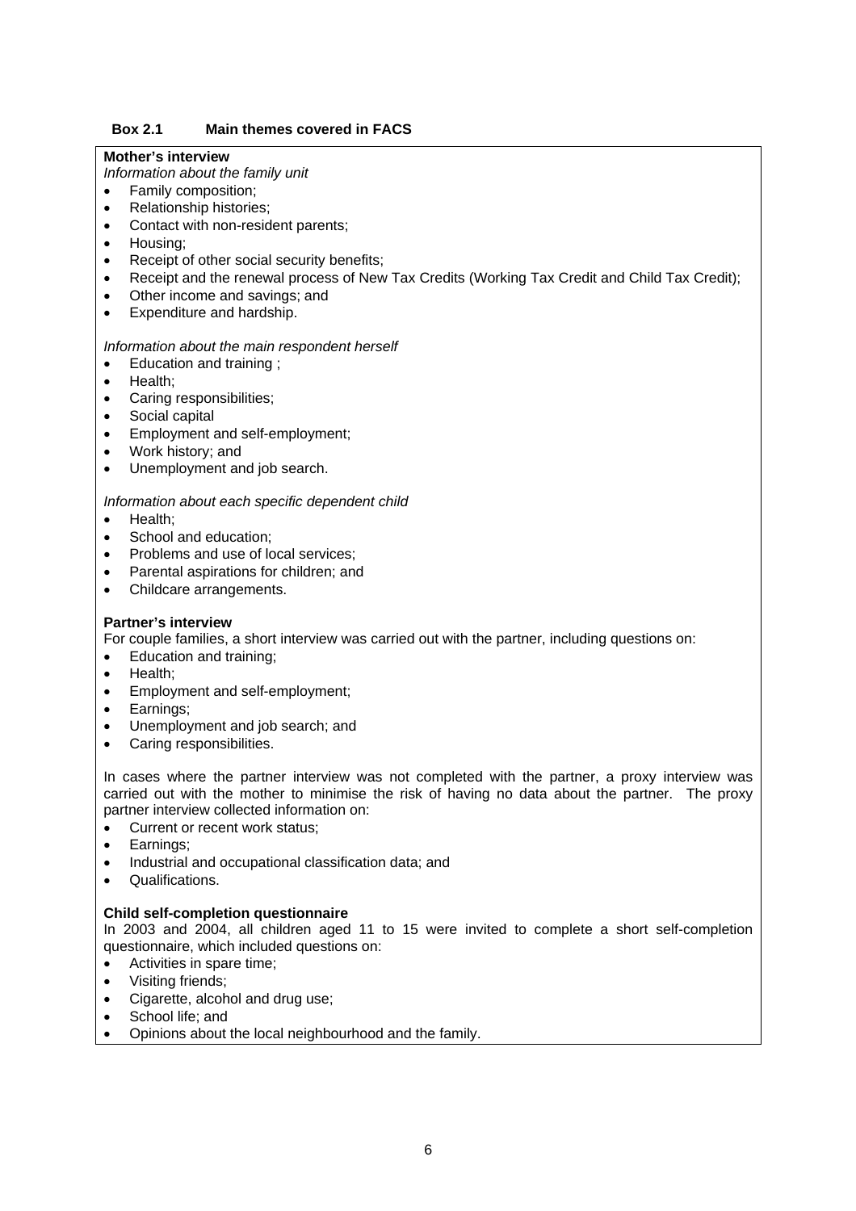**Box 2.1 Main themes covered in FACS**

**Mother's interview**

*Information about the family unit*

- Family composition;
- Relationship histories;
- Contact with non-resident parents;
- Housing;
- Receipt of other social security benefits;
- Receipt and the renewal process of New Tax Credits (Working Tax Credit and Child Tax Credit);
- Other income and savings; and
- Expenditure and hardship.

*Information about the main respondent herself*

- Education and training ;
- Health;
- Caring responsibilities;
- Social capital
- Employment and self-employment;
- Work history; and
- Unemployment and job search.

*Information about each specific dependent child*

- Health;
- School and education;
- Problems and use of local services;
- Parental aspirations for children; and
- Childcare arrangements.

**Partner's interview**

For couple families, a short interview was carried out with the partner, including questions on:

- Education and training;
- Health;
- Employment and self-employment;
- Earnings;
- Unemployment and job search; and
- Caring responsibilities.

In cases where the partner interview was not completed with the partner, a proxy interview was carried out with the mother to minimise the risk of having no data about the partner. The proxy partner interview collected information on:

- Current or recent work status;
- Earnings;
- Industrial and occupational classification data; and
- Qualifications.

**Child self-completion questionnaire**

In 2003 and 2004, all children aged 11 to 15 were invited to complete a short self-completion questionnaire, which included questions on:

- Activities in spare time;
- Visiting friends;
- Cigarette, alcohol and drug use;
- School life; and
- Opinions about the local neighbourhood and the family.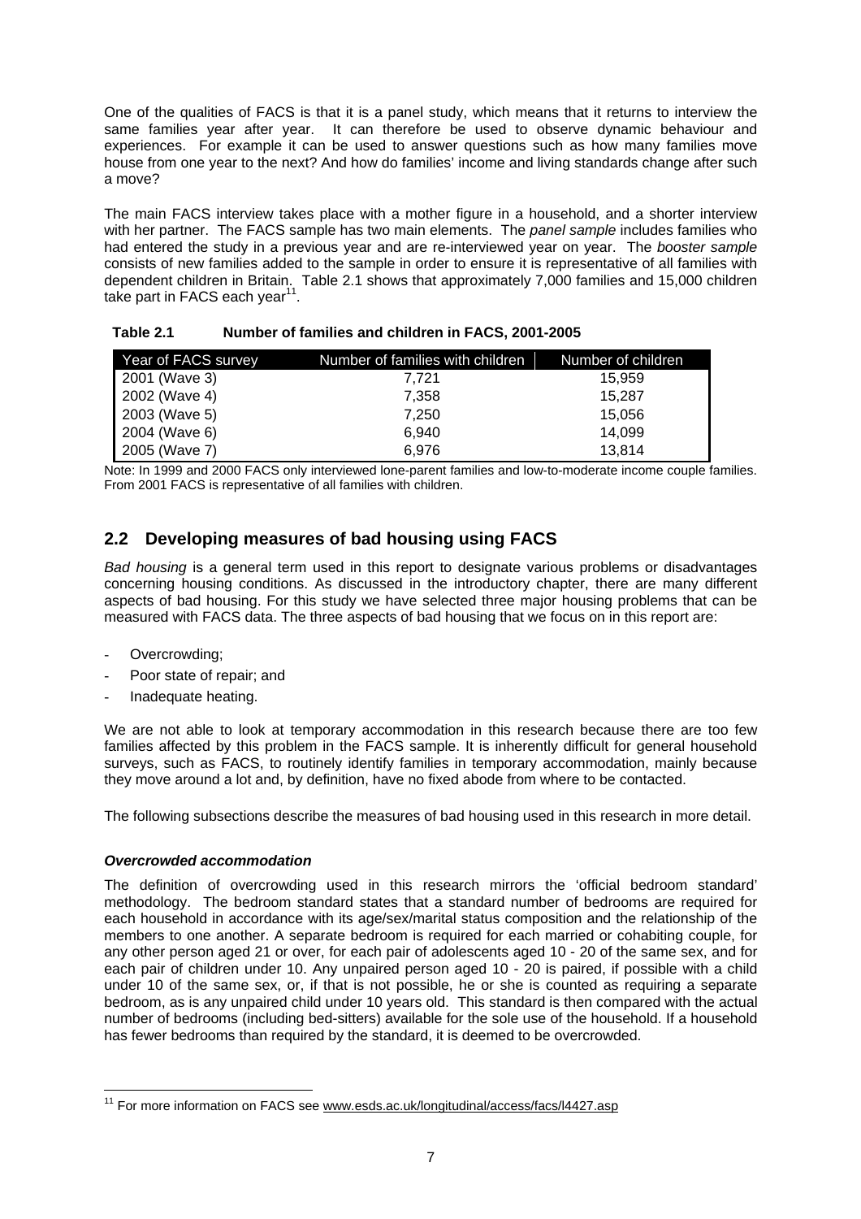One of the qualities of FACS is that it is a panel study, which means that it returns to interview the same families year after year. It can therefore be used to observe dynamic behaviour and experiences. For example it can be used to answer questions such as how many families move house from one year to the next? And how do families' income and living standards change after such a move?

The main FACS interview takes place with a mother figure in a household, and a shorter interview with her partner. The FACS sample has two main elements. The *panel sample* includes families who had entered the study in a previous year and are re-interviewed year on year. The *booster sample* consists of new families added to the sample in order to ensure it is representative of all families with dependent children in Britain. Table 2.1 shows that approximately 7,000 families and 15,000 children take part in FACS each year[11].

**Table 2.1 Number of families and children in FACS, 2001-2005**

| Year of FACS survey | Number of families with children | Number of children |
|---|---|---|
| 2001 (Wave 3) | 7,721 | 15,959 |
| 2002 (Wave 4) | 7,358 | 15,287 |
| 2003 (Wave 5) | 7,250 | 15,056 |
| 2004 (Wave 6) | 6,940 | 14,099 |
| 2005 (Wave 7) | 6,976 | 13,814 |

Note: In 1999 and 2000 FACS only interviewed lone-parent families and low-to-moderate income couple families. From 2001 FACS is representative of all families with children.

## 2.2 Developing measures of bad housing using FACS

*Bad housing* is a general term used in this report to designate various problems or disadvantages concerning housing conditions. As discussed in the introductory chapter, there are many different aspects of bad housing. For this study we have selected three major housing problems that can be measured with FACS data. The three aspects of bad housing that we focus on in this report are:

- Overcrowding;
- Poor state of repair; and
- Inadequate heating.

We are not able to look at temporary accommodation in this research because there are too few families affected by this problem in the FACS sample. It is inherently difficult for general household surveys, such as FACS, to routinely identify families in temporary accommodation, mainly because they move around a lot and, by definition, have no fixed abode from where to be contacted.

The following subsections describe the measures of bad housing used in this research in more detail.

### *Overcrowded accommodation*

The definition of overcrowding used in this research mirrors the 'official bedroom standard' methodology. The bedroom standard states that a standard number of bedrooms are required for each household in accordance with its age/sex/marital status composition and the relationship of the members to one another. A separate bedroom is required for each married or cohabiting couple, for any other person aged 21 or over, for each pair of adolescents aged 10 - 20 of the same sex, and for each pair of children under 10. Any unpaired person aged 10 - 20 is paired, if possible with a child under 10 of the same sex, or, if that is not possible, he or she is counted as requiring a separate bedroom, as is any unpaired child under 10 years old. This standard is then compared with the actual number of bedrooms (including bed-sitters) available for the sole use of the household. If a household has fewer bedrooms than required by the standard, it is deemed to be overcrowded.

[11] For more information on FACS see www.esds.ac.uk/longitudinal/access/facs/l4427.asp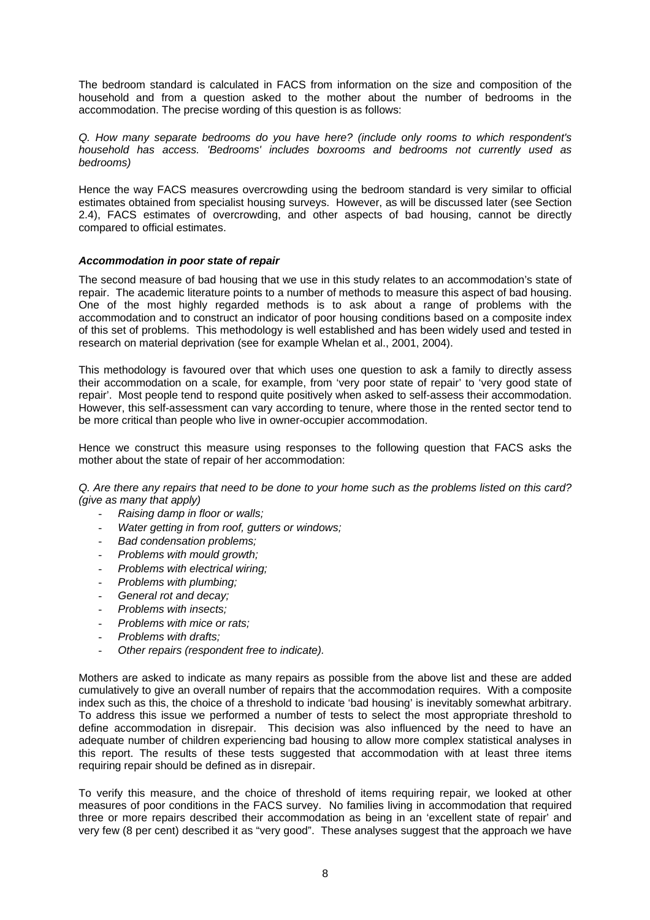The bedroom standard is calculated in FACS from information on the size and composition of the household and from a question asked to the mother about the number of bedrooms in the accommodation. The precise wording of this question is as follows:

*Q. How many separate bedrooms do you have here? (include only rooms to which respondent's household has access. 'Bedrooms' includes boxrooms and bedrooms not currently used as bedrooms)*

Hence the way FACS measures overcrowding using the bedroom standard is very similar to official estimates obtained from specialist housing surveys. However, as will be discussed later (see Section 2.4), FACS estimates of overcrowding, and other aspects of bad housing, cannot be directly compared to official estimates.

***Accommodation in poor state of repair***

The second measure of bad housing that we use in this study relates to an accommodation's state of repair. The academic literature points to a number of methods to measure this aspect of bad housing. One of the most highly regarded methods is to ask about a range of problems with the accommodation and to construct an indicator of poor housing conditions based on a composite index of this set of problems. This methodology is well established and has been widely used and tested in research on material deprivation (see for example Whelan et al., 2001, 2004).

This methodology is favoured over that which uses one question to ask a family to directly assess their accommodation on a scale, for example, from 'very poor state of repair' to 'very good state of repair'. Most people tend to respond quite positively when asked to self-assess their accommodation. However, this self-assessment can vary according to tenure, where those in the rented sector tend to be more critical than people who live in owner-occupier accommodation.

Hence we construct this measure using responses to the following question that FACS asks the mother about the state of repair of her accommodation:

*Q. Are there any repairs that need to be done to your home such as the problems listed on this card? (give as many that apply)*

- *Raising damp in floor or walls;*
- *Water getting in from roof, gutters or windows;*
- *Bad condensation problems;*
- *Problems with mould growth;*
- *Problems with electrical wiring;*
- *Problems with plumbing;*
- *General rot and decay;*
- *Problems with insects;*
- *Problems with mice or rats;*
- *Problems with drafts;*
- *Other repairs (respondent free to indicate).*

Mothers are asked to indicate as many repairs as possible from the above list and these are added cumulatively to give an overall number of repairs that the accommodation requires. With a composite index such as this, the choice of a threshold to indicate 'bad housing' is inevitably somewhat arbitrary. To address this issue we performed a number of tests to select the most appropriate threshold to define accommodation in disrepair. This decision was also influenced by the need to have an adequate number of children experiencing bad housing to allow more complex statistical analyses in this report. The results of these tests suggested that accommodation with at least three items requiring repair should be defined as in disrepair.

To verify this measure, and the choice of threshold of items requiring repair, we looked at other measures of poor conditions in the FACS survey. No families living in accommodation that required three or more repairs described their accommodation as being in an 'excellent state of repair' and very few (8 per cent) described it as "very good". These analyses suggest that the approach we have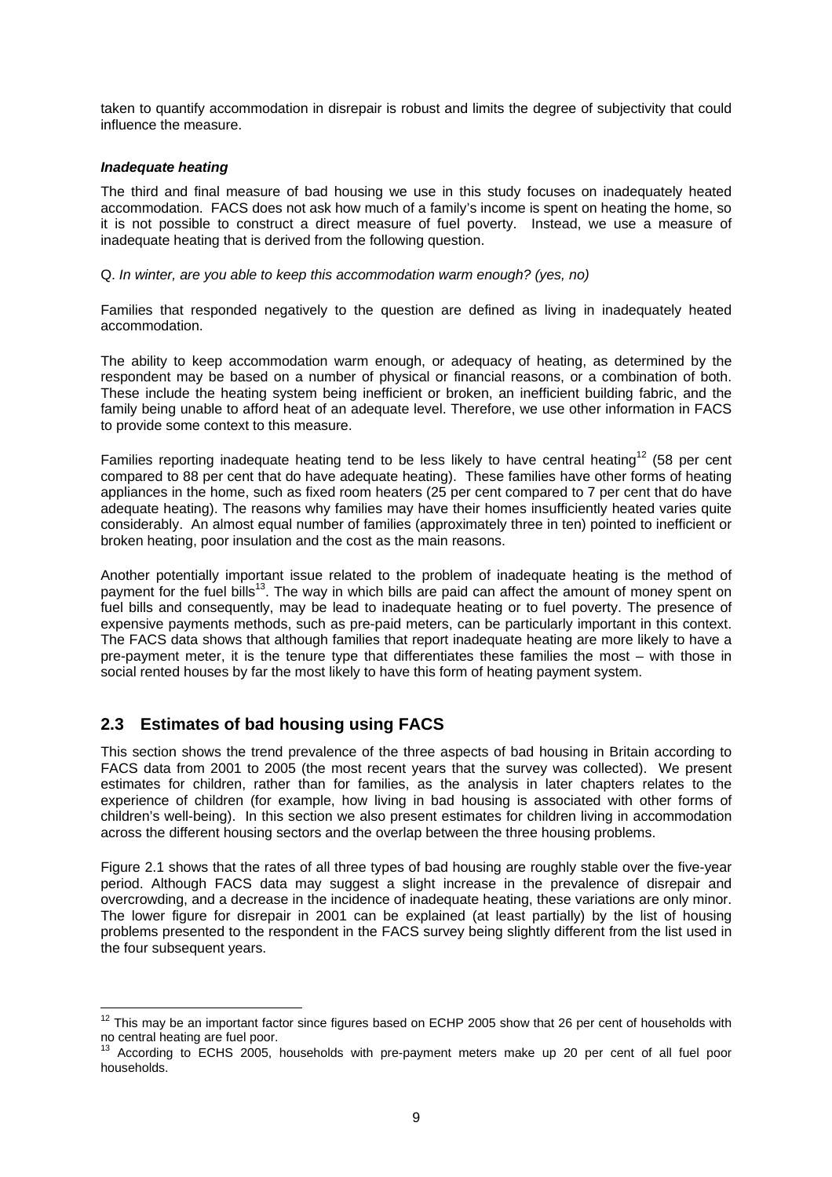taken to quantify accommodation in disrepair is robust and limits the degree of subjectivity that could influence the measure.

***Inadequate heating***

The third and final measure of bad housing we use in this study focuses on inadequately heated accommodation. FACS does not ask how much of a family's income is spent on heating the home, so it is not possible to construct a direct measure of fuel poverty. Instead, we use a measure of inadequate heating that is derived from the following question.

Q. *In winter, are you able to keep this accommodation warm enough? (yes, no)*

Families that responded negatively to the question are defined as living in inadequately heated accommodation.

The ability to keep accommodation warm enough, or adequacy of heating, as determined by the respondent may be based on a number of physical or financial reasons, or a combination of both. These include the heating system being inefficient or broken, an inefficient building fabric, and the family being unable to afford heat of an adequate level. Therefore, we use other information in FACS to provide some context to this measure.

Families reporting inadequate heating tend to be less likely to have central heating[12] (58 per cent compared to 88 per cent that do have adequate heating). These families have other forms of heating appliances in the home, such as fixed room heaters (25 per cent compared to 7 per cent that do have adequate heating). The reasons why families may have their homes insufficiently heated varies quite considerably. An almost equal number of families (approximately three in ten) pointed to inefficient or broken heating, poor insulation and the cost as the main reasons.

Another potentially important issue related to the problem of inadequate heating is the method of payment for the fuel bills[13]. The way in which bills are paid can affect the amount of money spent on fuel bills and consequently, may be lead to inadequate heating or to fuel poverty. The presence of expensive payments methods, such as pre-paid meters, can be particularly important in this context. The FACS data shows that although families that report inadequate heating are more likely to have a pre-payment meter, it is the tenure type that differentiates these families the most – with those in social rented houses by far the most likely to have this form of heating payment system.

## 2.3 Estimates of bad housing using FACS

This section shows the trend prevalence of the three aspects of bad housing in Britain according to FACS data from 2001 to 2005 (the most recent years that the survey was collected). We present estimates for children, rather than for families, as the analysis in later chapters relates to the experience of children (for example, how living in bad housing is associated with other forms of children's well-being). In this section we also present estimates for children living in accommodation across the different housing sectors and the overlap between the three housing problems.

Figure 2.1 shows that the rates of all three types of bad housing are roughly stable over the five-year period. Although FACS data may suggest a slight increase in the prevalence of disrepair and overcrowding, and a decrease in the incidence of inadequate heating, these variations are only minor. The lower figure for disrepair in 2001 can be explained (at least partially) by the list of housing problems presented to the respondent in the FACS survey being slightly different from the list used in the four subsequent years.

---

[12] This may be an important factor since figures based on ECHP 2005 show that 26 per cent of households with no central heating are fuel poor.

[13] According to ECHS 2005, households with pre-payment meters make up 20 per cent of all fuel poor households.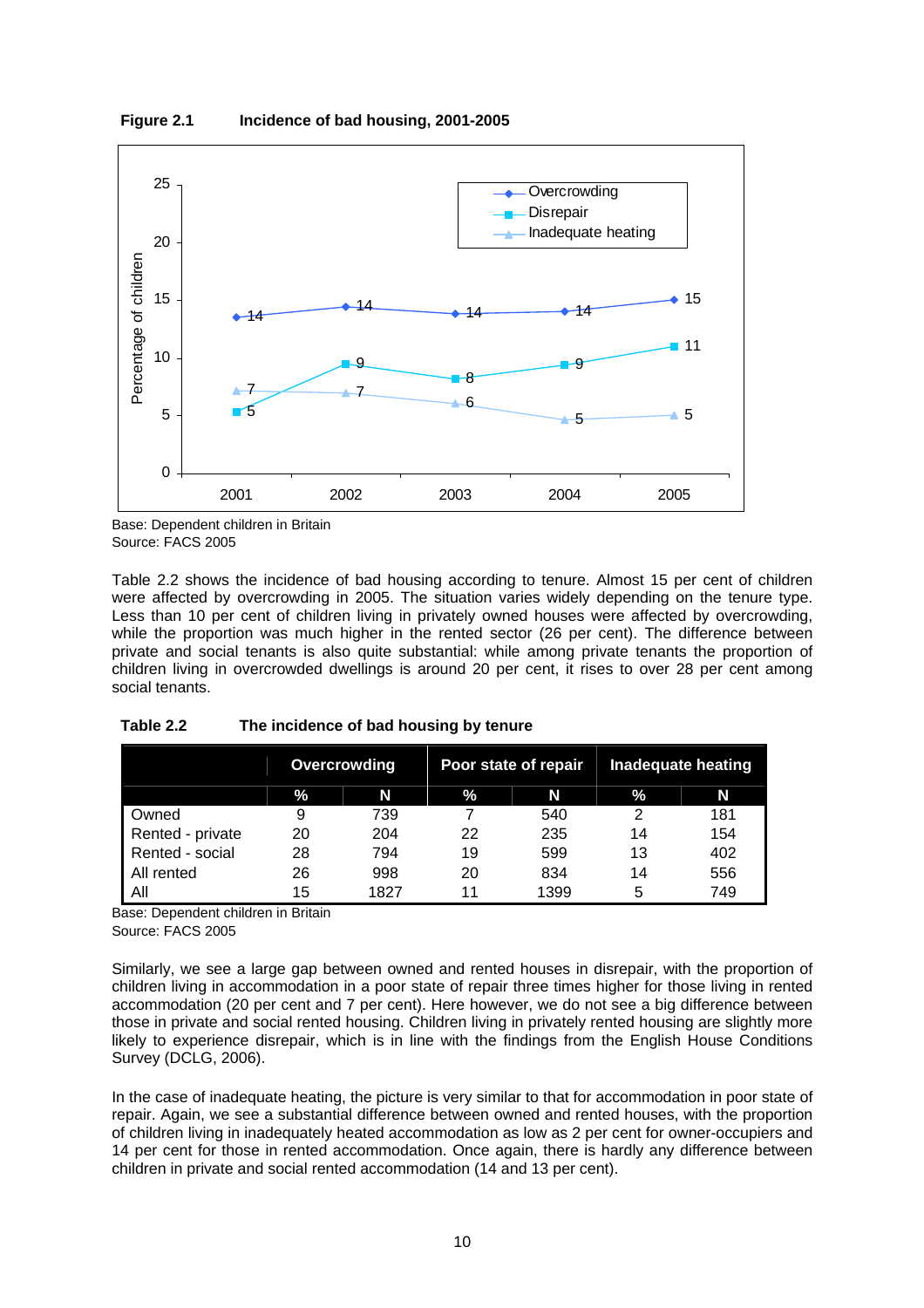**Figure 2.1 Incidence of bad housing, 2001-2005**

Base: Dependent children in Britain
Source: FACS 2005

Table 2.2 shows the incidence of bad housing according to tenure. Almost 15 per cent of children were affected by overcrowding in 2005. The situation varies widely depending on the tenure type. Less than 10 per cent of children living in privately owned houses were affected by overcrowding, while the proportion was much higher in the rented sector (26 per cent). The difference between private and social tenants is also quite substantial: while among private tenants the proportion of children living in overcrowded dwellings is around 20 per cent, it rises to over 28 per cent among social tenants.

**Table 2.2 The incidence of bad housing by tenure**

| | Overcrowding | | Poor state of repair | | Inadequate heating | |
|---|---|---|---|---|---|---|
| | % | N | % | N | % | N |
| Owned | 9 | 739 | 7 | 540 | 2 | 181 |
| Rented - private | 20 | 204 | 22 | 235 | 14 | 154 |
| Rented - social | 28 | 794 | 19 | 599 | 13 | 402 |
| All rented | 26 | 998 | 20 | 834 | 14 | 556 |
| All | 15 | 1827 | 11 | 1399 | 5 | 749 |

Base: Dependent children in Britain
Source: FACS 2005

Similarly, we see a large gap between owned and rented houses in disrepair, with the proportion of children living in accommodation in a poor state of repair three times higher for those living in rented accommodation (20 per cent and 7 per cent). Here however, we do not see a big difference between those in private and social rented housing. Children living in privately rented housing are slightly more likely to experience disrepair, which is in line with the findings from the English House Conditions Survey (DCLG, 2006).

In the case of inadequate heating, the picture is very similar to that for accommodation in poor state of repair. Again, we see a substantial difference between owned and rented houses, with the proportion of children living in inadequately heated accommodation as low as 2 per cent for owner-occupiers and 14 per cent for those in rented accommodation. Once again, there is hardly any difference between children in private and social rented accommodation (14 and 13 per cent).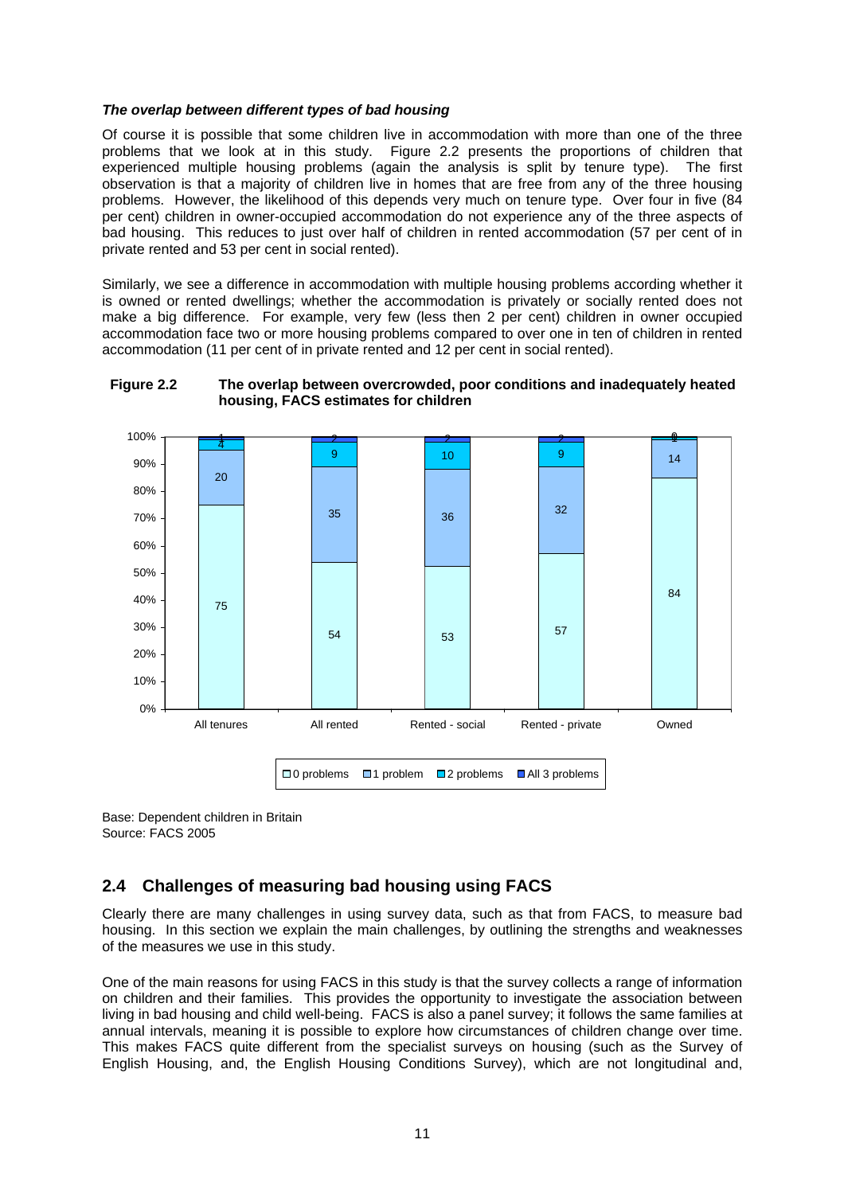***The overlap between different types of bad housing***

Of course it is possible that some children live in accommodation with more than one of the three problems that we look at in this study. Figure 2.2 presents the proportions of children that experienced multiple housing problems (again the analysis is split by tenure type). The first observation is that a majority of children live in homes that are free from any of the three housing problems. However, the likelihood of this depends very much on tenure type. Over four in five (84 per cent) children in owner-occupied accommodation do not experience any of the three aspects of bad housing. This reduces to just over half of children in rented accommodation (57 per cent of in private rented and 53 per cent in social rented).

Similarly, we see a difference in accommodation with multiple housing problems according whether it is owned or rented dwellings; whether the accommodation is privately or socially rented does not make a big difference. For example, very few (less then 2 per cent) children in owner occupied accommodation face two or more housing problems compared to over one in ten of children in rented accommodation (11 per cent of in private rented and 12 per cent in social rented).

**Figure 2.2 The overlap between overcrowded, poor conditions and inadequately heated housing, FACS estimates for children**

| | All tenures | All rented | Rented - social | Rented - private | Owned |
|---|---|---|---|---|---|
| 0 problems | 75 | 54 | 53 | 57 | 84 |
| 1 problem | 20 | 35 | 36 | 32 | 14 |
| 2 problems | 4 | 9 | 10 | 9 | 1 |
| All 3 problems | 1 | 2 | 2 | 2 | 0 |

Base: Dependent children in Britain
Source: FACS 2005

## 2.4 Challenges of measuring bad housing using FACS

Clearly there are many challenges in using survey data, such as that from FACS, to measure bad housing. In this section we explain the main challenges, by outlining the strengths and weaknesses of the measures we use in this study.

One of the main reasons for using FACS in this study is that the survey collects a range of information on children and their families. This provides the opportunity to investigate the association between living in bad housing and child well-being. FACS is also a panel survey; it follows the same families at annual intervals, meaning it is possible to explore how circumstances of children change over time. This makes FACS quite different from the specialist surveys on housing (such as the Survey of English Housing, and, the English Housing Conditions Survey), which are not longitudinal and,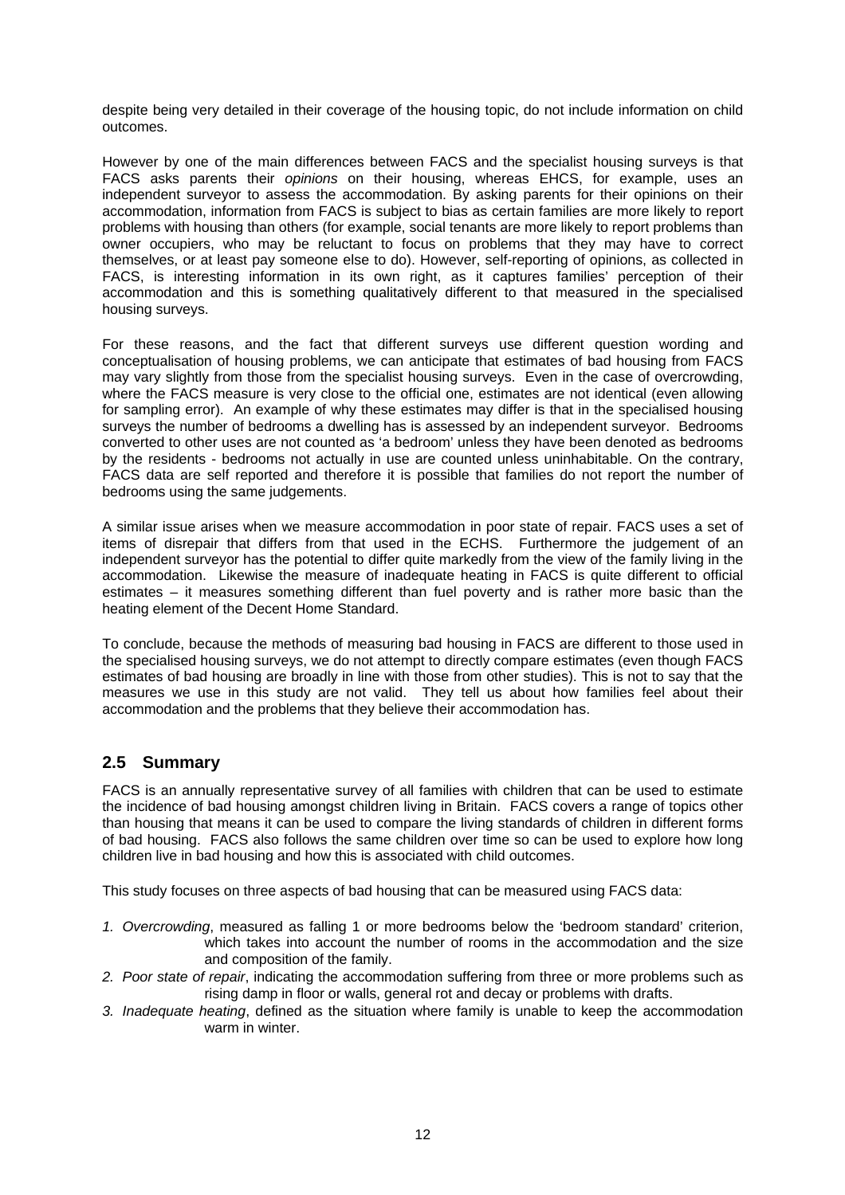despite being very detailed in their coverage of the housing topic, do not include information on child outcomes.

However by one of the main differences between FACS and the specialist housing surveys is that FACS asks parents their *opinions* on their housing, whereas EHCS, for example, uses an independent surveyor to assess the accommodation. By asking parents for their opinions on their accommodation, information from FACS is subject to bias as certain families are more likely to report problems with housing than others (for example, social tenants are more likely to report problems than owner occupiers, who may be reluctant to focus on problems that they may have to correct themselves, or at least pay someone else to do). However, self-reporting of opinions, as collected in FACS, is interesting information in its own right, as it captures families' perception of their accommodation and this is something qualitatively different to that measured in the specialised housing surveys.

For these reasons, and the fact that different surveys use different question wording and conceptualisation of housing problems, we can anticipate that estimates of bad housing from FACS may vary slightly from those from the specialist housing surveys. Even in the case of overcrowding, where the FACS measure is very close to the official one, estimates are not identical (even allowing for sampling error). An example of why these estimates may differ is that in the specialised housing surveys the number of bedrooms a dwelling has is assessed by an independent surveyor. Bedrooms converted to other uses are not counted as 'a bedroom' unless they have been denoted as bedrooms by the residents - bedrooms not actually in use are counted unless uninhabitable. On the contrary, FACS data are self reported and therefore it is possible that families do not report the number of bedrooms using the same judgements.

A similar issue arises when we measure accommodation in poor state of repair. FACS uses a set of items of disrepair that differs from that used in the ECHS. Furthermore the judgement of an independent surveyor has the potential to differ quite markedly from the view of the family living in the accommodation. Likewise the measure of inadequate heating in FACS is quite different to official estimates – it measures something different than fuel poverty and is rather more basic than the heating element of the Decent Home Standard.

To conclude, because the methods of measuring bad housing in FACS are different to those used in the specialised housing surveys, we do not attempt to directly compare estimates (even though FACS estimates of bad housing are broadly in line with those from other studies). This is not to say that the measures we use in this study are not valid. They tell us about how families feel about their accommodation and the problems that they believe their accommodation has.

## 2.5 Summary

FACS is an annually representative survey of all families with children that can be used to estimate the incidence of bad housing amongst children living in Britain. FACS covers a range of topics other than housing that means it can be used to compare the living standards of children in different forms of bad housing. FACS also follows the same children over time so can be used to explore how long children live in bad housing and how this is associated with child outcomes.

This study focuses on three aspects of bad housing that can be measured using FACS data:

1. *Overcrowding*, measured as falling 1 or more bedrooms below the 'bedroom standard' criterion, which takes into account the number of rooms in the accommodation and the size and composition of the family.
2. *Poor state of repair*, indicating the accommodation suffering from three or more problems such as rising damp in floor or walls, general rot and decay or problems with drafts.
3. *Inadequate heating*, defined as the situation where family is unable to keep the accommodation warm in winter.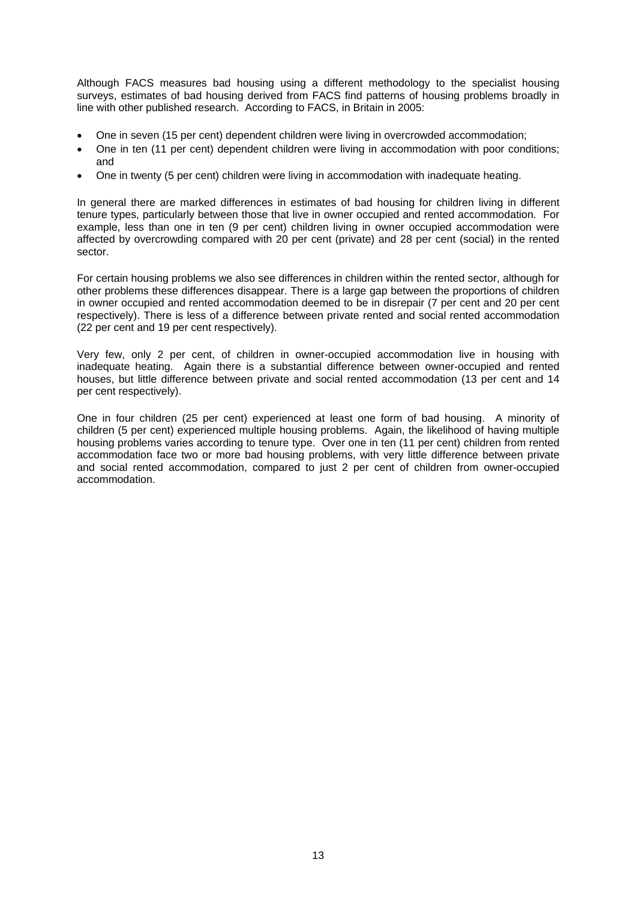Although FACS measures bad housing using a different methodology to the specialist housing surveys, estimates of bad housing derived from FACS find patterns of housing problems broadly in line with other published research. According to FACS, in Britain in 2005:

- One in seven (15 per cent) dependent children were living in overcrowded accommodation;
- One in ten (11 per cent) dependent children were living in accommodation with poor conditions; and
- One in twenty (5 per cent) children were living in accommodation with inadequate heating.

In general there are marked differences in estimates of bad housing for children living in different tenure types, particularly between those that live in owner occupied and rented accommodation. For example, less than one in ten (9 per cent) children living in owner occupied accommodation were affected by overcrowding compared with 20 per cent (private) and 28 per cent (social) in the rented sector.

For certain housing problems we also see differences in children within the rented sector, although for other problems these differences disappear. There is a large gap between the proportions of children in owner occupied and rented accommodation deemed to be in disrepair (7 per cent and 20 per cent respectively). There is less of a difference between private rented and social rented accommodation (22 per cent and 19 per cent respectively).

Very few, only 2 per cent, of children in owner-occupied accommodation live in housing with inadequate heating. Again there is a substantial difference between owner-occupied and rented houses, but little difference between private and social rented accommodation (13 per cent and 14 per cent respectively).

One in four children (25 per cent) experienced at least one form of bad housing. A minority of children (5 per cent) experienced multiple housing problems. Again, the likelihood of having multiple housing problems varies according to tenure type. Over one in ten (11 per cent) children from rented accommodation face two or more bad housing problems, with very little difference between private and social rented accommodation, compared to just 2 per cent of children from owner-occupied accommodation.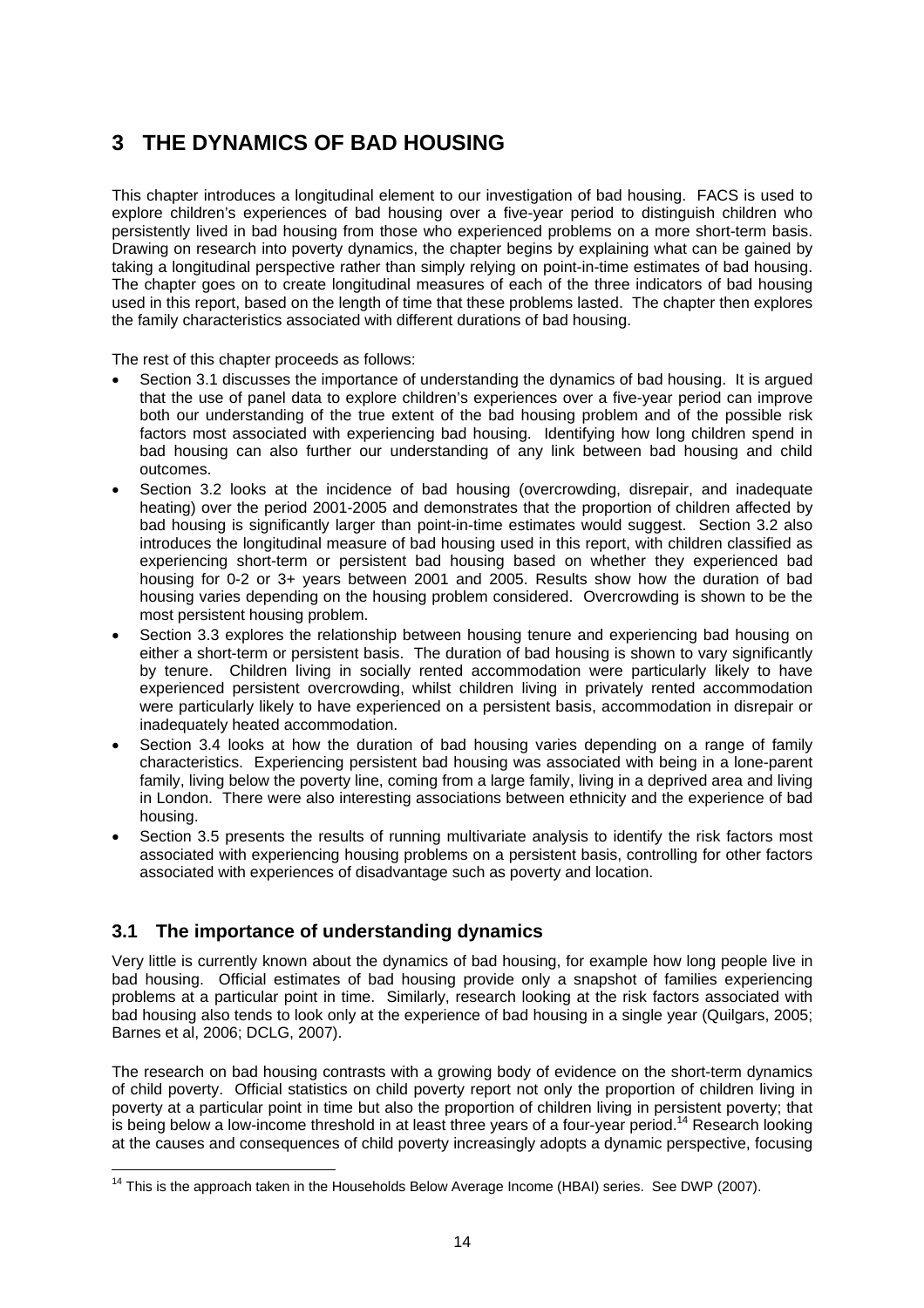# 3 THE DYNAMICS OF BAD HOUSING

This chapter introduces a longitudinal element to our investigation of bad housing. FACS is used to explore children's experiences of bad housing over a five-year period to distinguish children who persistently lived in bad housing from those who experienced problems on a more short-term basis. Drawing on research into poverty dynamics, the chapter begins by explaining what can be gained by taking a longitudinal perspective rather than simply relying on point-in-time estimates of bad housing. The chapter goes on to create longitudinal measures of each of the three indicators of bad housing used in this report, based on the length of time that these problems lasted. The chapter then explores the family characteristics associated with different durations of bad housing.

The rest of this chapter proceeds as follows:

- Section 3.1 discusses the importance of understanding the dynamics of bad housing. It is argued that the use of panel data to explore children's experiences over a five-year period can improve both our understanding of the true extent of the bad housing problem and of the possible risk factors most associated with experiencing bad housing. Identifying how long children spend in bad housing can also further our understanding of any link between bad housing and child outcomes.
- Section 3.2 looks at the incidence of bad housing (overcrowding, disrepair, and inadequate heating) over the period 2001-2005 and demonstrates that the proportion of children affected by bad housing is significantly larger than point-in-time estimates would suggest. Section 3.2 also introduces the longitudinal measure of bad housing used in this report, with children classified as experiencing short-term or persistent bad housing based on whether they experienced bad housing for 0-2 or 3+ years between 2001 and 2005. Results show how the duration of bad housing varies depending on the housing problem considered. Overcrowding is shown to be the most persistent housing problem.
- Section 3.3 explores the relationship between housing tenure and experiencing bad housing on either a short-term or persistent basis. The duration of bad housing is shown to vary significantly by tenure. Children living in socially rented accommodation were particularly likely to have experienced persistent overcrowding, whilst children living in privately rented accommodation were particularly likely to have experienced on a persistent basis, accommodation in disrepair or inadequately heated accommodation.
- Section 3.4 looks at how the duration of bad housing varies depending on a range of family characteristics. Experiencing persistent bad housing was associated with being in a lone-parent family, living below the poverty line, coming from a large family, living in a deprived area and living in London. There were also interesting associations between ethnicity and the experience of bad housing.
- Section 3.5 presents the results of running multivariate analysis to identify the risk factors most associated with experiencing housing problems on a persistent basis, controlling for other factors associated with experiences of disadvantage such as poverty and location.

## 3.1 The importance of understanding dynamics

Very little is currently known about the dynamics of bad housing, for example how long people live in bad housing. Official estimates of bad housing provide only a snapshot of families experiencing problems at a particular point in time. Similarly, research looking at the risk factors associated with bad housing also tends to look only at the experience of bad housing in a single year (Quilgars, 2005; Barnes et al, 2006; DCLG, 2007).

The research on bad housing contrasts with a growing body of evidence on the short-term dynamics of child poverty. Official statistics on child poverty report not only the proportion of children living in poverty at a particular point in time but also the proportion of children living in persistent poverty; that is being below a low-income threshold in at least three years of a four-year period.[14] Research looking at the causes and consequences of child poverty increasingly adopts a dynamic perspective, focusing

[14] This is the approach taken in the Households Below Average Income (HBAI) series. See DWP (2007).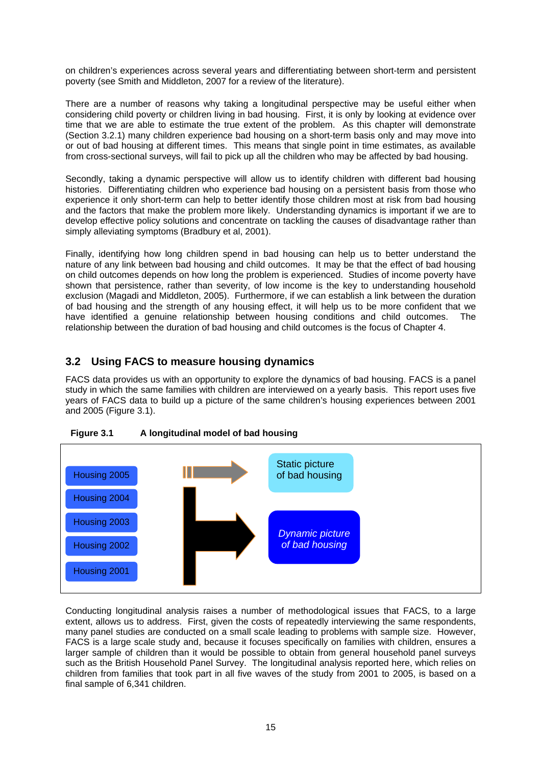on children's experiences across several years and differentiating between short-term and persistent poverty (see Smith and Middleton, 2007 for a review of the literature).

There are a number of reasons why taking a longitudinal perspective may be useful either when considering child poverty or children living in bad housing. First, it is only by looking at evidence over time that we are able to estimate the true extent of the problem. As this chapter will demonstrate (Section 3.2.1) many children experience bad housing on a short-term basis only and may move into or out of bad housing at different times. This means that single point in time estimates, as available from cross-sectional surveys, will fail to pick up all the children who may be affected by bad housing.

Secondly, taking a dynamic perspective will allow us to identify children with different bad housing histories. Differentiating children who experience bad housing on a persistent basis from those who experience it only short-term can help to better identify those children most at risk from bad housing and the factors that make the problem more likely. Understanding dynamics is important if we are to develop effective policy solutions and concentrate on tackling the causes of disadvantage rather than simply alleviating symptoms (Bradbury et al, 2001).

Finally, identifying how long children spend in bad housing can help us to better understand the nature of any link between bad housing and child outcomes. It may be that the effect of bad housing on child outcomes depends on how long the problem is experienced. Studies of income poverty have shown that persistence, rather than severity, of low income is the key to understanding household exclusion (Magadi and Middleton, 2005). Furthermore, if we can establish a link between the duration of bad housing and the strength of any housing effect, it will help us to be more confident that we have identified a genuine relationship between housing conditions and child outcomes. The relationship between the duration of bad housing and child outcomes is the focus of Chapter 4.

## 3.2 Using FACS to measure housing dynamics

FACS data provides us with an opportunity to explore the dynamics of bad housing. FACS is a panel study in which the same families with children are interviewed on a yearly basis. This report uses five years of FACS data to build up a picture of the same children's housing experiences between 2001 and 2005 (Figure 3.1).

**Figure 3.1 A longitudinal model of bad housing**

Housing 2005 → Static picture of bad housing

Housing 2004, Housing 2003, Housing 2002, Housing 2001 → *Dynamic picture of bad housing*

Conducting longitudinal analysis raises a number of methodological issues that FACS, to a large extent, allows us to address. First, given the costs of repeatedly interviewing the same respondents, many panel studies are conducted on a small scale leading to problems with sample size. However, FACS is a large scale study and, because it focuses specifically on families with children, ensures a larger sample of children than it would be possible to obtain from general household panel surveys such as the British Household Panel Survey. The longitudinal analysis reported here, which relies on children from families that took part in all five waves of the study from 2001 to 2005, is based on a final sample of 6,341 children.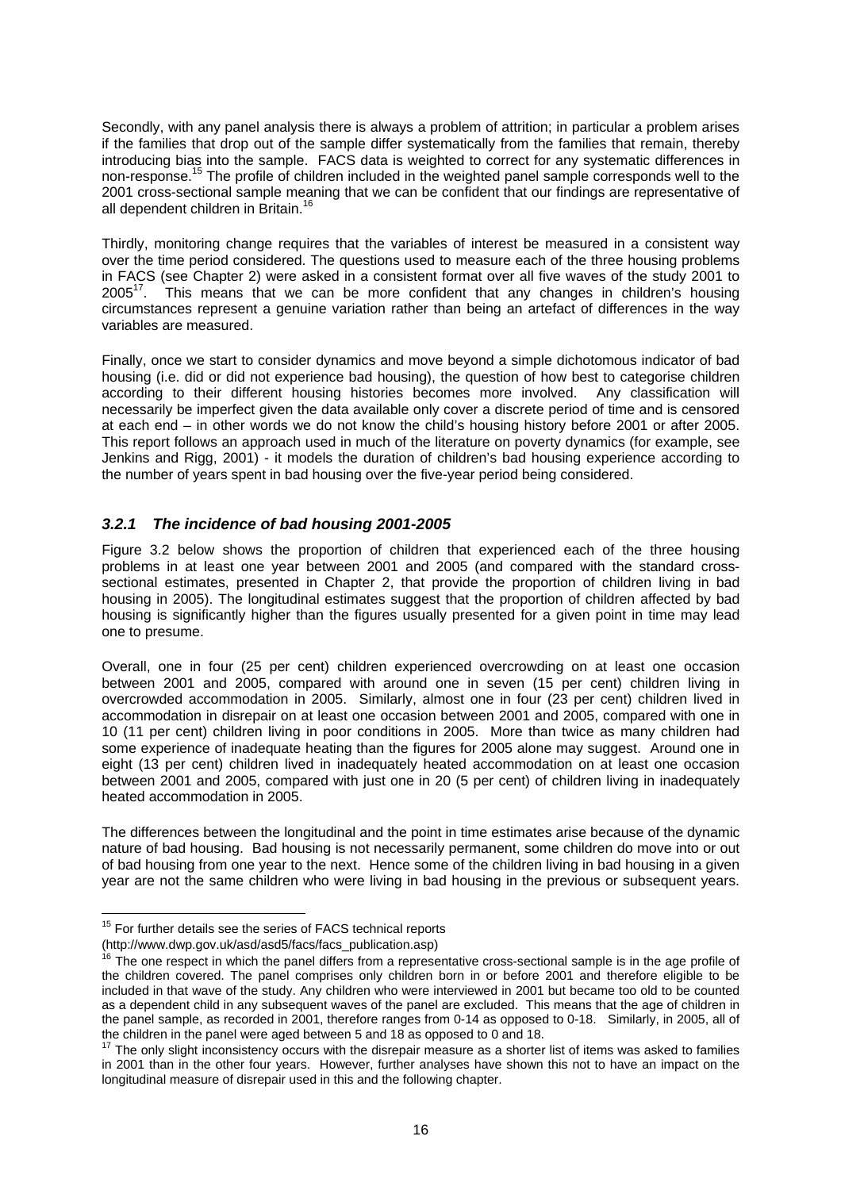Secondly, with any panel analysis there is always a problem of attrition; in particular a problem arises if the families that drop out of the sample differ systematically from the families that remain, thereby introducing bias into the sample. FACS data is weighted to correct for any systematic differences in non-response.[15] The profile of children included in the weighted panel sample corresponds well to the 2001 cross-sectional sample meaning that we can be confident that our findings are representative of all dependent children in Britain.[16]

Thirdly, monitoring change requires that the variables of interest be measured in a consistent way over the time period considered. The questions used to measure each of the three housing problems in FACS (see Chapter 2) were asked in a consistent format over all five waves of the study 2001 to 2005[17]. This means that we can be more confident that any changes in children's housing circumstances represent a genuine variation rather than being an artefact of differences in the way variables are measured.

Finally, once we start to consider dynamics and move beyond a simple dichotomous indicator of bad housing (i.e. did or did not experience bad housing), the question of how best to categorise children according to their different housing histories becomes more involved. Any classification will necessarily be imperfect given the data available only cover a discrete period of time and is censored at each end – in other words we do not know the child's housing history before 2001 or after 2005. This report follows an approach used in much of the literature on poverty dynamics (for example, see Jenkins and Rigg, 2001) - it models the duration of children's bad housing experience according to the number of years spent in bad housing over the five-year period being considered.

### *3.2.1 The incidence of bad housing 2001-2005*

Figure 3.2 below shows the proportion of children that experienced each of the three housing problems in at least one year between 2001 and 2005 (and compared with the standard cross-sectional estimates, presented in Chapter 2, that provide the proportion of children living in bad housing in 2005). The longitudinal estimates suggest that the proportion of children affected by bad housing is significantly higher than the figures usually presented for a given point in time may lead one to presume.

Overall, one in four (25 per cent) children experienced overcrowding on at least one occasion between 2001 and 2005, compared with around one in seven (15 per cent) children living in overcrowded accommodation in 2005. Similarly, almost one in four (23 per cent) children lived in accommodation in disrepair on at least one occasion between 2001 and 2005, compared with one in 10 (11 per cent) children living in poor conditions in 2005. More than twice as many children had some experience of inadequate heating than the figures for 2005 alone may suggest. Around one in eight (13 per cent) children lived in inadequately heated accommodation on at least one occasion between 2001 and 2005, compared with just one in 20 (5 per cent) of children living in inadequately heated accommodation in 2005.

The differences between the longitudinal and the point in time estimates arise because of the dynamic nature of bad housing. Bad housing is not necessarily permanent, some children do move into or out of bad housing from one year to the next. Hence some of the children living in bad housing in a given year are not the same children who were living in bad housing in the previous or subsequent years.

---

[15] For further details see the series of FACS technical reports (http://www.dwp.gov.uk/asd/asd5/facs/facs_publication.asp)

[16] The one respect in which the panel differs from a representative cross-sectional sample is in the age profile of the children covered. The panel comprises only children born in or before 2001 and therefore eligible to be included in that wave of the study. Any children who were interviewed in 2001 but became too old to be counted as a dependent child in any subsequent waves of the panel are excluded. This means that the age of children in the panel sample, as recorded in 2001, therefore ranges from 0-14 as opposed to 0-18. Similarly, in 2005, all of the children in the panel were aged between 5 and 18 as opposed to 0 and 18.

[17] The only slight inconsistency occurs with the disrepair measure as a shorter list of items was asked to families in 2001 than in the other four years. However, further analyses have shown this not to have an impact on the longitudinal measure of disrepair used in this and the following chapter.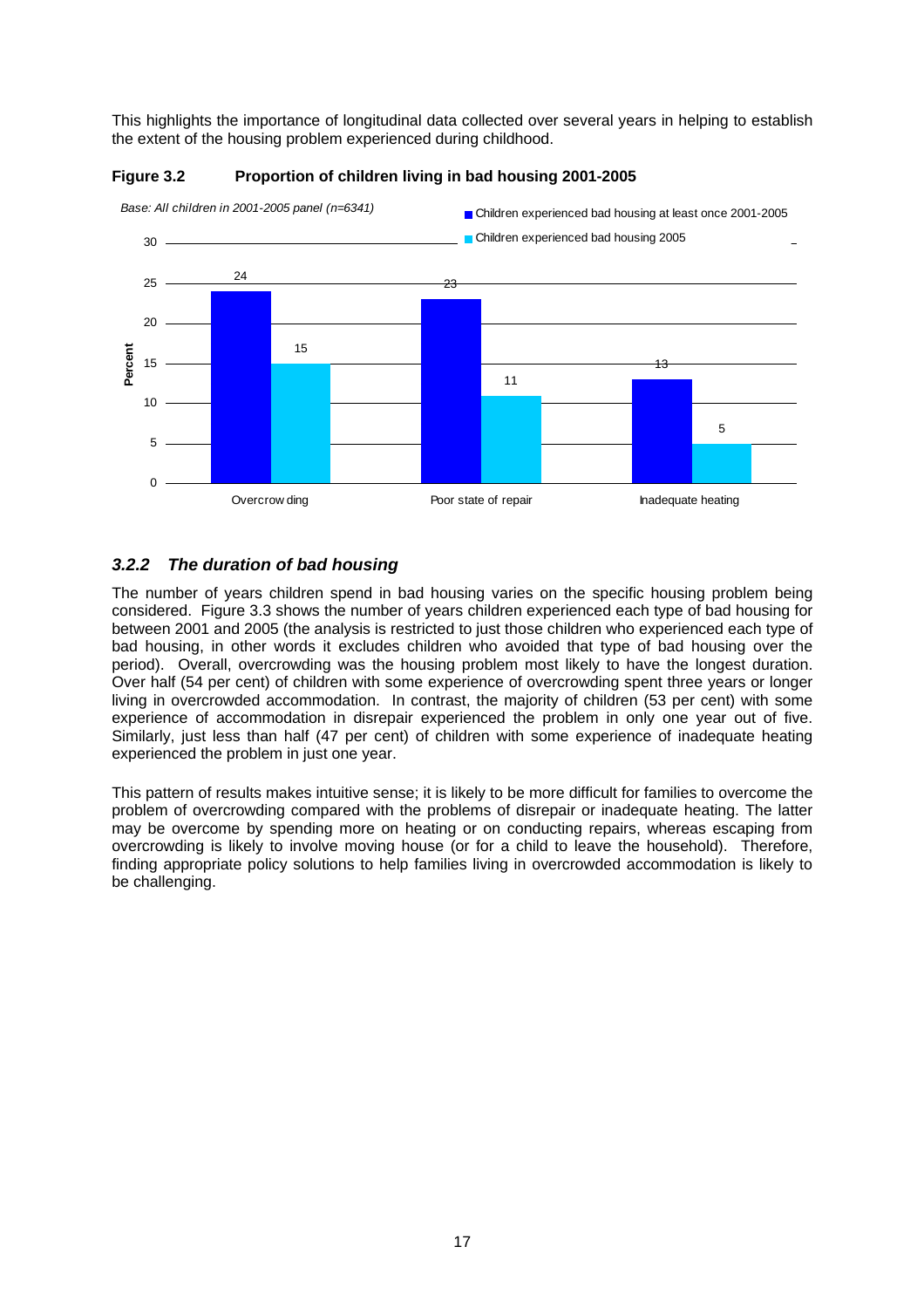This highlights the importance of longitudinal data collected over several years in helping to establish the extent of the housing problem experienced during childhood.

**Figure 3.2 Proportion of children living in bad housing 2001-2005**

*Base: All children in 2001-2005 panel (n=6341)*

| | Children experienced bad housing at least once 2001-2005 | Children experienced bad housing 2005 |
|---|---|---|
| Overcrowding | 24 | 15 |
| Poor state of repair | 23 | 11 |
| Inadequate heating | 13 | 5 |

### *3.2.2 The duration of bad housing*

The number of years children spend in bad housing varies on the specific housing problem being considered. Figure 3.3 shows the number of years children experienced each type of bad housing for between 2001 and 2005 (the analysis is restricted to just those children who experienced each type of bad housing, in other words it excludes children who avoided that type of bad housing over the period). Overall, overcrowding was the housing problem most likely to have the longest duration. Over half (54 per cent) of children with some experience of overcrowding spent three years or longer living in overcrowded accommodation. In contrast, the majority of children (53 per cent) with some experience of accommodation in disrepair experienced the problem in only one year out of five. Similarly, just less than half (47 per cent) of children with some experience of inadequate heating experienced the problem in just one year.

This pattern of results makes intuitive sense; it is likely to be more difficult for families to overcome the problem of overcrowding compared with the problems of disrepair or inadequate heating. The latter may be overcome by spending more on heating or on conducting repairs, whereas escaping from overcrowding is likely to involve moving house (or for a child to leave the household). Therefore, finding appropriate policy solutions to help families living in overcrowded accommodation is likely to be challenging.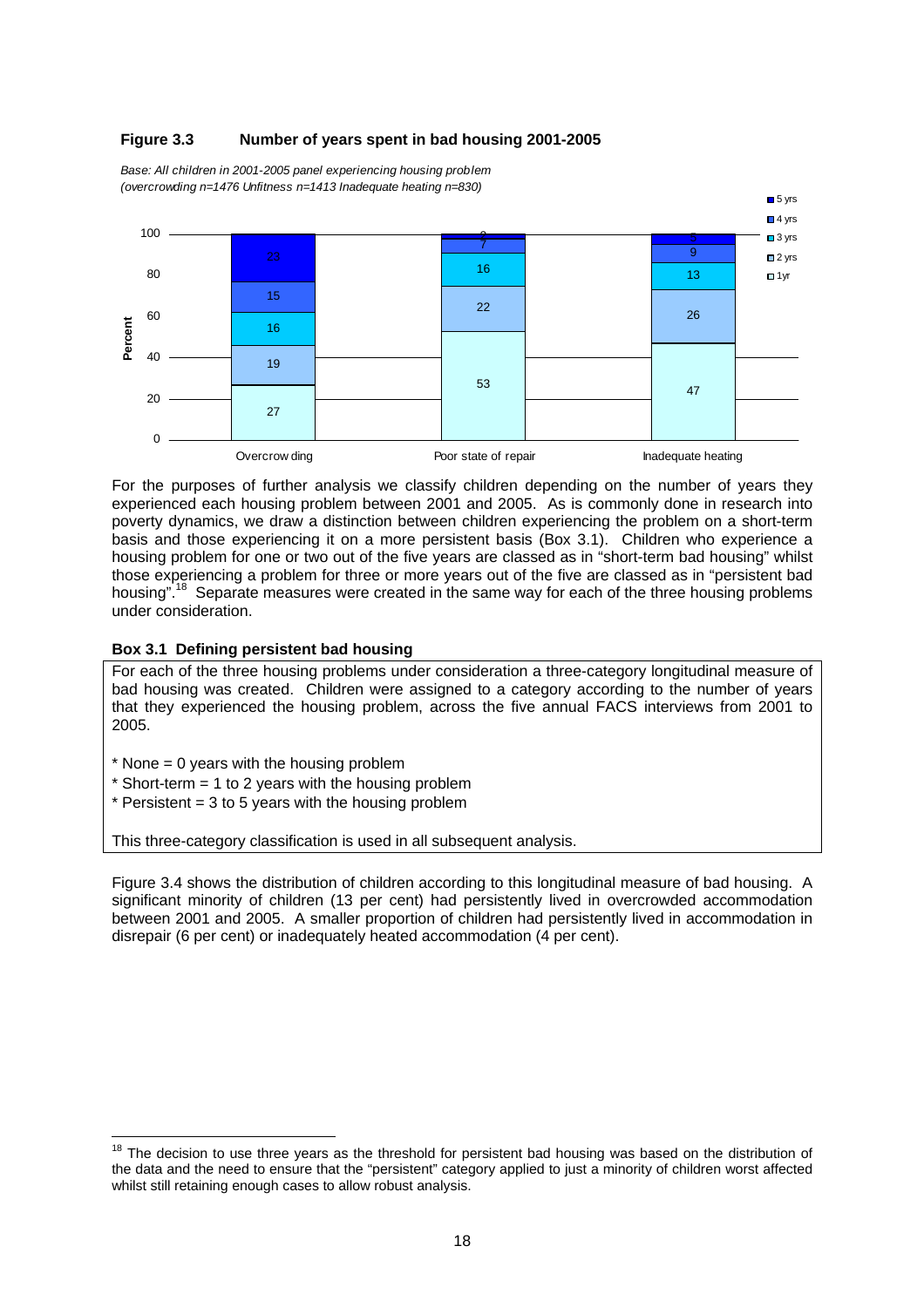**Figure 3.3 Number of years spent in bad housing 2001-2005**

*Base: All children in 2001-2005 panel experiencing housing problem (overcrowding n=1476 Unfitness n=1413 Inadequate heating n=830)*

| | Overcrowding | Poor state of repair | Inadequate heating |
|---|---|---|---|
| 1yr | 27 | 53 | 47 |
| 2 yrs | 19 | 22 | 26 |
| 3 yrs | 16 | 16 | 13 |
| 4 yrs | 15 | 7 | 9 |
| 5 yrs | 23 | 2 | 5 |

For the purposes of further analysis we classify children depending on the number of years they experienced each housing problem between 2001 and 2005. As is commonly done in research into poverty dynamics, we draw a distinction between children experiencing the problem on a short-term basis and those experiencing it on a more persistent basis (Box 3.1). Children who experience a housing problem for one or two out of the five years are classed as in "short-term bad housing" whilst those experiencing a problem for three or more years out of the five are classed as in "persistent bad housing".[18] Separate measures were created in the same way for each of the three housing problems under consideration.

**Box 3.1 Defining persistent bad housing**

For each of the three housing problems under consideration a three-category longitudinal measure of bad housing was created. Children were assigned to a category according to the number of years that they experienced the housing problem, across the five annual FACS interviews from 2001 to 2005.

* None = 0 years with the housing problem
* Short-term = 1 to 2 years with the housing problem
* Persistent = 3 to 5 years with the housing problem

This three-category classification is used in all subsequent analysis.

Figure 3.4 shows the distribution of children according to this longitudinal measure of bad housing. A significant minority of children (13 per cent) had persistently lived in overcrowded accommodation between 2001 and 2005. A smaller proportion of children had persistently lived in accommodation in disrepair (6 per cent) or inadequately heated accommodation (4 per cent).

[18] The decision to use three years as the threshold for persistent bad housing was based on the distribution of the data and the need to ensure that the "persistent" category applied to just a minority of children worst affected whilst still retaining enough cases to allow robust analysis.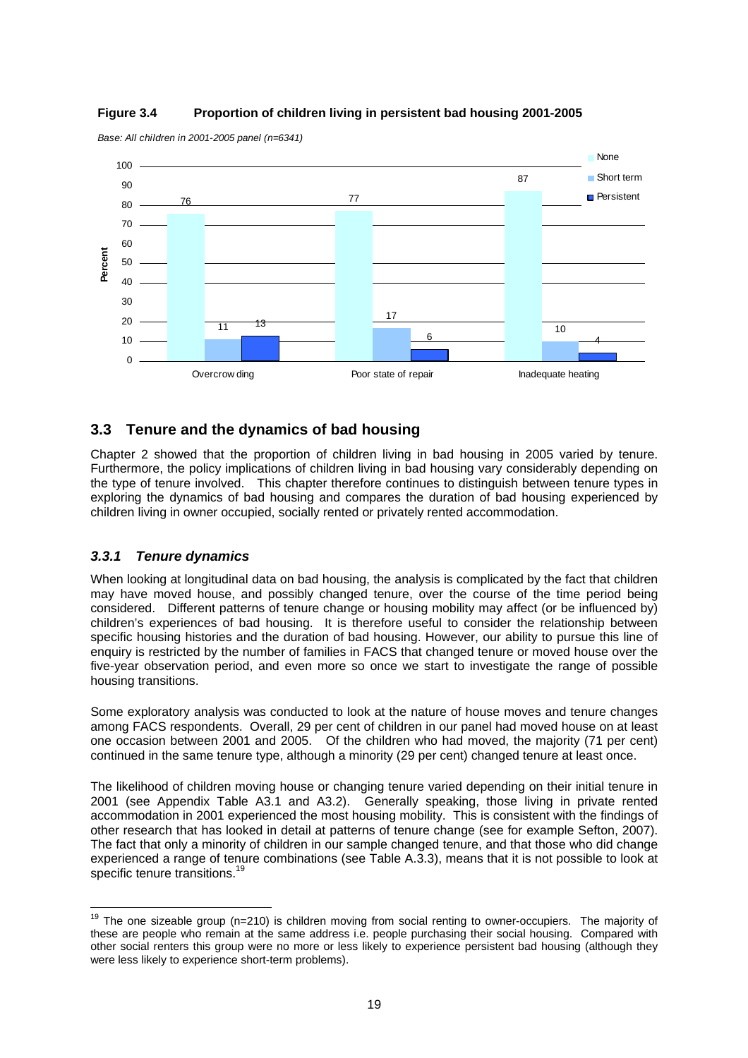**Figure 3.4 Proportion of children living in persistent bad housing 2001-2005**

*Base: All children in 2001-2005 panel (n=6341)*

| Percent | None | Short term | Persistent |
|---|---|---|---|
| Overcrowding | 76 | 11 | 13 |
| Poor state of repair | 77 | 17 | 6 |
| Inadequate heating | 87 | 10 | 4 |

## 3.3 Tenure and the dynamics of bad housing

Chapter 2 showed that the proportion of children living in bad housing in 2005 varied by tenure. Furthermore, the policy implications of children living in bad housing vary considerably depending on the type of tenure involved. This chapter therefore continues to distinguish between tenure types in exploring the dynamics of bad housing and compares the duration of bad housing experienced by children living in owner occupied, socially rented or privately rented accommodation.

### *3.3.1 Tenure dynamics*

When looking at longitudinal data on bad housing, the analysis is complicated by the fact that children may have moved house, and possibly changed tenure, over the course of the time period being considered. Different patterns of tenure change or housing mobility may affect (or be influenced by) children's experiences of bad housing. It is therefore useful to consider the relationship between specific housing histories and the duration of bad housing. However, our ability to pursue this line of enquiry is restricted by the number of families in FACS that changed tenure or moved house over the five-year observation period, and even more so once we start to investigate the range of possible housing transitions.

Some exploratory analysis was conducted to look at the nature of house moves and tenure changes among FACS respondents. Overall, 29 per cent of children in our panel had moved house on at least one occasion between 2001 and 2005. Of the children who had moved, the majority (71 per cent) continued in the same tenure type, although a minority (29 per cent) changed tenure at least once.

The likelihood of children moving house or changing tenure varied depending on their initial tenure in 2001 (see Appendix Table A3.1 and A3.2). Generally speaking, those living in private rented accommodation in 2001 experienced the most housing mobility. This is consistent with the findings of other research that has looked in detail at patterns of tenure change (see for example Sefton, 2007). The fact that only a minority of children in our sample changed tenure, and that those who did change experienced a range of tenure combinations (see Table A.3.3), means that it is not possible to look at specific tenure transitions.[19]

[19] The one sizeable group (n=210) is children moving from social renting to owner-occupiers. The majority of these are people who remain at the same address i.e. people purchasing their social housing. Compared with other social renters this group were no more or less likely to experience persistent bad housing (although they were less likely to experience short-term problems).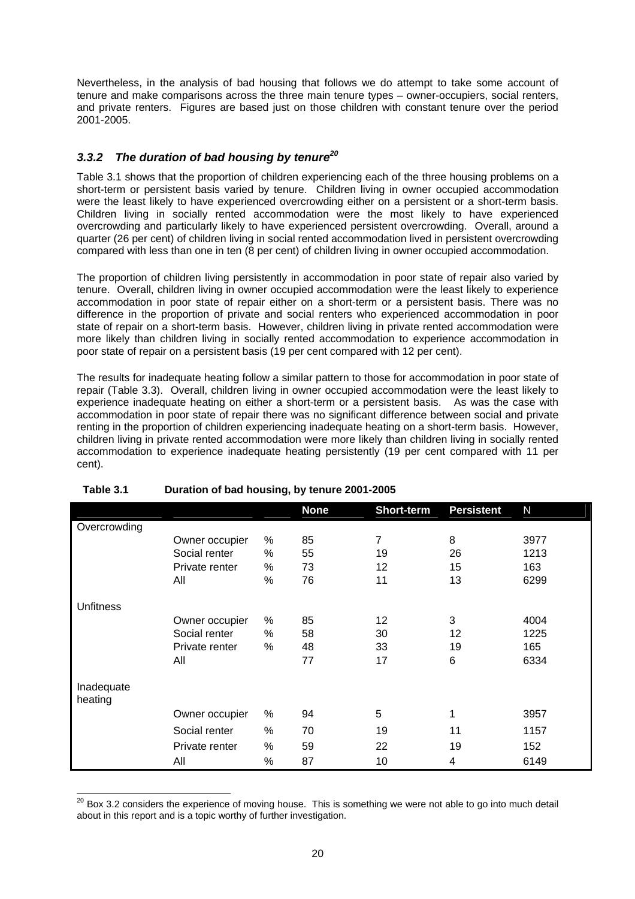Nevertheless, in the analysis of bad housing that follows we do attempt to take some account of tenure and make comparisons across the three main tenure types – owner-occupiers, social renters, and private renters. Figures are based just on those children with constant tenure over the period 2001-2005.

### *3.3.2 The duration of bad housing by tenure*[20]

Table 3.1 shows that the proportion of children experiencing each of the three housing problems on a short-term or persistent basis varied by tenure. Children living in owner occupied accommodation were the least likely to have experienced overcrowding either on a persistent or a short-term basis. Children living in socially rented accommodation were the most likely to have experienced overcrowding and particularly likely to have experienced persistent overcrowding. Overall, around a quarter (26 per cent) of children living in social rented accommodation lived in persistent overcrowding compared with less than one in ten (8 per cent) of children living in owner occupied accommodation.

The proportion of children living persistently in accommodation in poor state of repair also varied by tenure. Overall, children living in owner occupied accommodation were the least likely to experience accommodation in poor state of repair either on a short-term or a persistent basis. There was no difference in the proportion of private and social renters who experienced accommodation in poor state of repair on a short-term basis. However, children living in private rented accommodation were more likely than children living in socially rented accommodation to experience accommodation in poor state of repair on a persistent basis (19 per cent compared with 12 per cent).

The results for inadequate heating follow a similar pattern to those for accommodation in poor state of repair (Table 3.3). Overall, children living in owner occupied accommodation were the least likely to experience inadequate heating on either a short-term or a persistent basis. As was the case with accommodation in poor state of repair there was no significant difference between social and private renting in the proportion of children experiencing inadequate heating on a short-term basis. However, children living in private rented accommodation were more likely than children living in socially rented accommodation to experience inadequate heating persistently (19 per cent compared with 11 per cent).

**Table 3.1 Duration of bad housing, by tenure 2001-2005**

| | | | None | Short-term | Persistent | N |
|---|---|---|---|---|---|---|
| Overcrowding | | | | | | |
| | Owner occupier | % | 85 | 7 | 8 | 3977 |
| | Social renter | % | 55 | 19 | 26 | 1213 |
| | Private renter | % | 73 | 12 | 15 | 163 |
| | All | % | 76 | 11 | 13 | 6299 |
| Unfitness | | | | | | |
| | Owner occupier | % | 85 | 12 | 3 | 4004 |
| | Social renter | % | 58 | 30 | 12 | 1225 |
| | Private renter | % | 48 | 33 | 19 | 165 |
| | All | | 77 | 17 | 6 | 6334 |
| Inadequate heating | | | | | | |
| | Owner occupier | % | 94 | 5 | 1 | 3957 |
| | Social renter | % | 70 | 19 | 11 | 1157 |
| | Private renter | % | 59 | 22 | 19 | 152 |
| | All | % | 87 | 10 | 4 | 6149 |

[20] Box 3.2 considers the experience of moving house. This is something we were not able to go into much detail about in this report and is a topic worthy of further investigation.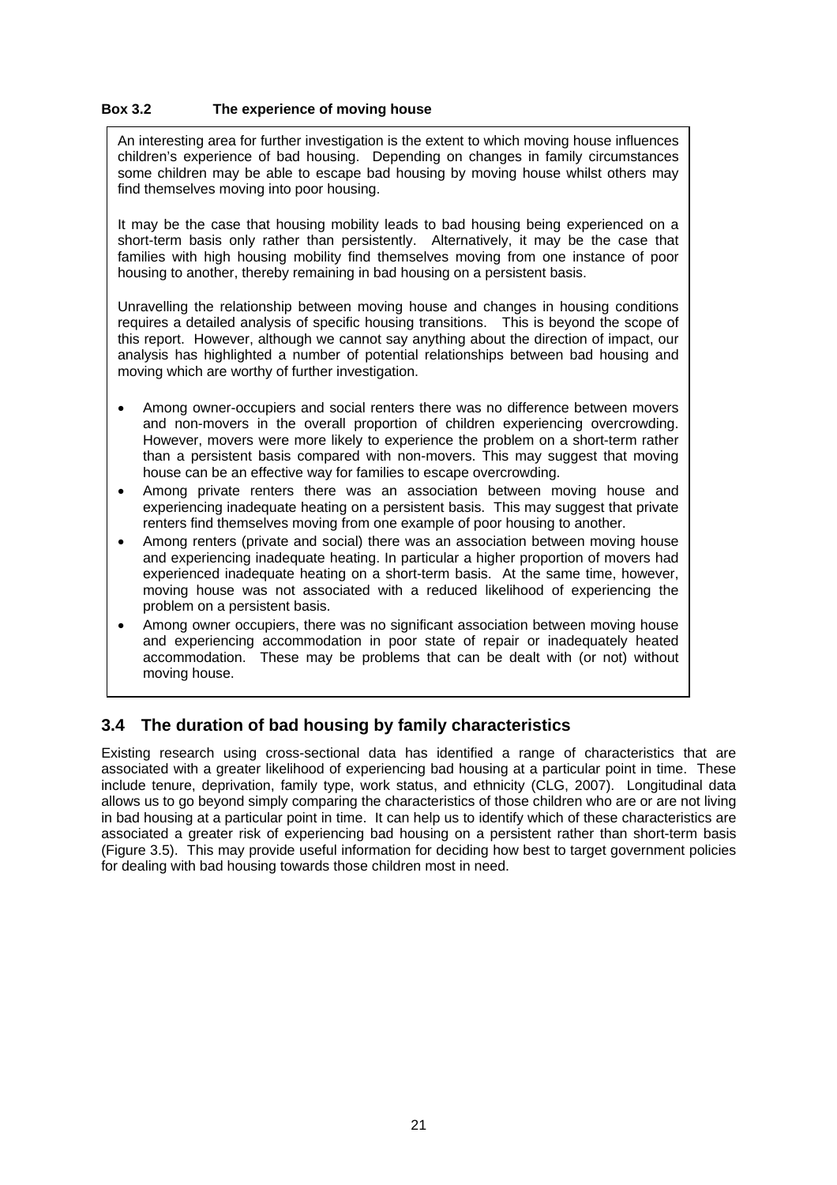**Box 3.2 The experience of moving house**

An interesting area for further investigation is the extent to which moving house influences children's experience of bad housing. Depending on changes in family circumstances some children may be able to escape bad housing by moving house whilst others may find themselves moving into poor housing.

It may be the case that housing mobility leads to bad housing being experienced on a short-term basis only rather than persistently. Alternatively, it may be the case that families with high housing mobility find themselves moving from one instance of poor housing to another, thereby remaining in bad housing on a persistent basis.

Unravelling the relationship between moving house and changes in housing conditions requires a detailed analysis of specific housing transitions. This is beyond the scope of this report. However, although we cannot say anything about the direction of impact, our analysis has highlighted a number of potential relationships between bad housing and moving which are worthy of further investigation.

- Among owner-occupiers and social renters there was no difference between movers and non-movers in the overall proportion of children experiencing overcrowding. However, movers were more likely to experience the problem on a short-term rather than a persistent basis compared with non-movers. This may suggest that moving house can be an effective way for families to escape overcrowding.
- Among private renters there was an association between moving house and experiencing inadequate heating on a persistent basis. This may suggest that private renters find themselves moving from one example of poor housing to another.
- Among renters (private and social) there was an association between moving house and experiencing inadequate heating. In particular a higher proportion of movers had experienced inadequate heating on a short-term basis. At the same time, however, moving house was not associated with a reduced likelihood of experiencing the problem on a persistent basis.
- Among owner occupiers, there was no significant association between moving house and experiencing accommodation in poor state of repair or inadequately heated accommodation. These may be problems that can be dealt with (or not) without moving house.

## 3.4 The duration of bad housing by family characteristics

Existing research using cross-sectional data has identified a range of characteristics that are associated with a greater likelihood of experiencing bad housing at a particular point in time. These include tenure, deprivation, family type, work status, and ethnicity (CLG, 2007). Longitudinal data allows us to go beyond simply comparing the characteristics of those children who are or are not living in bad housing at a particular point in time. It can help us to identify which of these characteristics are associated a greater risk of experiencing bad housing on a persistent rather than short-term basis (Figure 3.5). This may provide useful information for deciding how best to target government policies for dealing with bad housing towards those children most in need.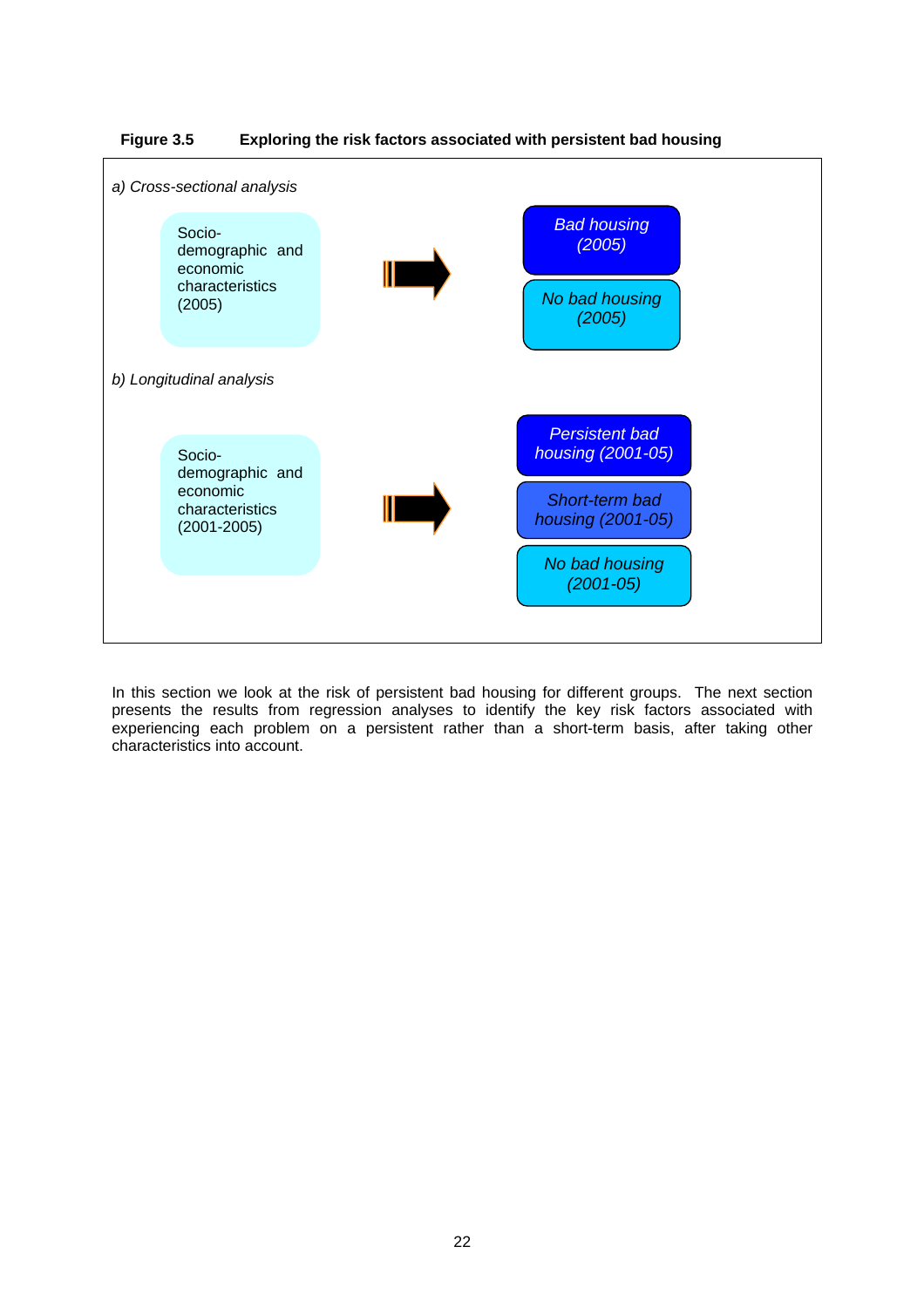**Figure 3.5 Exploring the risk factors associated with persistent bad housing**

*a) Cross-sectional analysis*

Socio-demographic and economic characteristics (2005) → *Bad housing (2005)* / *No bad housing (2005)*

*b) Longitudinal analysis*

Socio-demographic and economic characteristics (2001-2005) → *Persistent bad housing (2001-05)* / *Short-term bad housing (2001-05)* / *No bad housing (2001-05)*

In this section we look at the risk of persistent bad housing for different groups. The next section presents the results from regression analyses to identify the key risk factors associated with experiencing each problem on a persistent rather than a short-term basis, after taking other characteristics into account.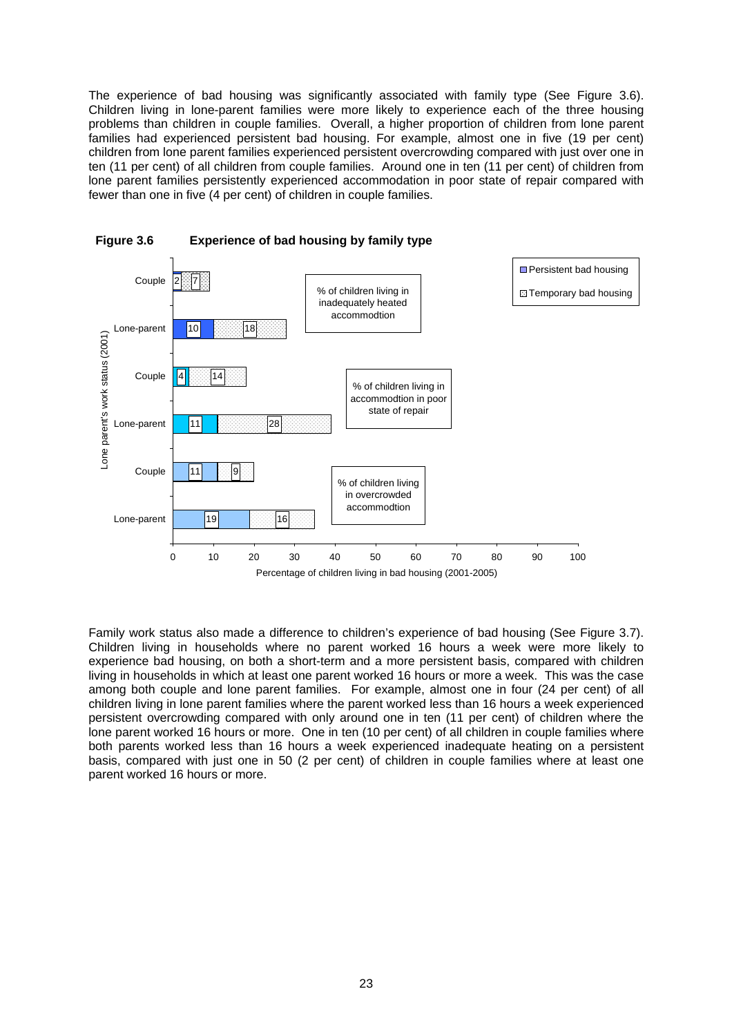The experience of bad housing was significantly associated with family type (See Figure 3.6). Children living in lone-parent families were more likely to experience each of the three housing problems than children in couple families. Overall, a higher proportion of children from lone parent families had experienced persistent bad housing. For example, almost one in five (19 per cent) children from lone parent families experienced persistent overcrowding compared with just over one in ten (11 per cent) of all children from couple families. Around one in ten (11 per cent) of children from lone parent families persistently experienced accommodation in poor state of repair compared with fewer than one in five (4 per cent) of children in couple families.

**Figure 3.6 Experience of bad housing by family type**

| Housing problem | Family type | Persistent bad housing | Temporary bad housing |
|---|---|---|---|
| % of children living in inadequately heated accommodtion | Couple | 2 | 7 |
| | Lone-parent | 10 | 18 |
| % of children living in accommodtion in poor state of repair | Couple | 4 | 14 |
| | Lone-parent | 11 | 28 |
| % of children living in overcrowded accommodtion | Couple | 11 | 9 |
| | Lone-parent | 19 | 16 |

Lone parent's work status (2001)

Percentage of children living in bad housing (2001-2005)

Family work status also made a difference to children's experience of bad housing (See Figure 3.7). Children living in households where no parent worked 16 hours a week were more likely to experience bad housing, on both a short-term and a more persistent basis, compared with children living in households in which at least one parent worked 16 hours or more a week. This was the case among both couple and lone parent families. For example, almost one in four (24 per cent) of all children living in lone parent families where the parent worked less than 16 hours a week experienced persistent overcrowding compared with only around one in ten (11 per cent) of children where the lone parent worked 16 hours or more. One in ten (10 per cent) of all children in couple families where both parents worked less than 16 hours a week experienced inadequate heating on a persistent basis, compared with just one in 50 (2 per cent) of children in couple families where at least one parent worked 16 hours or more.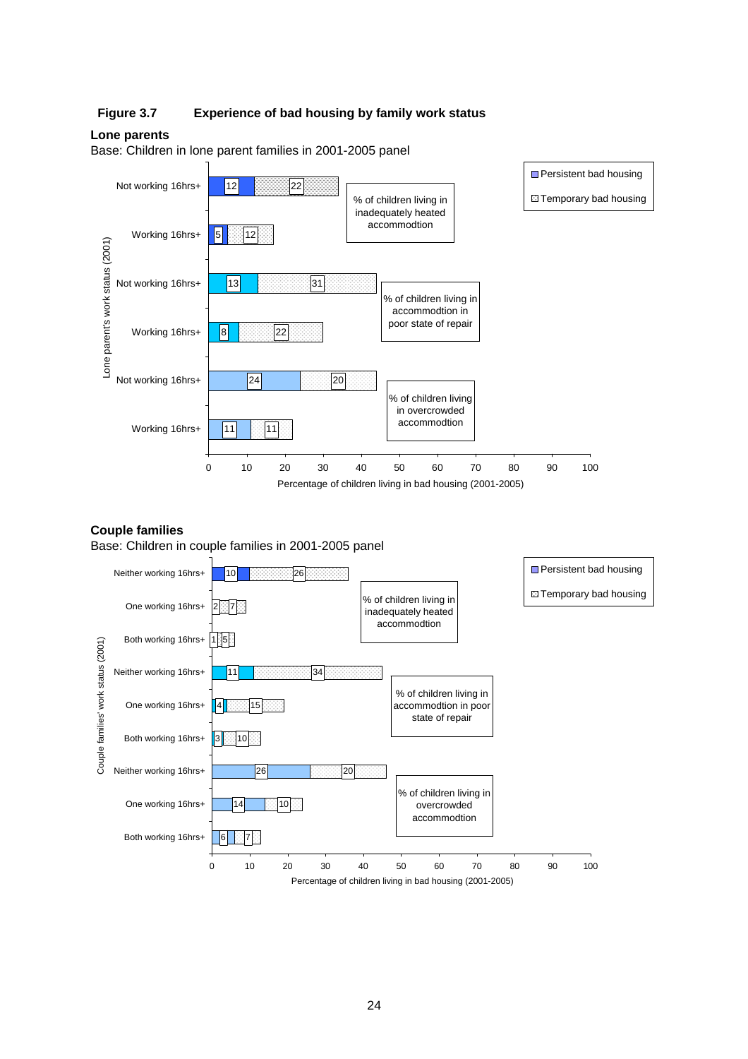**Figure 3.7 Experience of bad housing by family work status**

**Lone parents**

Base: Children in lone parent families in 2001-2005 panel

| Measure | Lone parent's work status (2001) | Persistent bad housing | Temporary bad housing |
|---|---|---|---|
| % of children living in inadequately heated accommodtion | Not working 16hrs+ | 12 | 22 |
| | Working 16hrs+ | 5 | 12 |
| % of children living in accommodtion in poor state of repair | Not working 16hrs+ | 13 | 31 |
| | Working 16hrs+ | 8 | 22 |
| % of children living in overcrowded accommodtion | Not working 16hrs+ | 24 | 20 |
| | Working 16hrs+ | 11 | 11 |

Percentage of children living in bad housing (2001-2005)

**Couple families**

Base: Children in couple families in 2001-2005 panel

| Measure | Couple families' work status (2001) | Persistent bad housing | Temporary bad housing |
|---|---|---|---|
| % of children living in inadequately heated accommodtion | Neither working 16hrs+ | 10 | 26 |
| | One working 16hrs+ | 2 | 7 |
| | Both working 16hrs+ | 1 | 5 |
| % of children living in accommodtion in poor state of repair | Neither working 16hrs+ | 11 | 34 |
| | One working 16hrs+ | 4 | 15 |
| | Both working 16hrs+ | 3 | 10 |
| % of children living in overcrowded accommodtion | Neither working 16hrs+ | 26 | 20 |
| | One working 16hrs+ | 14 | 10 |
| | Both working 16hrs+ | 6 | 7 |

Percentage of children living in bad housing (2001-2005)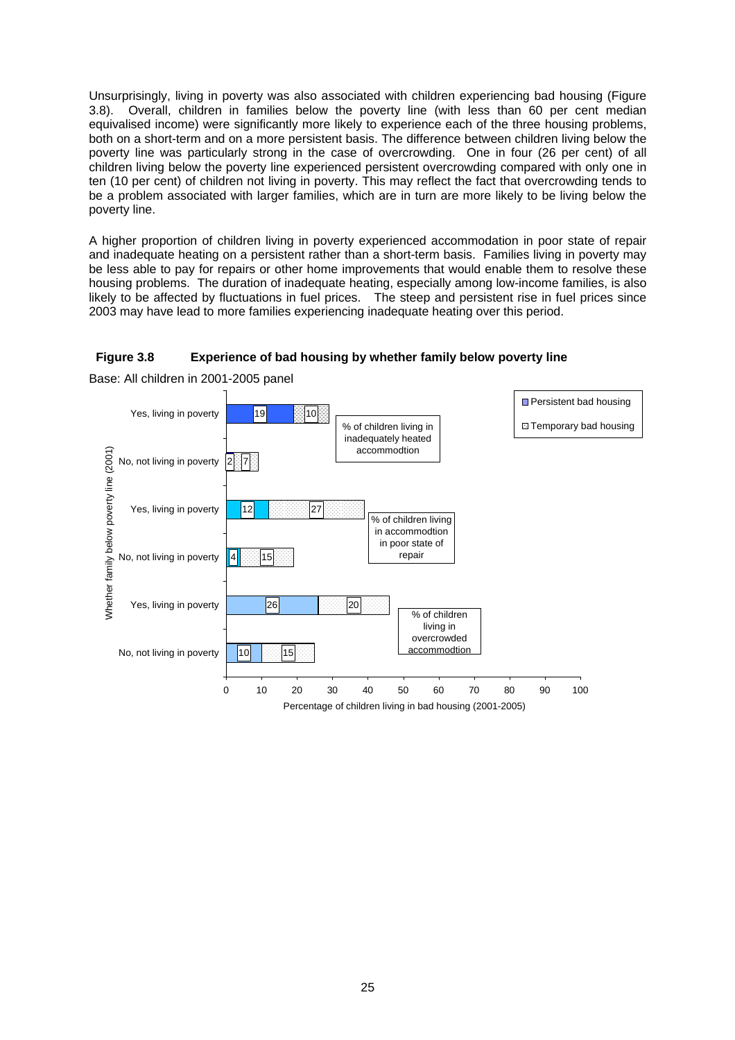Unsurprisingly, living in poverty was also associated with children experiencing bad housing (Figure 3.8). Overall, children in families below the poverty line (with less than 60 per cent median equivalised income) were significantly more likely to experience each of the three housing problems, both on a short-term and on a more persistent basis. The difference between children living below the poverty line was particularly strong in the case of overcrowding. One in four (26 per cent) of all children living below the poverty line experienced persistent overcrowding compared with only one in ten (10 per cent) of children not living in poverty. This may reflect the fact that overcrowding tends to be a problem associated with larger families, which are in turn are more likely to be living below the poverty line.

A higher proportion of children living in poverty experienced accommodation in poor state of repair and inadequate heating on a persistent rather than a short-term basis. Families living in poverty may be less able to pay for repairs or other home improvements that would enable them to resolve these housing problems. The duration of inadequate heating, especially among low-income families, is also likely to be affected by fluctuations in fuel prices. The steep and persistent rise in fuel prices since 2003 may have lead to more families experiencing inadequate heating over this period.

**Figure 3.8 Experience of bad housing by whether family below poverty line**

Base: All children in 2001-2005 panel

| Housing problem | Whether family below poverty line (2001) | Persistent bad housing | Temporary bad housing |
|---|---|---|---|
| % of children living in inadequately heated accommodtion | Yes, living in poverty | 19 | 10 |
| | No, not living in poverty | 2 | 7 |
| % of children living in accommodtion in poor state of repair | Yes, living in poverty | 12 | 27 |
| | No, not living in poverty | 4 | 15 |
| % of children living in overcrowded accommodtion | Yes, living in poverty | 26 | 20 |
| | No, not living in poverty | 10 | 15 |

Percentage of children living in bad housing (2001-2005)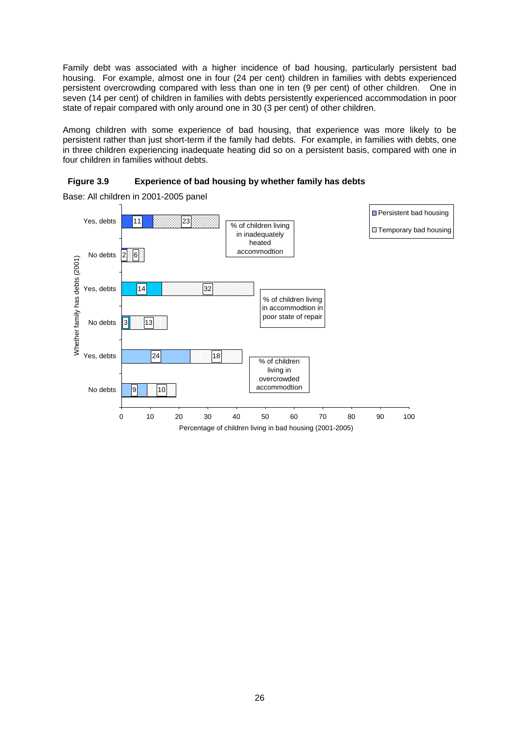Family debt was associated with a higher incidence of bad housing, particularly persistent bad housing. For example, almost one in four (24 per cent) children in families with debts experienced persistent overcrowding compared with less than one in ten (9 per cent) of other children. One in seven (14 per cent) of children in families with debts persistently experienced accommodation in poor state of repair compared with only around one in 30 (3 per cent) of other children.

Among children with some experience of bad housing, that experience was more likely to be persistent rather than just short-term if the family had debts. For example, in families with debts, one in three children experiencing inadequate heating did so on a persistent basis, compared with one in four children in families without debts.

**Figure 3.9 Experience of bad housing by whether family has debts**

Base: All children in 2001-2005 panel

| Whether family has debts (2001) | Persistent bad housing | Temporary bad housing |
|---|---|---|
| **% of children living in inadequately heated accommodtion** | | |
| Yes, debts | 11 | 23 |
| No debts | 2 | 6 |
| **% of children living in accommodtion in poor state of repair** | | |
| Yes, debts | 14 | 32 |
| No debts | 3 | 13 |
| **% of children living in overcrowded accommodtion** | | |
| Yes, debts | 24 | 18 |
| No debts | 9 | 10 |

Percentage of children living in bad housing (2001-2005)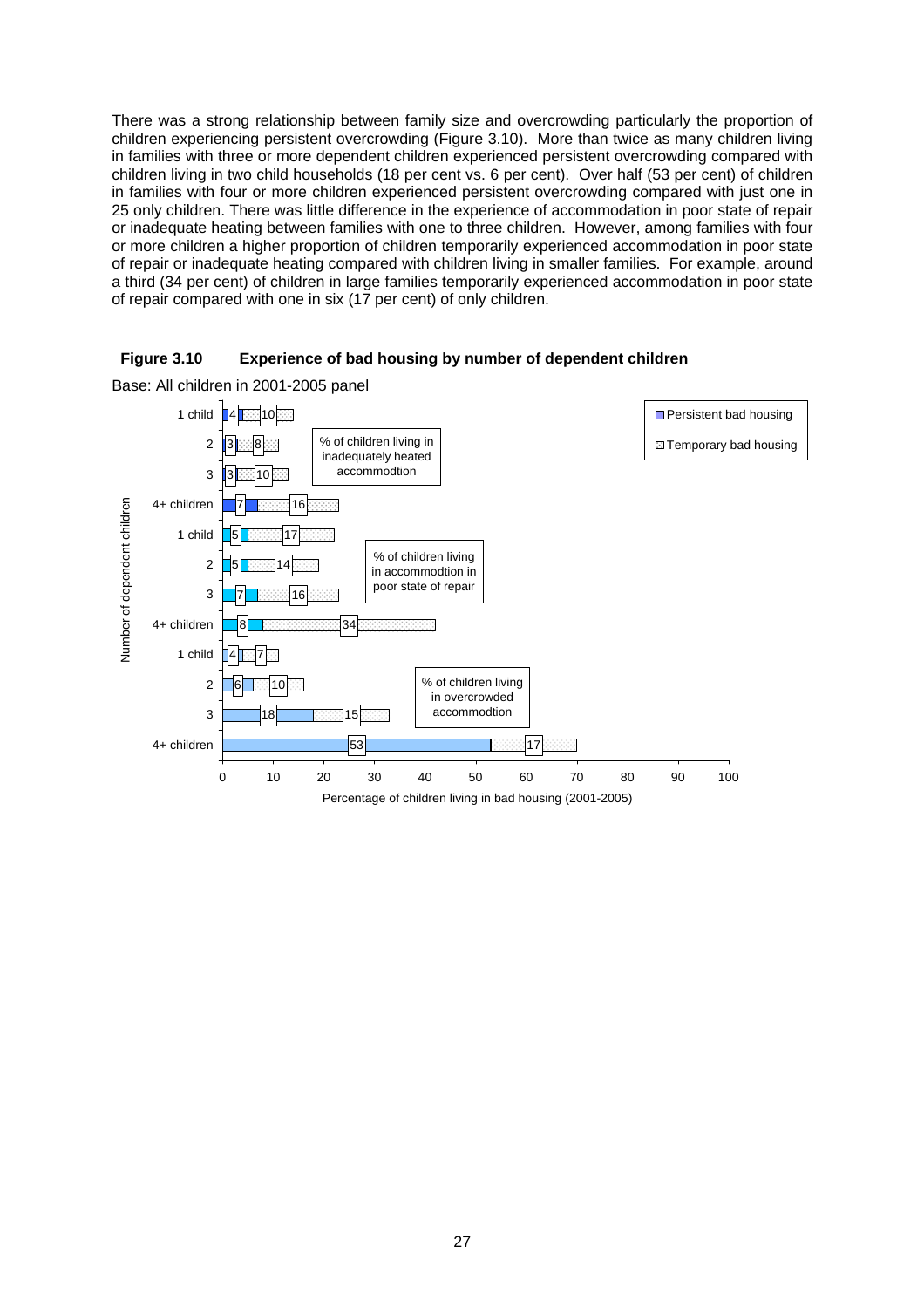There was a strong relationship between family size and overcrowding particularly the proportion of children experiencing persistent overcrowding (Figure 3.10). More than twice as many children living in families with three or more dependent children experienced persistent overcrowding compared with children living in two child households (18 per cent vs. 6 per cent). Over half (53 per cent) of children in families with four or more children experienced persistent overcrowding compared with just one in 25 only children. There was little difference in the experience of accommodation in poor state of repair or inadequate heating between families with one to three children. However, among families with four or more children a higher proportion of children temporarily experienced accommodation in poor state of repair or inadequate heating compared with children living in smaller families. For example, around a third (34 per cent) of children in large families temporarily experienced accommodation in poor state of repair compared with one in six (17 per cent) of only children.

**Figure 3.10 Experience of bad housing by number of dependent children**

Base: All children in 2001-2005 panel

| Number of dependent children | Persistent bad housing | Temporary bad housing |
|---|---|---|
| **% of children living in inadequately heated accommodtion** | | |
| 1 child | 4 | 10 |
| 2 | 3 | 8 |
| 3 | 3 | 10 |
| 4+ children | 7 | 16 |
| **% of children living in accommodtion in poor state of repair** | | |
| 1 child | 5 | 17 |
| 2 | 5 | 14 |
| 3 | 7 | 16 |
| 4+ children | 8 | 34 |
| **% of children living in overcrowded accommodtion** | | |
| 1 child | 4 | 7 |
| 2 | 6 | 10 |
| 3 | 18 | 15 |
| 4+ children | 53 | 17 |

Percentage of children living in bad housing (2001-2005)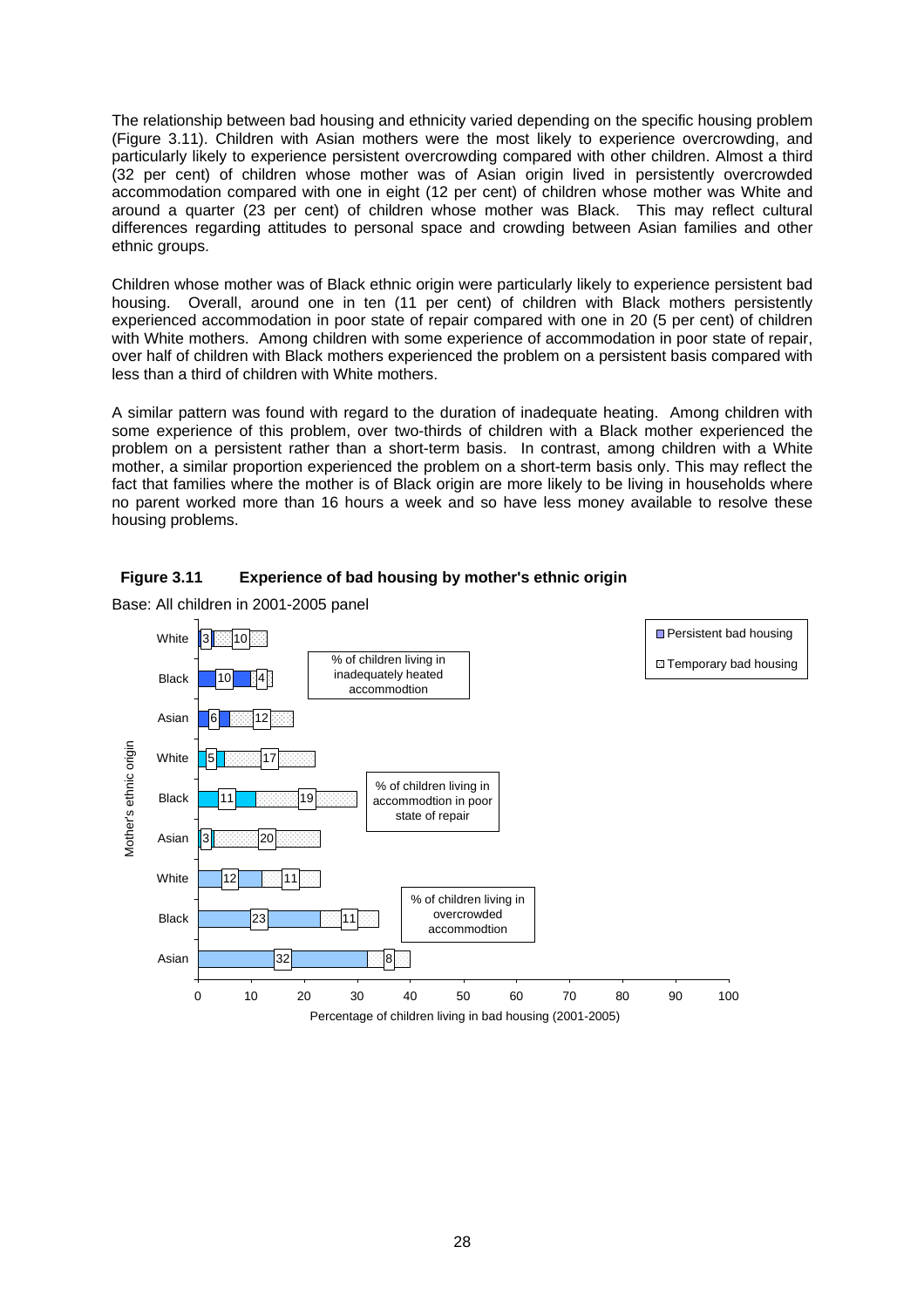The relationship between bad housing and ethnicity varied depending on the specific housing problem (Figure 3.11). Children with Asian mothers were the most likely to experience overcrowding, and particularly likely to experience persistent overcrowding compared with other children. Almost a third (32 per cent) of children whose mother was of Asian origin lived in persistently overcrowded accommodation compared with one in eight (12 per cent) of children whose mother was White and around a quarter (23 per cent) of children whose mother was Black. This may reflect cultural differences regarding attitudes to personal space and crowding between Asian families and other ethnic groups.

Children whose mother was of Black ethnic origin were particularly likely to experience persistent bad housing. Overall, around one in ten (11 per cent) of children with Black mothers persistently experienced accommodation in poor state of repair compared with one in 20 (5 per cent) of children with White mothers. Among children with some experience of accommodation in poor state of repair, over half of children with Black mothers experienced the problem on a persistent basis compared with less than a third of children with White mothers.

A similar pattern was found with regard to the duration of inadequate heating. Among children with some experience of this problem, over two-thirds of children with a Black mother experienced the problem on a persistent rather than a short-term basis. In contrast, among children with a White mother, a similar proportion experienced the problem on a short-term basis only. This may reflect the fact that families where the mother is of Black origin are more likely to be living in households where no parent worked more than 16 hours a week and so have less money available to resolve these housing problems.

**Figure 3.11 Experience of bad housing by mother's ethnic origin**

Base: All children in 2001-2005 panel

| Mother's ethnic origin | Persistent bad housing | Temporary bad housing |
|---|---|---|
| **% of children living in inadequately heated accommodtion** | | |
| White | 3 | 10 |
| Black | 10 | 4 |
| Asian | 6 | 12 |
| **% of children living in accommodtion in poor state of repair** | | |
| White | 5 | 17 |
| Black | 11 | 19 |
| Asian | 3 | 20 |
| **% of children living in overcrowded accommodtion** | | |
| White | 12 | 11 |
| Black | 23 | 11 |
| Asian | 32 | 8 |

Percentage of children living in bad housing (2001-2005)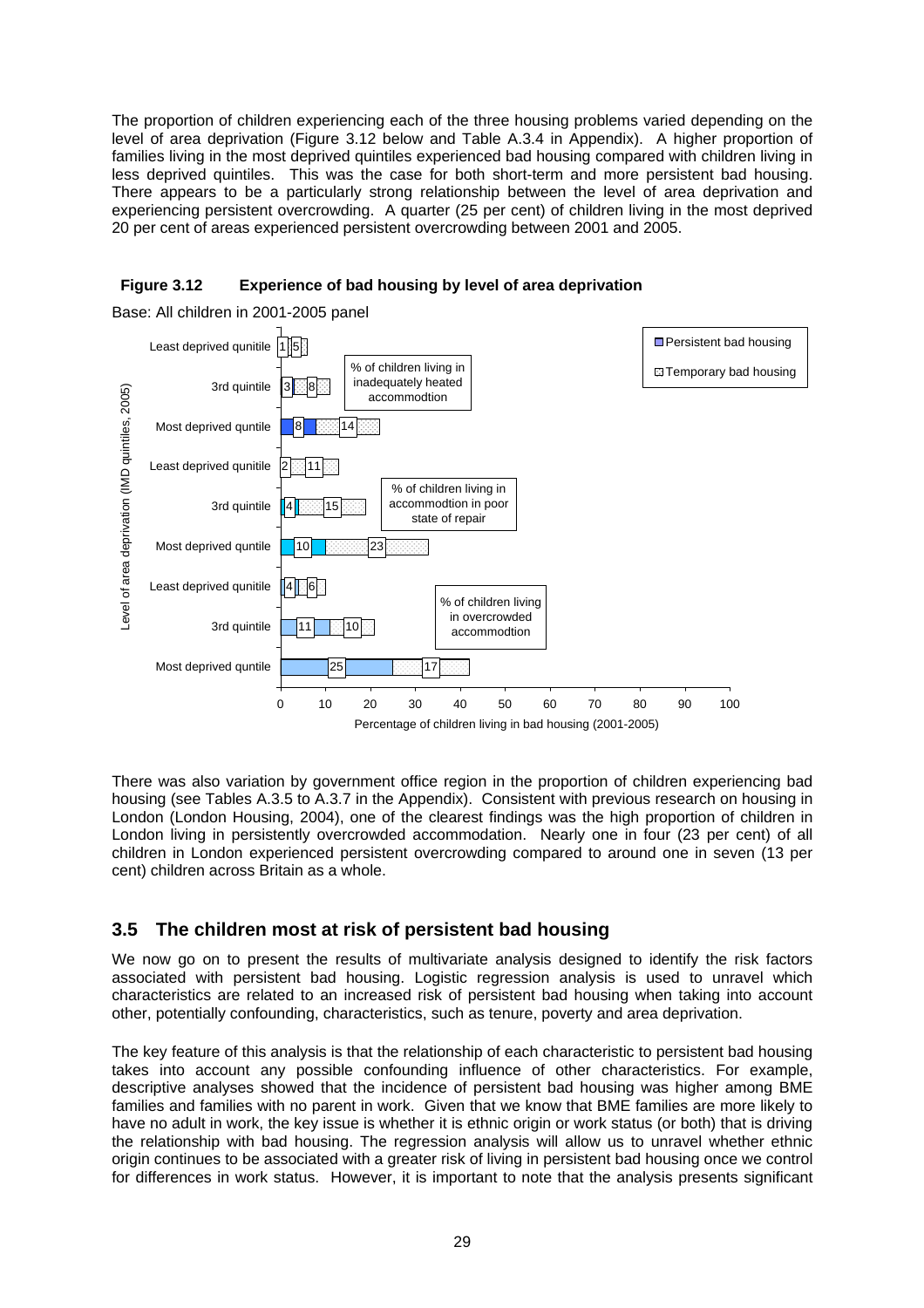The proportion of children experiencing each of the three housing problems varied depending on the level of area deprivation (Figure 3.12 below and Table A.3.4 in Appendix). A higher proportion of families living in the most deprived quintiles experienced bad housing compared with children living in less deprived quintiles. This was the case for both short-term and more persistent bad housing. There appears to be a particularly strong relationship between the level of area deprivation and experiencing persistent overcrowding. A quarter (25 per cent) of children living in the most deprived 20 per cent of areas experienced persistent overcrowding between 2001 and 2005.

**Figure 3.12 Experience of bad housing by level of area deprivation**

Base: All children in 2001-2005 panel

| Level of area deprivation (IMD quintiles, 2005) | Persistent bad housing | Temporary bad housing |
|---|---|---|
| **% of children living in inadequately heated accommodtion** | | |
| Least deprived qunitile | 1 | 5 |
| 3rd quintile | 3 | 8 |
| Most deprived quntile | 8 | 14 |
| **% of children living in accommodtion in poor state of repair** | | |
| Least deprived qunitile | 2 | 11 |
| 3rd quintile | 4 | 15 |
| Most deprived quntile | 10 | 23 |
| **% of children living in overcrowded accommodtion** | | |
| Least deprived qunitile | 4 | 6 |
| 3rd quintile | 11 | 10 |
| Most deprived quntile | 25 | 17 |

Percentage of children living in bad housing (2001-2005)

There was also variation by government office region in the proportion of children experiencing bad housing (see Tables A.3.5 to A.3.7 in the Appendix). Consistent with previous research on housing in London (London Housing, 2004), one of the clearest findings was the high proportion of children in London living in persistently overcrowded accommodation. Nearly one in four (23 per cent) of all children in London experienced persistent overcrowding compared to around one in seven (13 per cent) children across Britain as a whole.

## 3.5 The children most at risk of persistent bad housing

We now go on to present the results of multivariate analysis designed to identify the risk factors associated with persistent bad housing. Logistic regression analysis is used to unravel which characteristics are related to an increased risk of persistent bad housing when taking into account other, potentially confounding, characteristics, such as tenure, poverty and area deprivation.

The key feature of this analysis is that the relationship of each characteristic to persistent bad housing takes into account any possible confounding influence of other characteristics. For example, descriptive analyses showed that the incidence of persistent bad housing was higher among BME families and families with no parent in work. Given that we know that BME families are more likely to have no adult in work, the key issue is whether it is ethnic origin or work status (or both) that is driving the relationship with bad housing. The regression analysis will allow us to unravel whether ethnic origin continues to be associated with a greater risk of living in persistent bad housing once we control for differences in work status. However, it is important to note that the analysis presents significant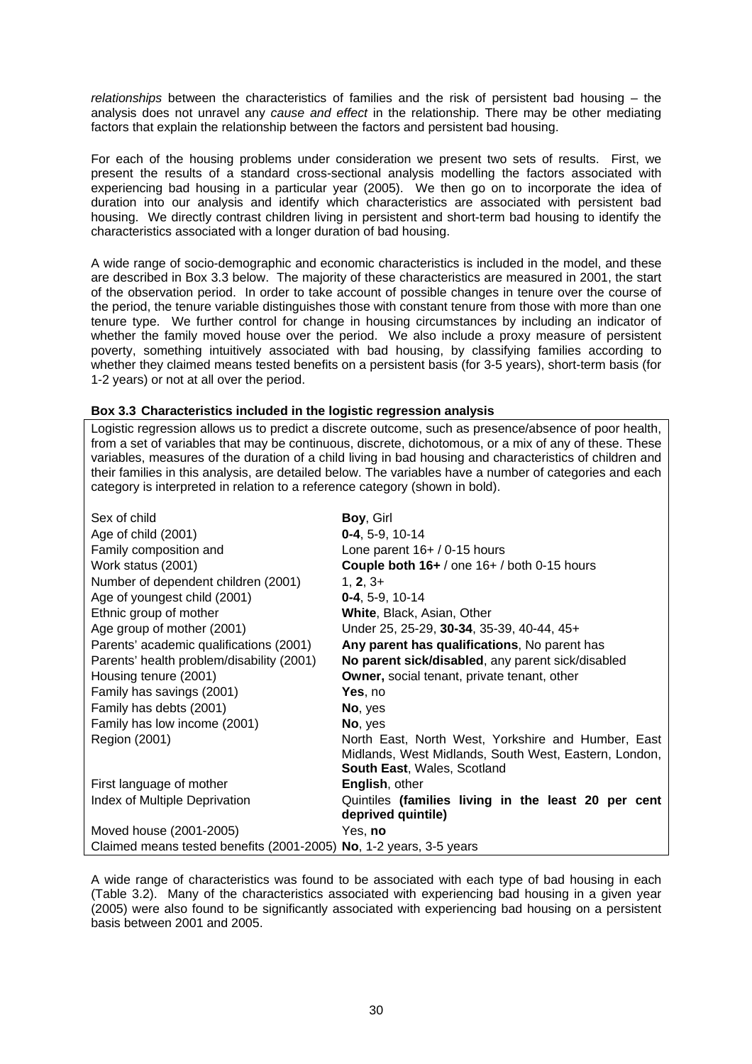*relationships* between the characteristics of families and the risk of persistent bad housing – the analysis does not unravel any *cause and effect* in the relationship. There may be other mediating factors that explain the relationship between the factors and persistent bad housing.

For each of the housing problems under consideration we present two sets of results. First, we present the results of a standard cross-sectional analysis modelling the factors associated with experiencing bad housing in a particular year (2005). We then go on to incorporate the idea of duration into our analysis and identify which characteristics are associated with persistent bad housing. We directly contrast children living in persistent and short-term bad housing to identify the characteristics associated with a longer duration of bad housing.

A wide range of socio-demographic and economic characteristics is included in the model, and these are described in Box 3.3 below. The majority of these characteristics are measured in 2001, the start of the observation period. In order to take account of possible changes in tenure over the course of the period, the tenure variable distinguishes those with constant tenure from those with more than one tenure type. We further control for change in housing circumstances by including an indicator of whether the family moved house over the period. We also include a proxy measure of persistent poverty, something intuitively associated with bad housing, by classifying families according to whether they claimed means tested benefits on a persistent basis (for 3-5 years), short-term basis (for 1-2 years) or not at all over the period.

**Box 3.3 Characteristics included in the logistic regression analysis**

Logistic regression allows us to predict a discrete outcome, such as presence/absence of poor health, from a set of variables that may be continuous, discrete, dichotomous, or a mix of any of these. These variables, measures of the duration of a child living in bad housing and characteristics of children and their families in this analysis, are detailed below. The variables have a number of categories and each category is interpreted in relation to a reference category (shown in bold).

| Variable | Categories |
|---|---|
| Sex of child | **Boy**, Girl |
| Age of child (2001) | **0-4**, 5-9, 10-14 |
| Family composition and Work status (2001) | Lone parent 16+ / 0-15 hours<br>**Couple both 16+** / one 16+ / both 0-15 hours |
| Number of dependent children (2001) | 1, **2**, 3+ |
| Age of youngest child (2001) | **0-4**, 5-9, 10-14 |
| Ethnic group of mother | **White**, Black, Asian, Other |
| Age group of mother (2001) | Under 25, 25-29, **30-34**, 35-39, 40-44, 45+ |
| Parents' academic qualifications (2001) | **Any parent has qualifications**, No parent has |
| Parents' health problem/disability (2001) | **No parent sick/disabled**, any parent sick/disabled |
| Housing tenure (2001) | **Owner,** social tenant, private tenant, other |
| Family has savings (2001) | **Yes**, no |
| Family has debts (2001) | **No**, yes |
| Family has low income (2001) | **No**, yes |
| Region (2001) | North East, North West, Yorkshire and Humber, East Midlands, West Midlands, South West, Eastern, London, **South East**, Wales, Scotland |
| First language of mother | **English**, other |
| Index of Multiple Deprivation | Quintiles **(families living in the least 20 per cent deprived quintile)** |
| Moved house (2001-2005) | Yes, **no** |
| Claimed means tested benefits (2001-2005) | **No**, 1-2 years, 3-5 years |

A wide range of characteristics was found to be associated with each type of bad housing in each (Table 3.2). Many of the characteristics associated with experiencing bad housing in a given year (2005) were also found to be significantly associated with experiencing bad housing on a persistent basis between 2001 and 2005.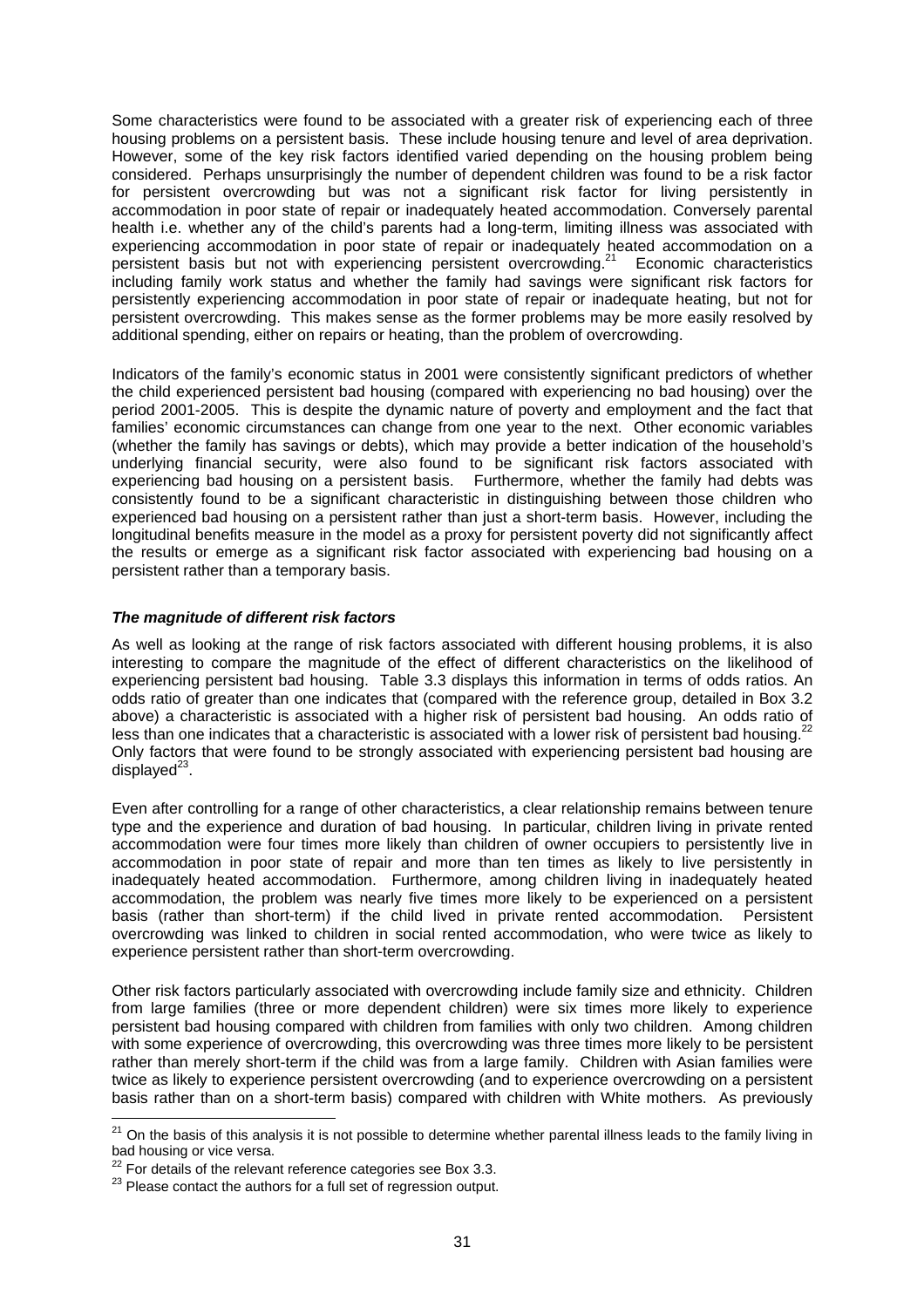Some characteristics were found to be associated with a greater risk of experiencing each of three housing problems on a persistent basis. These include housing tenure and level of area deprivation. However, some of the key risk factors identified varied depending on the housing problem being considered. Perhaps unsurprisingly the number of dependent children was found to be a risk factor for persistent overcrowding but was not a significant risk factor for living persistently in accommodation in poor state of repair or inadequately heated accommodation. Conversely parental health i.e. whether any of the child's parents had a long-term, limiting illness was associated with experiencing accommodation in poor state of repair or inadequately heated accommodation on a persistent basis but not with experiencing persistent overcrowding.[21] Economic characteristics including family work status and whether the family had savings were significant risk factors for persistently experiencing accommodation in poor state of repair or inadequate heating, but not for persistent overcrowding. This makes sense as the former problems may be more easily resolved by additional spending, either on repairs or heating, than the problem of overcrowding.

Indicators of the family's economic status in 2001 were consistently significant predictors of whether the child experienced persistent bad housing (compared with experiencing no bad housing) over the period 2001-2005. This is despite the dynamic nature of poverty and employment and the fact that families' economic circumstances can change from one year to the next. Other economic variables (whether the family has savings or debts), which may provide a better indication of the household's underlying financial security, were also found to be significant risk factors associated with experiencing bad housing on a persistent basis. Furthermore, whether the family had debts was consistently found to be a significant characteristic in distinguishing between those children who experienced bad housing on a persistent rather than just a short-term basis. However, including the longitudinal benefits measure in the model as a proxy for persistent poverty did not significantly affect the results or emerge as a significant risk factor associated with experiencing bad housing on a persistent rather than a temporary basis.

### *The magnitude of different risk factors*

As well as looking at the range of risk factors associated with different housing problems, it is also interesting to compare the magnitude of the effect of different characteristics on the likelihood of experiencing persistent bad housing. Table 3.3 displays this information in terms of odds ratios. An odds ratio of greater than one indicates that (compared with the reference group, detailed in Box 3.2 above) a characteristic is associated with a higher risk of persistent bad housing. An odds ratio of less than one indicates that a characteristic is associated with a lower risk of persistent bad housing.[22] Only factors that were found to be strongly associated with experiencing persistent bad housing are displayed[23].

Even after controlling for a range of other characteristics, a clear relationship remains between tenure type and the experience and duration of bad housing. In particular, children living in private rented accommodation were four times more likely than children of owner occupiers to persistently live in accommodation in poor state of repair and more than ten times as likely to live persistently in inadequately heated accommodation. Furthermore, among children living in inadequately heated accommodation, the problem was nearly five times more likely to be experienced on a persistent basis (rather than short-term) if the child lived in private rented accommodation. Persistent overcrowding was linked to children in social rented accommodation, who were twice as likely to experience persistent rather than short-term overcrowding.

Other risk factors particularly associated with overcrowding include family size and ethnicity. Children from large families (three or more dependent children) were six times more likely to experience persistent bad housing compared with children from families with only two children. Among children with some experience of overcrowding, this overcrowding was three times more likely to be persistent rather than merely short-term if the child was from a large family. Children with Asian families were twice as likely to experience persistent overcrowding (and to experience overcrowding on a persistent basis rather than on a short-term basis) compared with children with White mothers. As previously

---

[21] On the basis of this analysis it is not possible to determine whether parental illness leads to the family living in bad housing or vice versa.

[22] For details of the relevant reference categories see Box 3.3.

[23] Please contact the authors for a full set of regression output.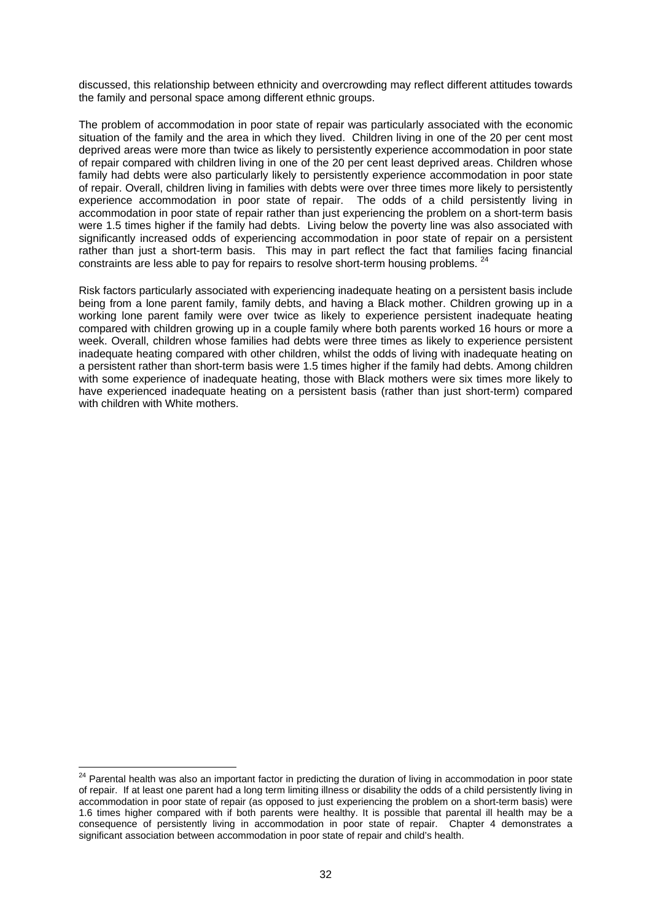discussed, this relationship between ethnicity and overcrowding may reflect different attitudes towards the family and personal space among different ethnic groups.

The problem of accommodation in poor state of repair was particularly associated with the economic situation of the family and the area in which they lived. Children living in one of the 20 per cent most deprived areas were more than twice as likely to persistently experience accommodation in poor state of repair compared with children living in one of the 20 per cent least deprived areas. Children whose family had debts were also particularly likely to persistently experience accommodation in poor state of repair. Overall, children living in families with debts were over three times more likely to persistently experience accommodation in poor state of repair. The odds of a child persistently living in accommodation in poor state of repair rather than just experiencing the problem on a short-term basis were 1.5 times higher if the family had debts. Living below the poverty line was also associated with significantly increased odds of experiencing accommodation in poor state of repair on a persistent rather than just a short-term basis. This may in part reflect the fact that families facing financial constraints are less able to pay for repairs to resolve short-term housing problems. [24]

Risk factors particularly associated with experiencing inadequate heating on a persistent basis include being from a lone parent family, family debts, and having a Black mother. Children growing up in a working lone parent family were over twice as likely to experience persistent inadequate heating compared with children growing up in a couple family where both parents worked 16 hours or more a week. Overall, children whose families had debts were three times as likely to experience persistent inadequate heating compared with other children, whilst the odds of living with inadequate heating on a persistent rather than short-term basis were 1.5 times higher if the family had debts. Among children with some experience of inadequate heating, those with Black mothers were six times more likely to have experienced inadequate heating on a persistent basis (rather than just short-term) compared with children with White mothers.

---

[24] Parental health was also an important factor in predicting the duration of living in accommodation in poor state of repair. If at least one parent had a long term limiting illness or disability the odds of a child persistently living in accommodation in poor state of repair (as opposed to just experiencing the problem on a short-term basis) were 1.6 times higher compared with if both parents were healthy. It is possible that parental ill health may be a consequence of persistently living in accommodation in poor state of repair. Chapter 4 demonstrates a significant association between accommodation in poor state of repair and child's health.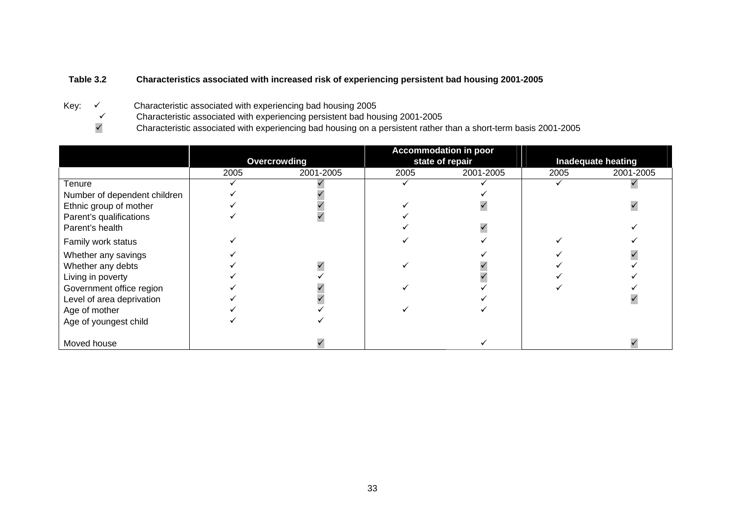**Table 3.2 Characteristics associated with increased risk of experiencing persistent bad housing 2001-2005**

Key:
- ✓ Characteristic associated with experiencing bad housing 2005
- ✓ Characteristic associated with experiencing persistent bad housing 2001-2005
- ✓ (shaded) Characteristic associated with experiencing bad housing on a persistent rather than a short-term basis 2001-2005

| | Overcrowding | | Accommodation in poor state of repair | | Inadequate heating | |
|---|---|---|---|---|---|---|
| | 2005 | 2001-2005 | 2005 | 2001-2005 | 2005 | 2001-2005 |
| Tenure | ✓ | ✓ (shaded) | ✓ | ✓ | ✓ | ✓ (shaded) |
| Number of dependent children | ✓ | ✓ (shaded) | | ✓ | | |
| Ethnic group of mother | ✓ | ✓ (shaded) | ✓ | ✓ (shaded) | | ✓ (shaded) |
| Parent's qualifications | ✓ | ✓ (shaded) | ✓ | | | |
| Parent's health | | | ✓ | ✓ (shaded) | | ✓ |
| Family work status | ✓ | | ✓ | ✓ | ✓ | ✓ |
| Whether any savings | ✓ | | | ✓ | ✓ | ✓ (shaded) |
| Whether any debts | ✓ | ✓ (shaded) | ✓ | ✓ (shaded) | ✓ | ✓ |
| Living in poverty | ✓ | ✓ | | ✓ (shaded) | ✓ | ✓ |
| Government office region | ✓ | ✓ (shaded) | ✓ | ✓ | ✓ | ✓ |
| Level of area deprivation | ✓ | ✓ (shaded) | | ✓ | | ✓ (shaded) |
| Age of mother | ✓ | ✓ | ✓ | ✓ | | |
| Age of youngest child | ✓ | ✓ | | | | |
| Moved house | | ✓ (shaded) | | ✓ | | ✓ (shaded) |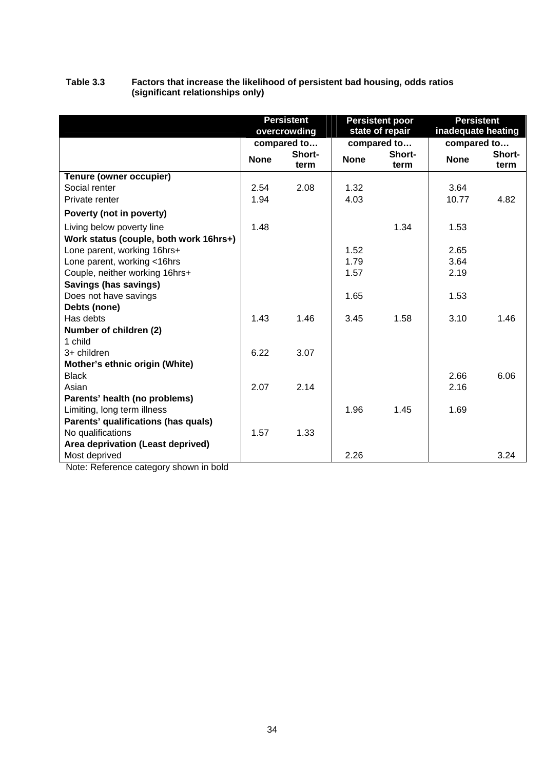**Table 3.3 Factors that increase the likelihood of persistent bad housing, odds ratios (significant relationships only)**

| | Persistent overcrowding | | Persistent poor state of repair | | Persistent inadequate heating | |
|---|---|---|---|---|---|---|
| | compared to… | | compared to… | | compared to… | |
| | None | Short-term | None | Short-term | None | Short-term |
| **Tenure (owner occupier)** | | | | | | |
| Social renter | 2.54 | 2.08 | 1.32 | | 3.64 | |
| Private renter | 1.94 | | 4.03 | | 10.77 | 4.82 |
| **Poverty (not in poverty)** | | | | | | |
| Living below poverty line | 1.48 | | | 1.34 | 1.53 | |
| **Work status (couple, both work 16hrs+)** | | | | | | |
| Lone parent, working 16hrs+ | | | 1.52 | | 2.65 | |
| Lone parent, working <16hrs | | | 1.79 | | 3.64 | |
| Couple, neither working 16hrs+ | | | 1.57 | | 2.19 | |
| **Savings (has savings)** | | | | | | |
| Does not have savings | | | 1.65 | | 1.53 | |
| **Debts (none)** | | | | | | |
| Has debts | 1.43 | 1.46 | 3.45 | 1.58 | 3.10 | 1.46 |
| **Number of children (2)** | | | | | | |
| 1 child | | | | | | |
| 3+ children | 6.22 | 3.07 | | | | |
| **Mother's ethnic origin (White)** | | | | | | |
| Black | | | | | 2.66 | 6.06 |
| Asian | 2.07 | 2.14 | | | 2.16 | |
| **Parents' health (no problems)** | | | | | | |
| Limiting, long term illness | | | 1.96 | 1.45 | 1.69 | |
| **Parents' qualifications (has quals)** | | | | | | |
| No qualifications | 1.57 | 1.33 | | | | |
| **Area deprivation (Least deprived)** | | | | | | |
| Most deprived | | | 2.26 | | | 3.24 |

Note: Reference category shown in bold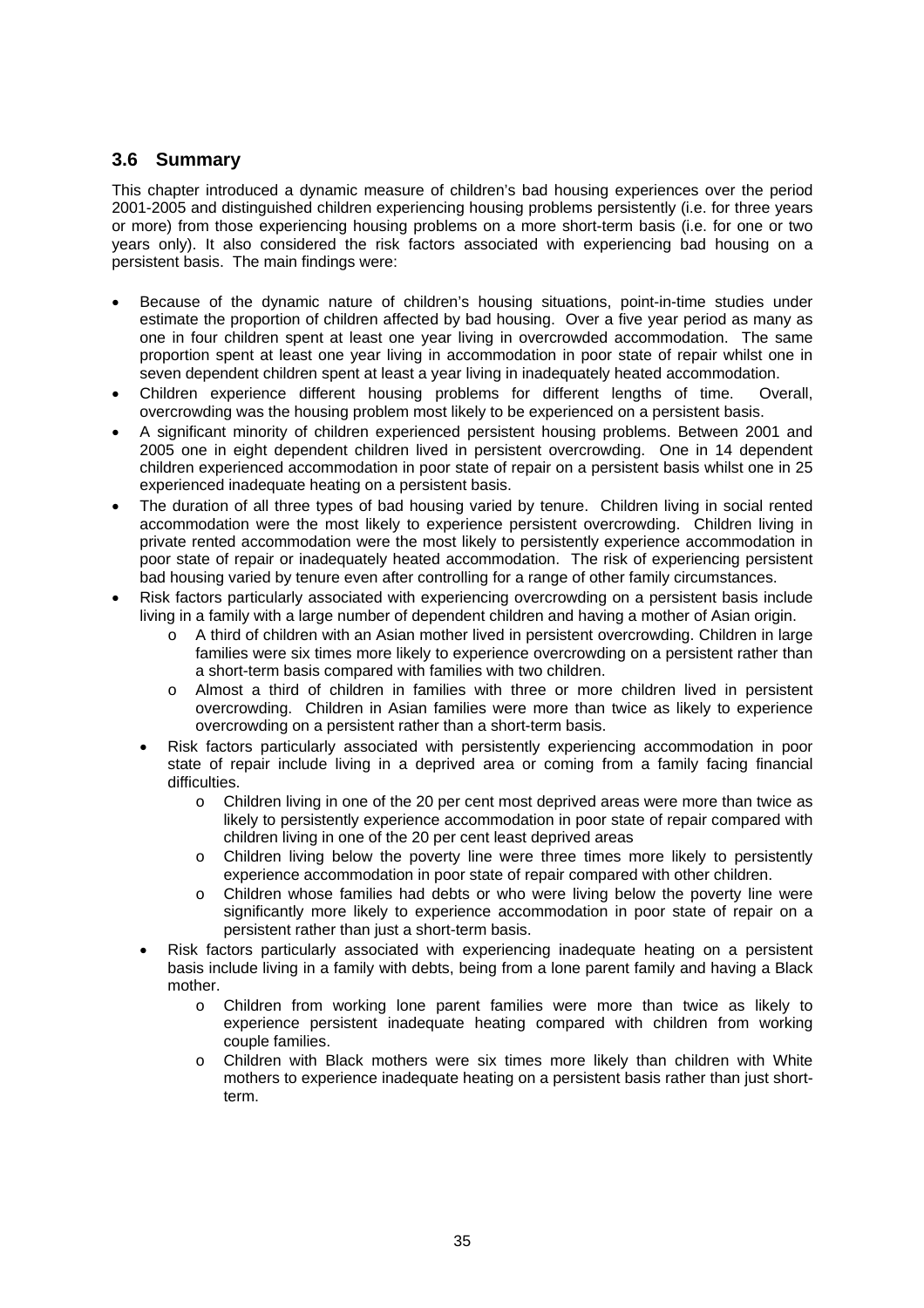## 3.6 Summary

This chapter introduced a dynamic measure of children's bad housing experiences over the period 2001-2005 and distinguished children experiencing housing problems persistently (i.e. for three years or more) from those experiencing housing problems on a more short-term basis (i.e. for one or two years only). It also considered the risk factors associated with experiencing bad housing on a persistent basis. The main findings were:

- Because of the dynamic nature of children's housing situations, point-in-time studies under estimate the proportion of children affected by bad housing. Over a five year period as many as one in four children spent at least one year living in overcrowded accommodation. The same proportion spent at least one year living in accommodation in poor state of repair whilst one in seven dependent children spent at least a year living in inadequately heated accommodation.
- Children experience different housing problems for different lengths of time. Overall, overcrowding was the housing problem most likely to be experienced on a persistent basis.
- A significant minority of children experienced persistent housing problems. Between 2001 and 2005 one in eight dependent children lived in persistent overcrowding. One in 14 dependent children experienced accommodation in poor state of repair on a persistent basis whilst one in 25 experienced inadequate heating on a persistent basis.
- The duration of all three types of bad housing varied by tenure. Children living in social rented accommodation were the most likely to experience persistent overcrowding. Children living in private rented accommodation were the most likely to persistently experience accommodation in poor state of repair or inadequately heated accommodation. The risk of experiencing persistent bad housing varied by tenure even after controlling for a range of other family circumstances.
- Risk factors particularly associated with experiencing overcrowding on a persistent basis include living in a family with a large number of dependent children and having a mother of Asian origin.
  - A third of children with an Asian mother lived in persistent overcrowding. Children in large families were six times more likely to experience overcrowding on a persistent rather than a short-term basis compared with families with two children.
  - Almost a third of children in families with three or more children lived in persistent overcrowding. Children in Asian families were more than twice as likely to experience overcrowding on a persistent rather than a short-term basis.
  - Risk factors particularly associated with persistently experiencing accommodation in poor state of repair include living in a deprived area or coming from a family facing financial difficulties.
    - Children living in one of the 20 per cent most deprived areas were more than twice as likely to persistently experience accommodation in poor state of repair compared with children living in one of the 20 per cent least deprived areas
    - Children living below the poverty line were three times more likely to persistently experience accommodation in poor state of repair compared with other children.
    - Children whose families had debts or who were living below the poverty line were significantly more likely to experience accommodation in poor state of repair on a persistent rather than just a short-term basis.
  - Risk factors particularly associated with experiencing inadequate heating on a persistent basis include living in a family with debts, being from a lone parent family and having a Black mother.
    - Children from working lone parent families were more than twice as likely to experience persistent inadequate heating compared with children from working couple families.
    - Children with Black mothers were six times more likely than children with White mothers to experience inadequate heating on a persistent basis rather than just short-term.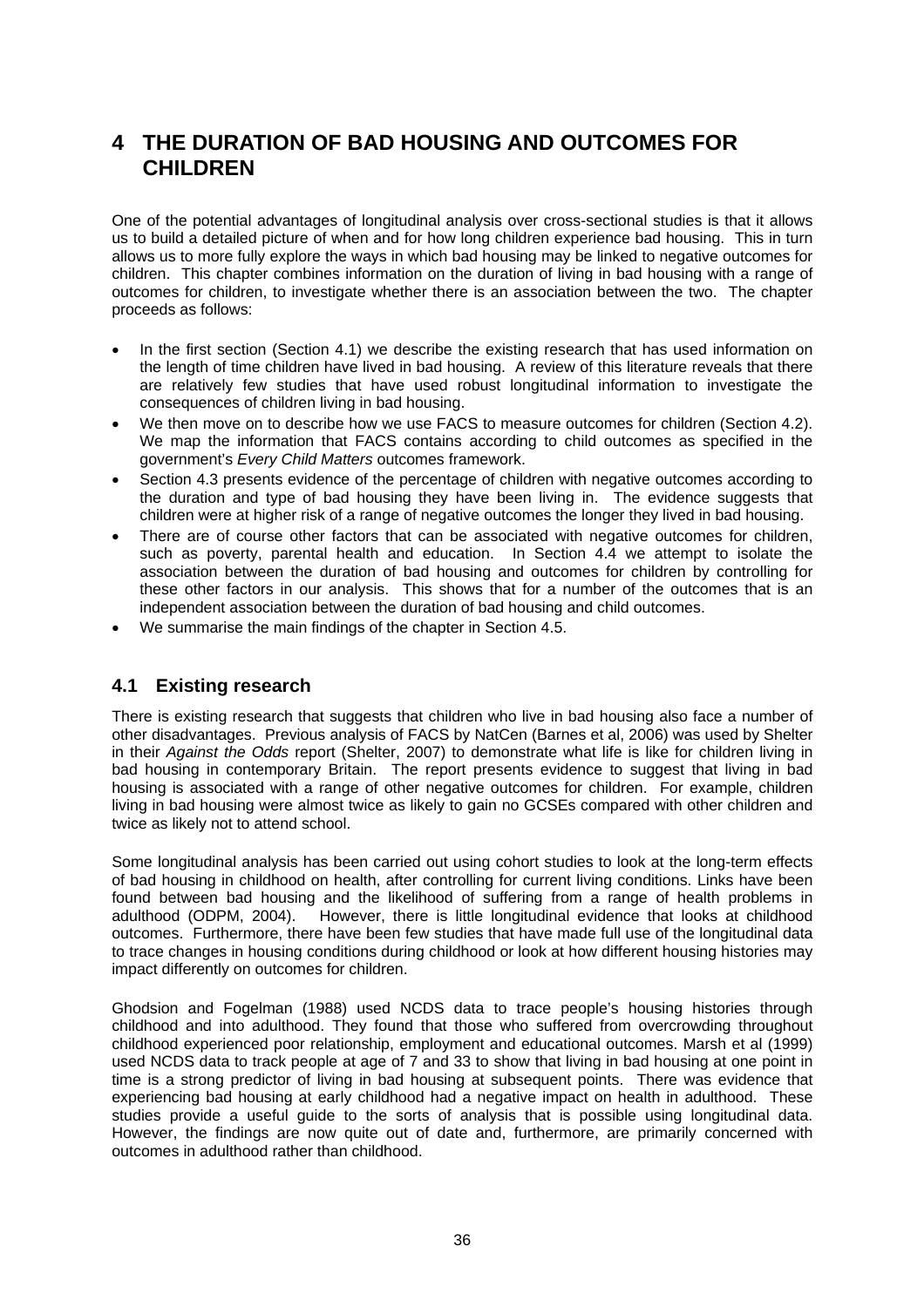# 4 THE DURATION OF BAD HOUSING AND OUTCOMES FOR CHILDREN

One of the potential advantages of longitudinal analysis over cross-sectional studies is that it allows us to build a detailed picture of when and for how long children experience bad housing. This in turn allows us to more fully explore the ways in which bad housing may be linked to negative outcomes for children. This chapter combines information on the duration of living in bad housing with a range of outcomes for children, to investigate whether there is an association between the two. The chapter proceeds as follows:

- In the first section (Section 4.1) we describe the existing research that has used information on the length of time children have lived in bad housing. A review of this literature reveals that there are relatively few studies that have used robust longitudinal information to investigate the consequences of children living in bad housing.
- We then move on to describe how we use FACS to measure outcomes for children (Section 4.2). We map the information that FACS contains according to child outcomes as specified in the government's *Every Child Matters* outcomes framework.
- Section 4.3 presents evidence of the percentage of children with negative outcomes according to the duration and type of bad housing they have been living in. The evidence suggests that children were at higher risk of a range of negative outcomes the longer they lived in bad housing.
- There are of course other factors that can be associated with negative outcomes for children, such as poverty, parental health and education. In Section 4.4 we attempt to isolate the association between the duration of bad housing and outcomes for children by controlling for these other factors in our analysis. This shows that for a number of the outcomes that is an independent association between the duration of bad housing and child outcomes.
- We summarise the main findings of the chapter in Section 4.5.

## 4.1 Existing research

There is existing research that suggests that children who live in bad housing also face a number of other disadvantages. Previous analysis of FACS by NatCen (Barnes et al, 2006) was used by Shelter in their *Against the Odds* report (Shelter, 2007) to demonstrate what life is like for children living in bad housing in contemporary Britain. The report presents evidence to suggest that living in bad housing is associated with a range of other negative outcomes for children. For example, children living in bad housing were almost twice as likely to gain no GCSEs compared with other children and twice as likely not to attend school.

Some longitudinal analysis has been carried out using cohort studies to look at the long-term effects of bad housing in childhood on health, after controlling for current living conditions. Links have been found between bad housing and the likelihood of suffering from a range of health problems in adulthood (ODPM, 2004). However, there is little longitudinal evidence that looks at childhood outcomes. Furthermore, there have been few studies that have made full use of the longitudinal data to trace changes in housing conditions during childhood or look at how different housing histories may impact differently on outcomes for children.

Ghodsion and Fogelman (1988) used NCDS data to trace people's housing histories through childhood and into adulthood. They found that those who suffered from overcrowding throughout childhood experienced poor relationship, employment and educational outcomes. Marsh et al (1999) used NCDS data to track people at age of 7 and 33 to show that living in bad housing at one point in time is a strong predictor of living in bad housing at subsequent points. There was evidence that experiencing bad housing at early childhood had a negative impact on health in adulthood. These studies provide a useful guide to the sorts of analysis that is possible using longitudinal data. However, the findings are now quite out of date and, furthermore, are primarily concerned with outcomes in adulthood rather than childhood.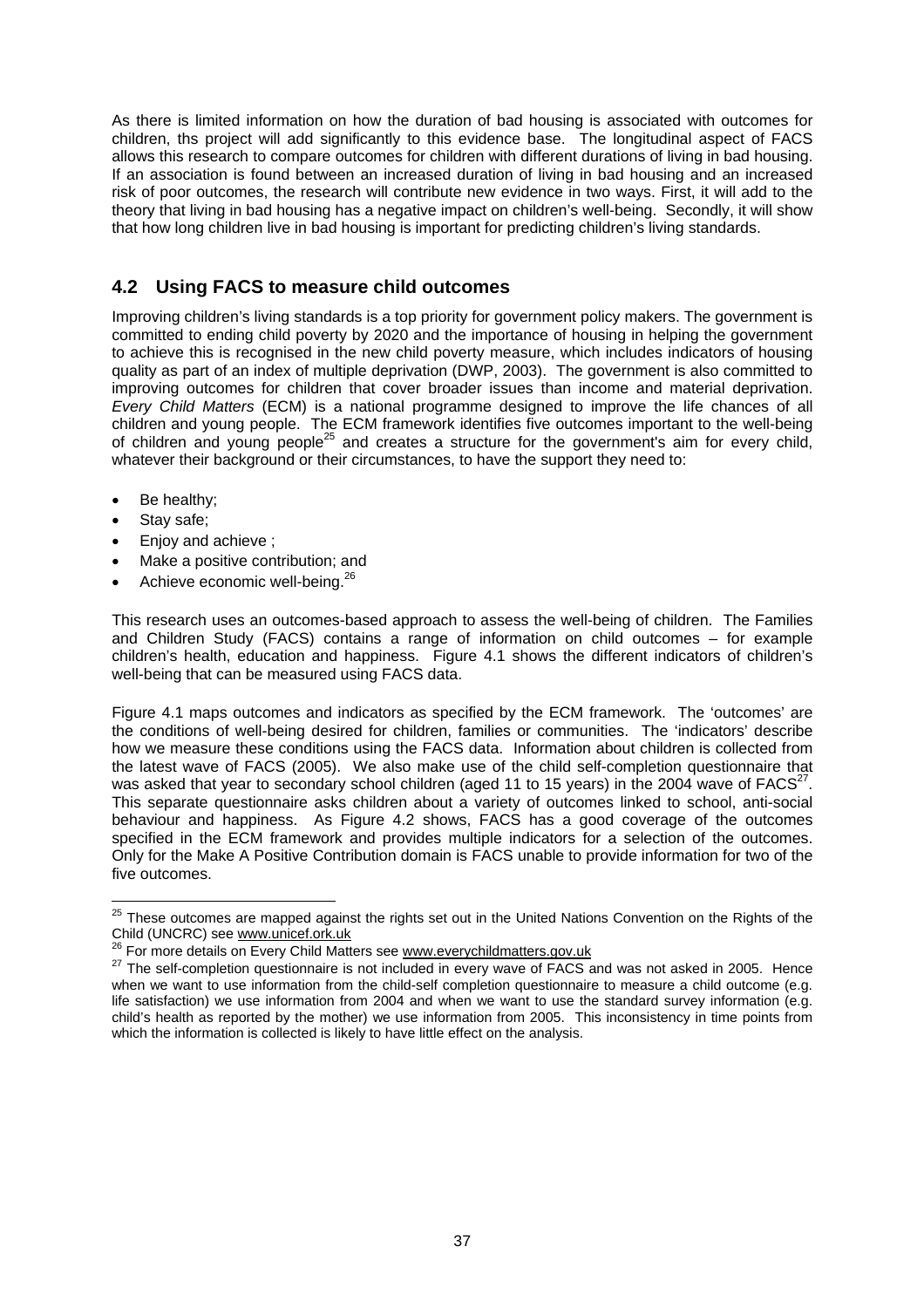As there is limited information on how the duration of bad housing is associated with outcomes for children, ths project will add significantly to this evidence base. The longitudinal aspect of FACS allows this research to compare outcomes for children with different durations of living in bad housing. If an association is found between an increased duration of living in bad housing and an increased risk of poor outcomes, the research will contribute new evidence in two ways. First, it will add to the theory that living in bad housing has a negative impact on children's well-being. Secondly, it will show that how long children live in bad housing is important for predicting children's living standards.

## 4.2 Using FACS to measure child outcomes

Improving children's living standards is a top priority for government policy makers. The government is committed to ending child poverty by 2020 and the importance of housing in helping the government to achieve this is recognised in the new child poverty measure, which includes indicators of housing quality as part of an index of multiple deprivation (DWP, 2003). The government is also committed to improving outcomes for children that cover broader issues than income and material deprivation. *Every Child Matters* (ECM) is a national programme designed to improve the life chances of all children and young people. The ECM framework identifies five outcomes important to the well-being of children and young people[25] and creates a structure for the government's aim for every child, whatever their background or their circumstances, to have the support they need to:

- Be healthy;
- Stay safe;
- Enjoy and achieve ;
- Make a positive contribution; and
- Achieve economic well-being.[26]

This research uses an outcomes-based approach to assess the well-being of children. The Families and Children Study (FACS) contains a range of information on child outcomes – for example children's health, education and happiness. Figure 4.1 shows the different indicators of children's well-being that can be measured using FACS data.

Figure 4.1 maps outcomes and indicators as specified by the ECM framework. The 'outcomes' are the conditions of well-being desired for children, families or communities. The 'indicators' describe how we measure these conditions using the FACS data. Information about children is collected from the latest wave of FACS (2005). We also make use of the child self-completion questionnaire that was asked that year to secondary school children (aged 11 to 15 years) in the 2004 wave of FACS[27]. This separate questionnaire asks children about a variety of outcomes linked to school, anti-social behaviour and happiness. As Figure 4.2 shows, FACS has a good coverage of the outcomes specified in the ECM framework and provides multiple indicators for a selection of the outcomes. Only for the Make A Positive Contribution domain is FACS unable to provide information for two of the five outcomes.

---

[25] These outcomes are mapped against the rights set out in the United Nations Convention on the Rights of the Child (UNCRC) see www.unicef.ork.uk

[26] For more details on Every Child Matters see www.everychildmatters.gov.uk

[27] The self-completion questionnaire is not included in every wave of FACS and was not asked in 2005. Hence when we want to use information from the child-self completion questionnaire to measure a child outcome (e.g. life satisfaction) we use information from 2004 and when we want to use the standard survey information (e.g. child's health as reported by the mother) we use information from 2005. This inconsistency in time points from which the information is collected is likely to have little effect on the analysis.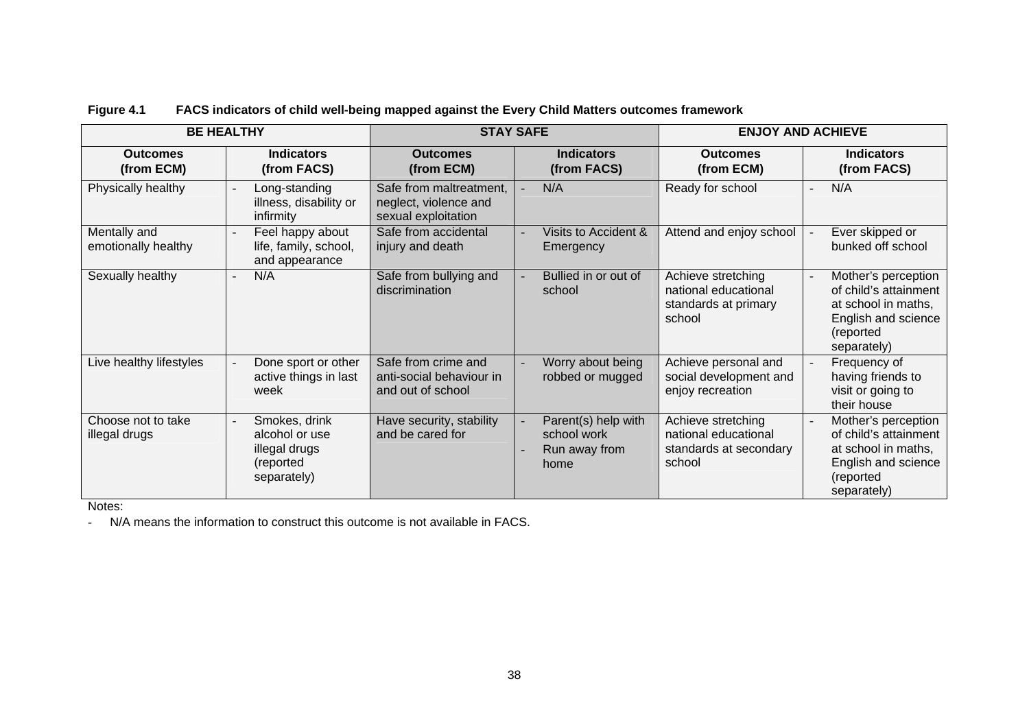**Figure 4.1 FACS indicators of child well-being mapped against the Every Child Matters outcomes framework**

| BE HEALTHY | | STAY SAFE | | ENJOY AND ACHIEVE | |
|---|---|---|---|---|---|
| **Outcomes (from ECM)** | **Indicators (from FACS)** | **Outcomes (from ECM)** | **Indicators (from FACS)** | **Outcomes (from ECM)** | **Indicators (from FACS)** |
| Physically healthy | - Long-standing illness, disability or infirmity | Safe from maltreatment, neglect, violence and sexual exploitation | - N/A | Ready for school | - N/A |
| Mentally and emotionally healthy | - Feel happy about life, family, school, and appearance | Safe from accidental injury and death | - Visits to Accident & Emergency | Attend and enjoy school | - Ever skipped or bunked off school |
| Sexually healthy | - N/A | Safe from bullying and discrimination | - Bullied in or out of school | Achieve stretching national educational standards at primary school | - Mother's perception of child's attainment at school in maths, English and science (reported separately) |
| Live healthy lifestyles | - Done sport or other active things in last week | Safe from crime and anti-social behaviour in and out of school | - Worry about being robbed or mugged | Achieve personal and social development and enjoy recreation | - Frequency of having friends to visit or going to their house |
| Choose not to take illegal drugs | - Smokes, drink alcohol or use illegal drugs (reported separately) | Have security, stability and be cared for | - Parent(s) help with school work<br>- Run away from home | Achieve stretching national educational standards at secondary school | - Mother's perception of child's attainment at school in maths, English and science (reported separately) |

Notes:

- N/A means the information to construct this outcome is not available in FACS.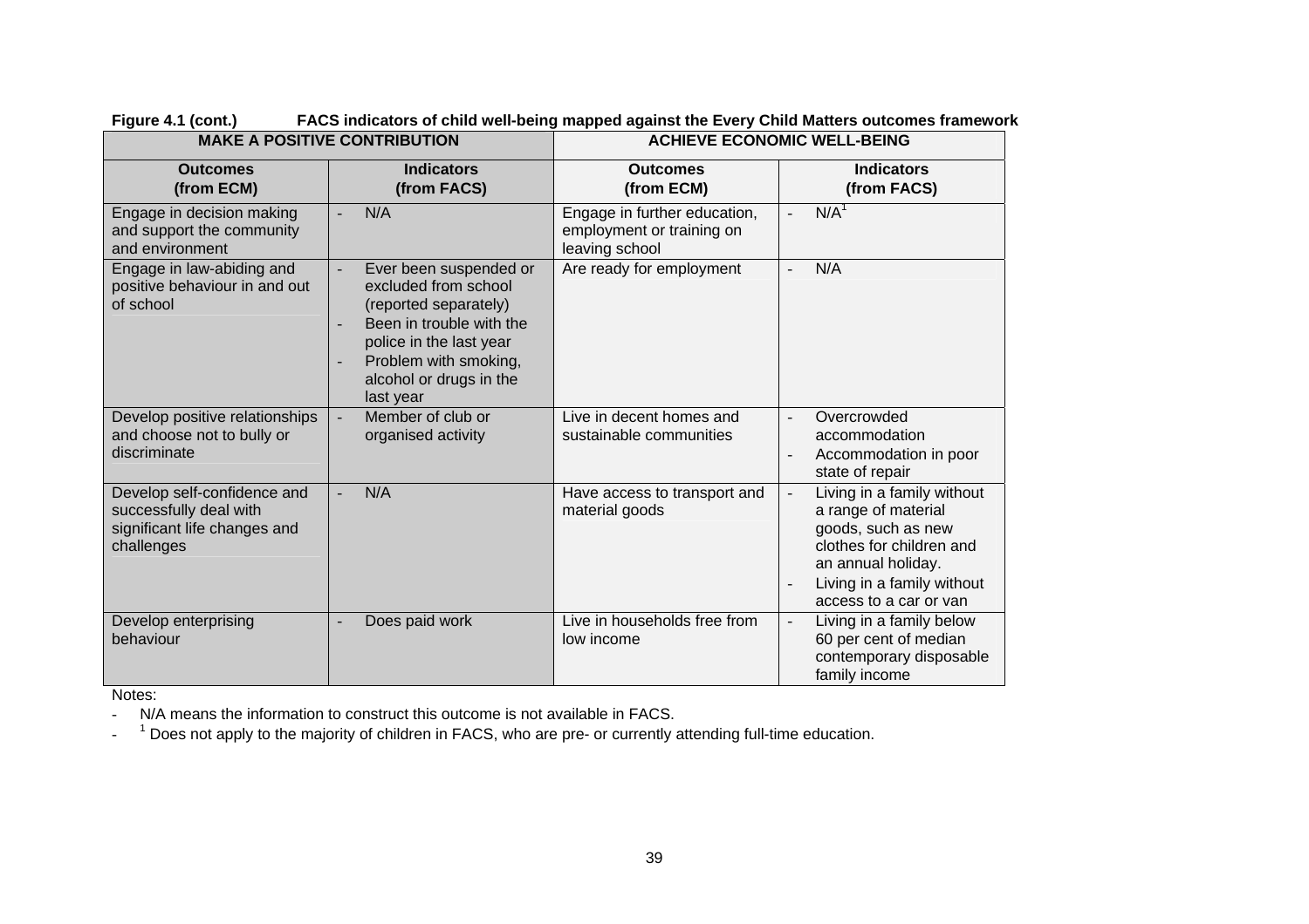**Figure 4.1 (cont.) FACS indicators of child well-being mapped against the Every Child Matters outcomes framework**

| MAKE A POSITIVE CONTRIBUTION | | ACHIEVE ECONOMIC WELL-BEING | |
|---|---|---|---|
| **Outcomes (from ECM)** | **Indicators (from FACS)** | **Outcomes (from ECM)** | **Indicators (from FACS)** |
| Engage in decision making and support the community and environment | - N/A | Engage in further education, employment or training on leaving school | - N/A[1] |
| Engage in law-abiding and positive behaviour in and out of school | - Ever been suspended or excluded from school (reported separately)<br>- Been in trouble with the police in the last year<br>- Problem with smoking, alcohol or drugs in the last year | Are ready for employment | - N/A |
| Develop positive relationships and choose not to bully or discriminate | - Member of club or organised activity | Live in decent homes and sustainable communities | - Overcrowded accommodation<br>- Accommodation in poor state of repair |
| Develop self-confidence and successfully deal with significant life changes and challenges | - N/A | Have access to transport and material goods | - Living in a family without a range of material goods, such as new clothes for children and an annual holiday.<br>- Living in a family without access to a car or van |
| Develop enterprising behaviour | - Does paid work | Live in households free from low income | - Living in a family below 60 per cent of median contemporary disposable family income |

Notes:

- N/A means the information to construct this outcome is not available in FACS.
- [1] Does not apply to the majority of children in FACS, who are pre- or currently attending full-time education.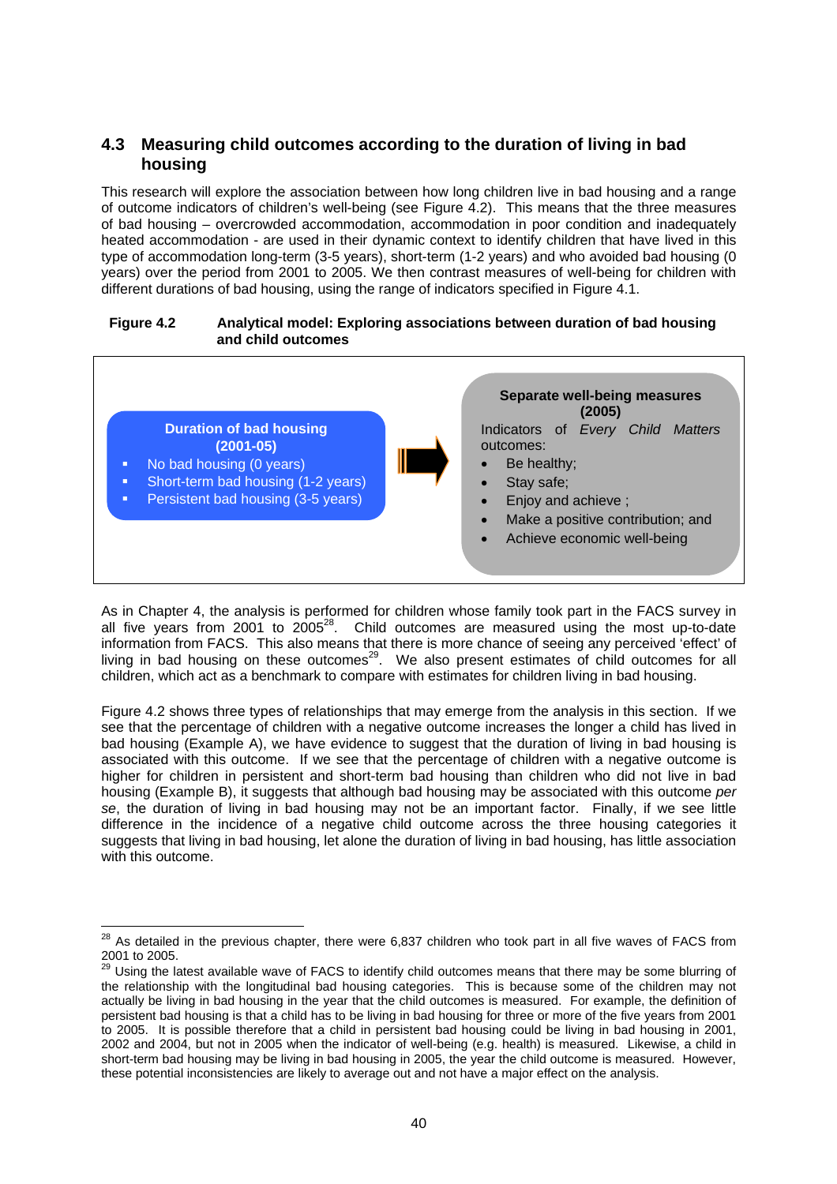## 4.3 Measuring child outcomes according to the duration of living in bad housing

This research will explore the association between how long children live in bad housing and a range of outcome indicators of children's well-being (see Figure 4.2). This means that the three measures of bad housing – overcrowded accommodation, accommodation in poor condition and inadequately heated accommodation - are used in their dynamic context to identify children that have lived in this type of accommodation long-term (3-5 years), short-term (1-2 years) and who avoided bad housing (0 years) over the period from 2001 to 2005. We then contrast measures of well-being for children with different durations of bad housing, using the range of indicators specified in Figure 4.1.

**Figure 4.2 Analytical model: Exploring associations between duration of bad housing and child outcomes**

**Duration of bad housing (2001-05)**

- No bad housing (0 years)
- Short-term bad housing (1-2 years)
- Persistent bad housing (3-5 years)

→

**Separate well-being measures (2005)**

Indicators of *Every Child Matters* outcomes:

- Be healthy;
- Stay safe;
- Enjoy and achieve ;
- Make a positive contribution; and
- Achieve economic well-being

As in Chapter 4, the analysis is performed for children whose family took part in the FACS survey in all five years from 2001 to 2005[28]. Child outcomes are measured using the most up-to-date information from FACS. This also means that there is more chance of seeing any perceived 'effect' of living in bad housing on these outcomes[29]. We also present estimates of child outcomes for all children, which act as a benchmark to compare with estimates for children living in bad housing.

Figure 4.2 shows three types of relationships that may emerge from the analysis in this section. If we see that the percentage of children with a negative outcome increases the longer a child has lived in bad housing (Example A), we have evidence to suggest that the duration of living in bad housing is associated with this outcome. If we see that the percentage of children with a negative outcome is higher for children in persistent and short-term bad housing than children who did not live in bad housing (Example B), it suggests that although bad housing may be associated with this outcome *per se*, the duration of living in bad housing may not be an important factor. Finally, if we see little difference in the incidence of a negative child outcome across the three housing categories it suggests that living in bad housing, let alone the duration of living in bad housing, has little association with this outcome.

[28] As detailed in the previous chapter, there were 6,837 children who took part in all five waves of FACS from 2001 to 2005.

[29] Using the latest available wave of FACS to identify child outcomes means that there may be some blurring of the relationship with the longitudinal bad housing categories. This is because some of the children may not actually be living in bad housing in the year that the child outcomes is measured. For example, the definition of persistent bad housing is that a child has to be living in bad housing for three or more of the five years from 2001 to 2005. It is possible therefore that a child in persistent bad housing could be living in bad housing in 2001, 2002 and 2004, but not in 2005 when the indicator of well-being (e.g. health) is measured. Likewise, a child in short-term bad housing may be living in bad housing in 2005, the year the child outcome is measured. However, these potential inconsistencies are likely to average out and not have a major effect on the analysis.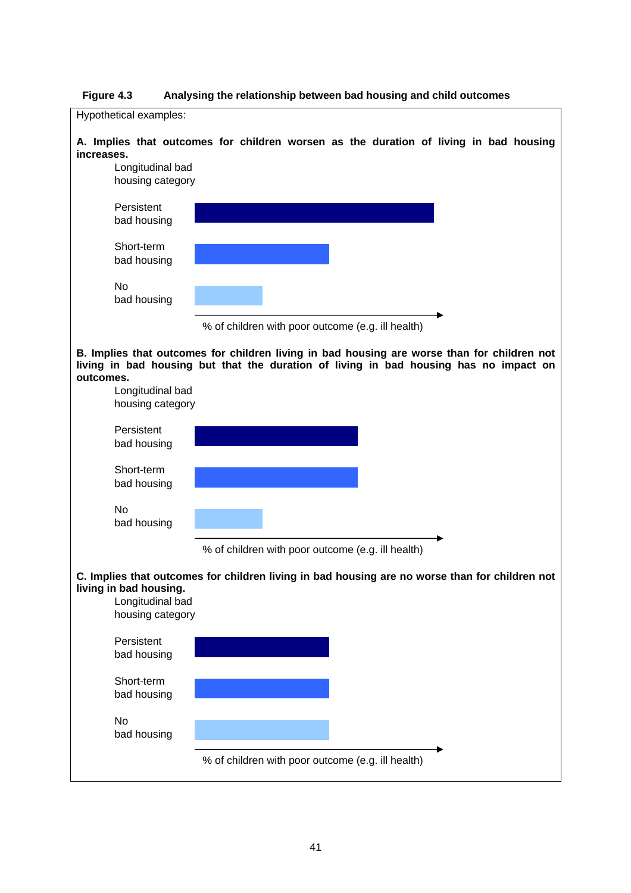**Figure 4.3 Analysing the relationship between bad housing and child outcomes**

Hypothetical examples:

**A. Implies that outcomes for children worsen as the duration of living in bad housing increases.**

Longitudinal bad housing category

Persistent bad housing

Short-term bad housing

No bad housing

% of children with poor outcome (e.g. ill health)

**B. Implies that outcomes for children living in bad housing are worse than for children not living in bad housing but that the duration of living in bad housing has no impact on outcomes.**

Longitudinal bad housing category

Persistent bad housing

Short-term bad housing

No bad housing

% of children with poor outcome (e.g. ill health)

**C. Implies that outcomes for children living in bad housing are no worse than for children not living in bad housing.**

Longitudinal bad housing category

Persistent bad housing

Short-term bad housing

No bad housing

% of children with poor outcome (e.g. ill health)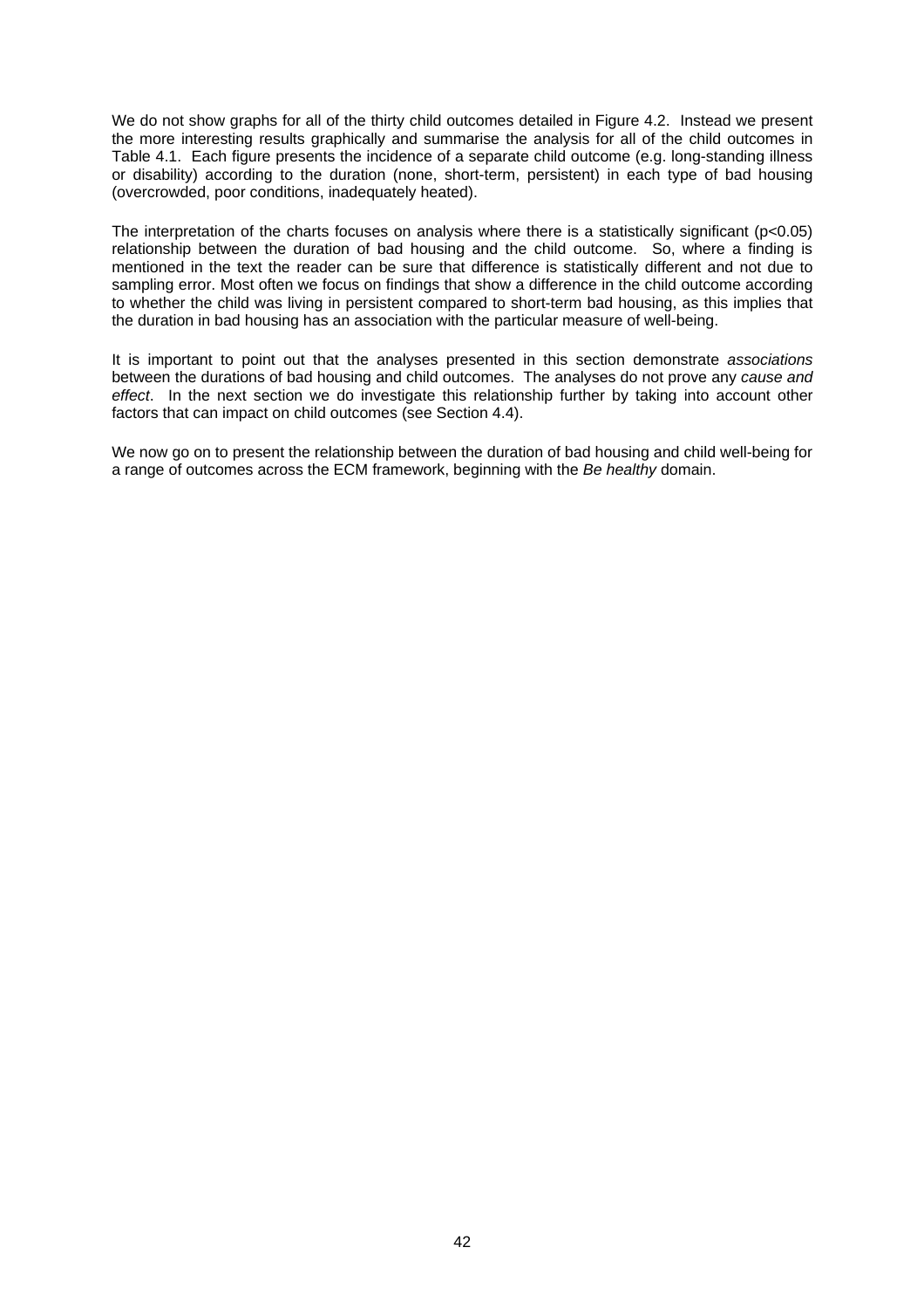We do not show graphs for all of the thirty child outcomes detailed in Figure 4.2. Instead we present the more interesting results graphically and summarise the analysis for all of the child outcomes in Table 4.1. Each figure presents the incidence of a separate child outcome (e.g. long-standing illness or disability) according to the duration (none, short-term, persistent) in each type of bad housing (overcrowded, poor conditions, inadequately heated).

The interpretation of the charts focuses on analysis where there is a statistically significant ($p<0.05$) relationship between the duration of bad housing and the child outcome. So, where a finding is mentioned in the text the reader can be sure that difference is statistically different and not due to sampling error. Most often we focus on findings that show a difference in the child outcome according to whether the child was living in persistent compared to short-term bad housing, as this implies that the duration in bad housing has an association with the particular measure of well-being.

It is important to point out that the analyses presented in this section demonstrate *associations* between the durations of bad housing and child outcomes. The analyses do not prove any *cause and effect*. In the next section we do investigate this relationship further by taking into account other factors that can impact on child outcomes (see Section 4.4).

We now go on to present the relationship between the duration of bad housing and child well-being for a range of outcomes across the ECM framework, beginning with the *Be healthy* domain.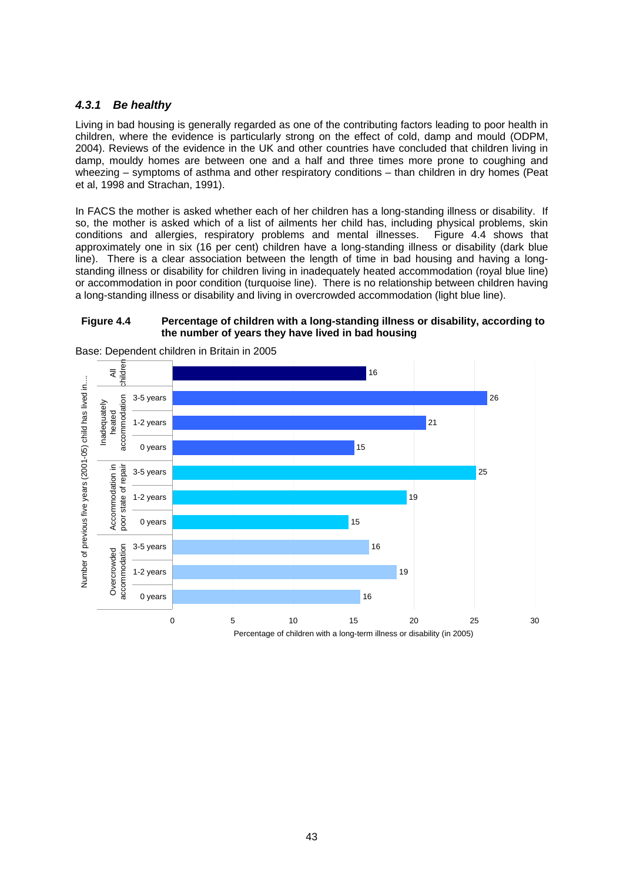### *4.3.1 Be healthy*

Living in bad housing is generally regarded as one of the contributing factors leading to poor health in children, where the evidence is particularly strong on the effect of cold, damp and mould (ODPM, 2004). Reviews of the evidence in the UK and other countries have concluded that children living in damp, mouldy homes are between one and a half and three times more prone to coughing and wheezing – symptoms of asthma and other respiratory conditions – than children in dry homes (Peat et al, 1998 and Strachan, 1991).

In FACS the mother is asked whether each of her children has a long-standing illness or disability. If so, the mother is asked which of a list of ailments her child has, including physical problems, skin conditions and allergies, respiratory problems and mental illnesses. Figure 4.4 shows that approximately one in six (16 per cent) children have a long-standing illness or disability (dark blue line). There is a clear association between the length of time in bad housing and having a long-standing illness or disability for children living in inadequately heated accommodation (royal blue line) or accommodation in poor condition (turquoise line). There is no relationship between children having a long-standing illness or disability and living in overcrowded accommodation (light blue line).

**Figure 4.4 Percentage of children with a long-standing illness or disability, according to the number of years they have lived in bad housing**

Base: Dependent children in Britain in 2005

| Number of previous five years (2001-05) child has lived in.... | | Percentage of children with a long-term illness or disability (in 2005) |
|---|---|---|
| All children | | 16 |
| Inadequately heated accommodation | 3-5 years | 26 |
| | 1-2 years | 21 |
| | 0 years | 15 |
| Accommodation in poor state of repair | 3-5 years | 25 |
| | 1-2 years | 19 |
| | 0 years | 15 |
| Overcrowded accommodation | 3-5 years | 16 |
| | 1-2 years | 19 |
| | 0 years | 16 |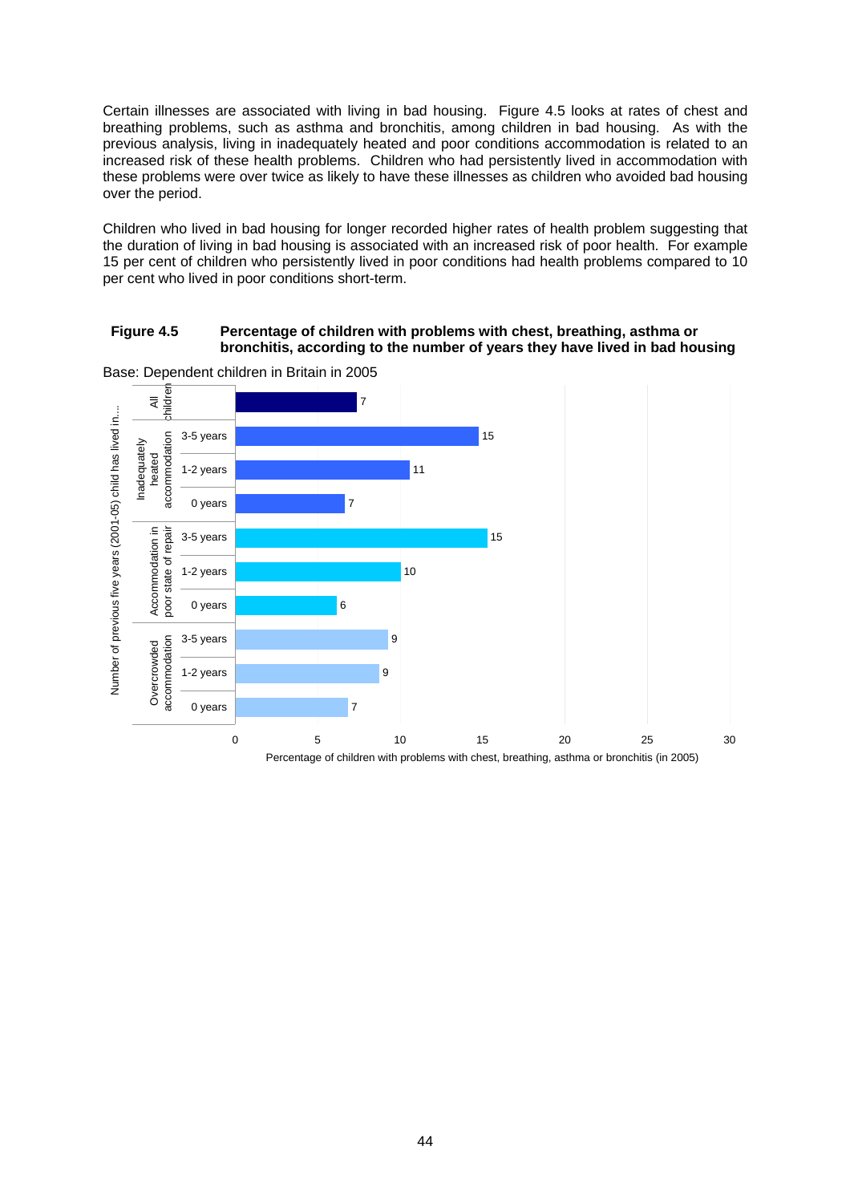Certain illnesses are associated with living in bad housing. Figure 4.5 looks at rates of chest and breathing problems, such as asthma and bronchitis, among children in bad housing. As with the previous analysis, living in inadequately heated and poor conditions accommodation is related to an increased risk of these health problems. Children who had persistently lived in accommodation with these problems were over twice as likely to have these illnesses as children who avoided bad housing over the period.

Children who lived in bad housing for longer recorded higher rates of health problem suggesting that the duration of living in bad housing is associated with an increased risk of poor health. For example 15 per cent of children who persistently lived in poor conditions had health problems compared to 10 per cent who lived in poor conditions short-term.

**Figure 4.5 Percentage of children with problems with chest, breathing, asthma or bronchitis, according to the number of years they have lived in bad housing**

Base: Dependent children in Britain in 2005

| Number of previous five years (2001-05) child has lived in... | | Percentage of children with problems with chest, breathing, asthma or bronchitis (in 2005) |
|---|---|---|
| All children | | 7 |
| Inadequately heated accommodation | 3-5 years | 15 |
| | 1-2 years | 11 |
| | 0 years | 7 |
| Accommodation in poor state of repair | 3-5 years | 15 |
| | 1-2 years | 10 |
| | 0 years | 6 |
| Overcrowded accommodation | 3-5 years | 9 |
| | 1-2 years | 9 |
| | 0 years | 7 |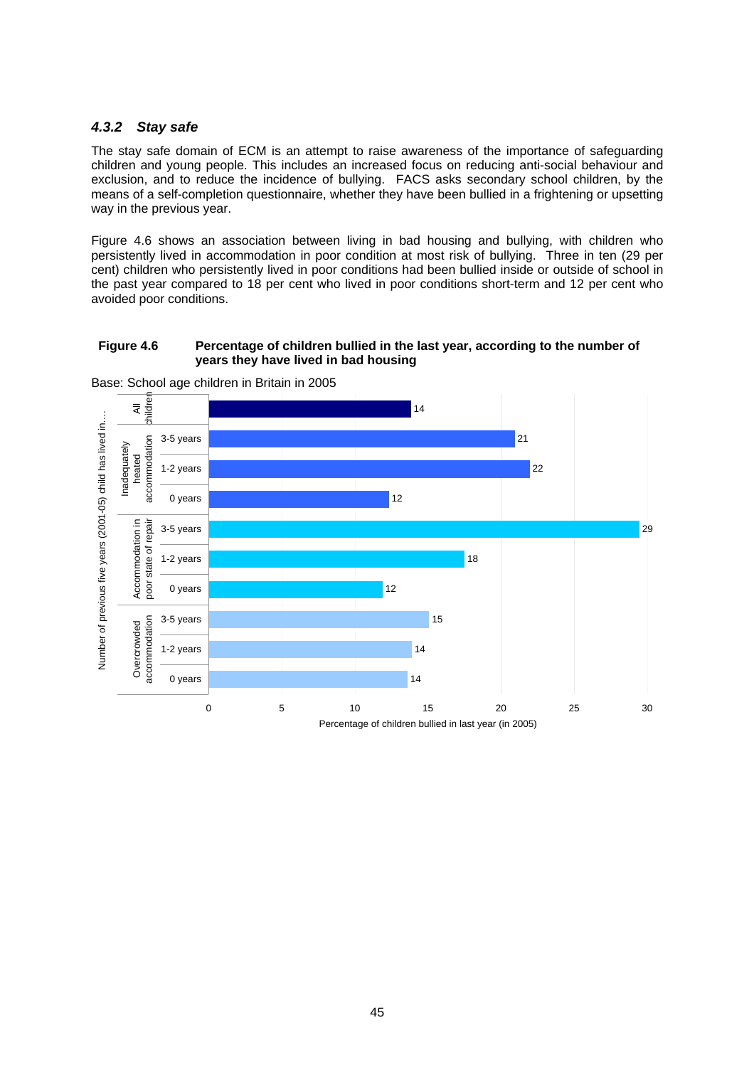### *4.3.2 Stay safe*

The stay safe domain of ECM is an attempt to raise awareness of the importance of safeguarding children and young people. This includes an increased focus on reducing anti-social behaviour and exclusion, and to reduce the incidence of bullying. FACS asks secondary school children, by the means of a self-completion questionnaire, whether they have been bullied in a frightening or upsetting way in the previous year.

Figure 4.6 shows an association between living in bad housing and bullying, with children who persistently lived in accommodation in poor condition at most risk of bullying. Three in ten (29 per cent) children who persistently lived in poor conditions had been bullied inside or outside of school in the past year compared to 18 per cent who lived in poor conditions short-term and 12 per cent who avoided poor conditions.

**Figure 4.6 Percentage of children bullied in the last year, according to the number of years they have lived in bad housing**

Base: School age children in Britain in 2005

| Number of previous five years (2001-05) child has lived in… | | Percentage of children bullied in last year (in 2005) |
|---|---|---|
| All children | | 14 |
| Inadequately heated accommodation | 3-5 years | 21 |
| | 1-2 years | 22 |
| | 0 years | 12 |
| Accommodation in poor state of repair | 3-5 years | 29 |
| | 1-2 years | 18 |
| | 0 years | 12 |
| Overcrowded accommodation | 3-5 years | 15 |
| | 1-2 years | 14 |
| | 0 years | 14 |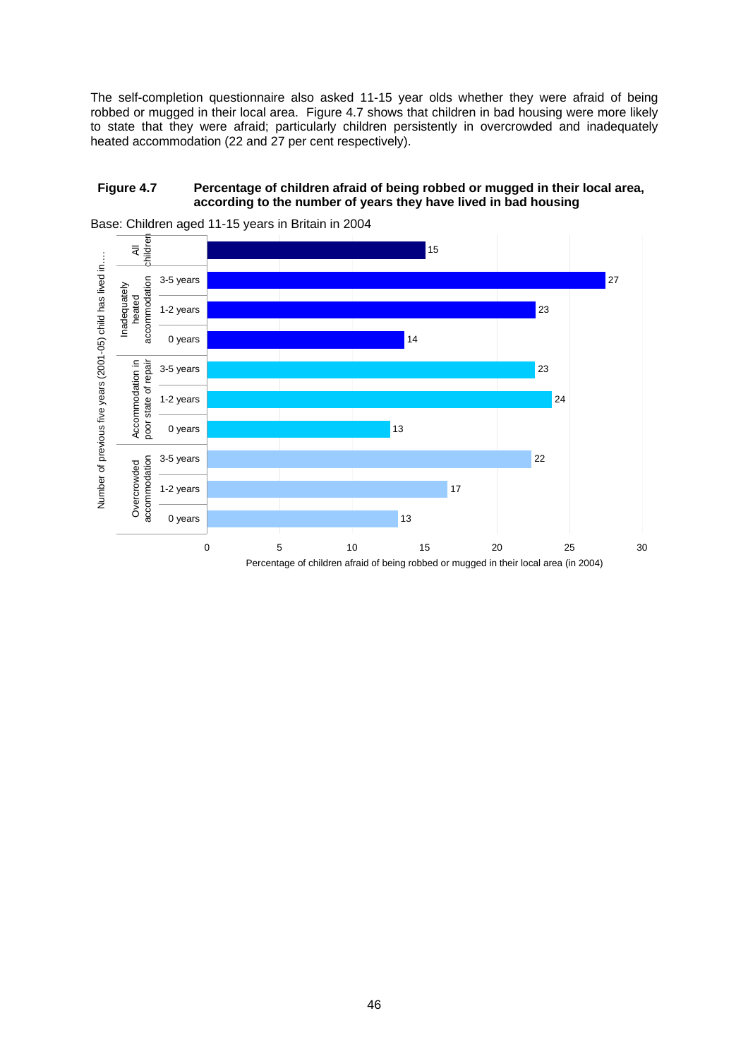The self-completion questionnaire also asked 11-15 year olds whether they were afraid of being robbed or mugged in their local area. Figure 4.7 shows that children in bad housing were more likely to state that they were afraid; particularly children persistently in overcrowded and inadequately heated accommodation (22 and 27 per cent respectively).

**Figure 4.7 Percentage of children afraid of being robbed or mugged in their local area, according to the number of years they have lived in bad housing**

Base: Children aged 11-15 years in Britain in 2004

| Number of previous five years (2001-05) child has lived in…. | | Percentage of children afraid of being robbed or mugged in their local area (in 2004) |
|---|---|---|
| All children | | 15 |
| Inadequately heated accommodation | 3-5 years | 27 |
| | 1-2 years | 23 |
| | 0 years | 14 |
| Accommodation in poor state of repair | 3-5 years | 23 |
| | 1-2 years | 24 |
| | 0 years | 13 |
| Overcrowded accommodation | 3-5 years | 22 |
| | 1-2 years | 17 |
| | 0 years | 13 |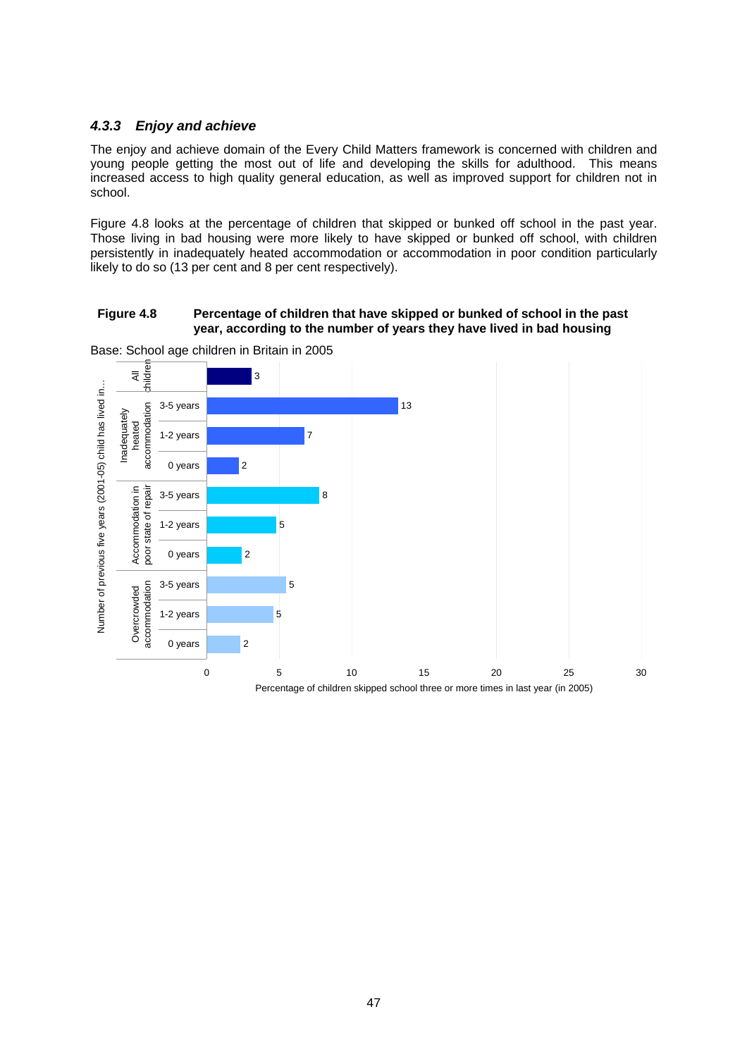### *4.3.3 Enjoy and achieve*

The enjoy and achieve domain of the Every Child Matters framework is concerned with children and young people getting the most out of life and developing the skills for adulthood. This means increased access to high quality general education, as well as improved support for children not in school.

Figure 4.8 looks at the percentage of children that skipped or bunked off school in the past year. Those living in bad housing were more likely to have skipped or bunked off school, with children persistently in inadequately heated accommodation or accommodation in poor condition particularly likely to do so (13 per cent and 8 per cent respectively).

**Figure 4.8 Percentage of children that have skipped or bunked of school in the past year, according to the number of years they have lived in bad housing**

Base: School age children in Britain in 2005

| Number of previous five years (2001-05) child has lived in... | | Percentage of children skipped school three or more times in last year (in 2005) |
|---|---|---|
| All children | | 3 |
| Inadequately heated accommodation | 3-5 years | 13 |
| | 1-2 years | 7 |
| | 0 years | 2 |
| Accommodation in poor state of repair | 3-5 years | 8 |
| | 1-2 years | 5 |
| | 0 years | 2 |
| Overcrowded accommodation | 3-5 years | 5 |
| | 1-2 years | 5 |
| | 0 years | 2 |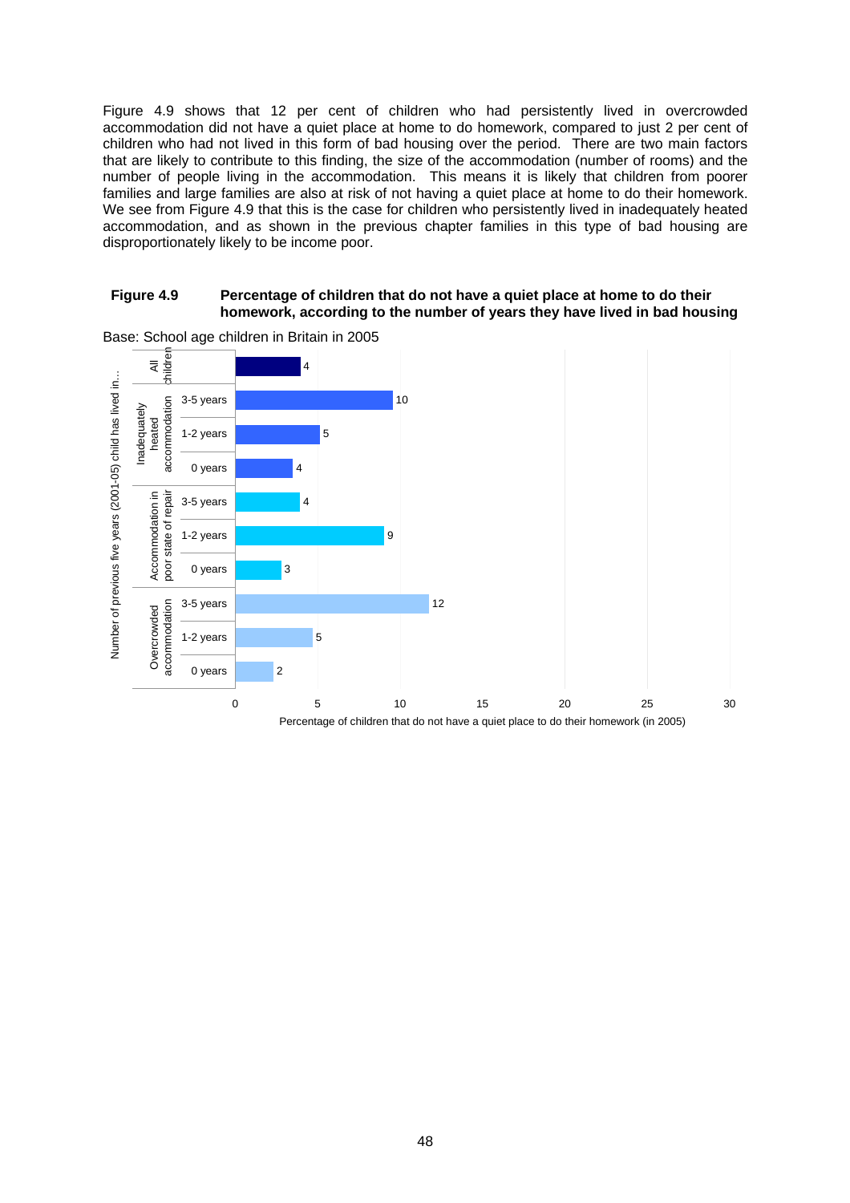Figure 4.9 shows that 12 per cent of children who had persistently lived in overcrowded accommodation did not have a quiet place at home to do homework, compared to just 2 per cent of children who had not lived in this form of bad housing over the period. There are two main factors that are likely to contribute to this finding, the size of the accommodation (number of rooms) and the number of people living in the accommodation. This means it is likely that children from poorer families and large families are also at risk of not having a quiet place at home to do their homework. We see from Figure 4.9 that this is the case for children who persistently lived in inadequately heated accommodation, and as shown in the previous chapter families in this type of bad housing are disproportionately likely to be income poor.

**Figure 4.9 Percentage of children that do not have a quiet place at home to do their homework, according to the number of years they have lived in bad housing**

Base: School age children in Britain in 2005

| Number of previous five years (2001-05) child has lived in... | | Percentage of children that do not have a quiet place to do their homework (in 2005) |
|---|---|---|
| All children | | 4 |
| Inadequately heated accommodation | 3-5 years | 10 |
| | 1-2 years | 5 |
| | 0 years | 4 |
| Accommodation in poor state of repair | 3-5 years | 4 |
| | 1-2 years | 9 |
| | 0 years | 3 |
| Overcrowded accommodation | 3-5 years | 12 |
| | 1-2 years | 5 |
| | 0 years | 2 |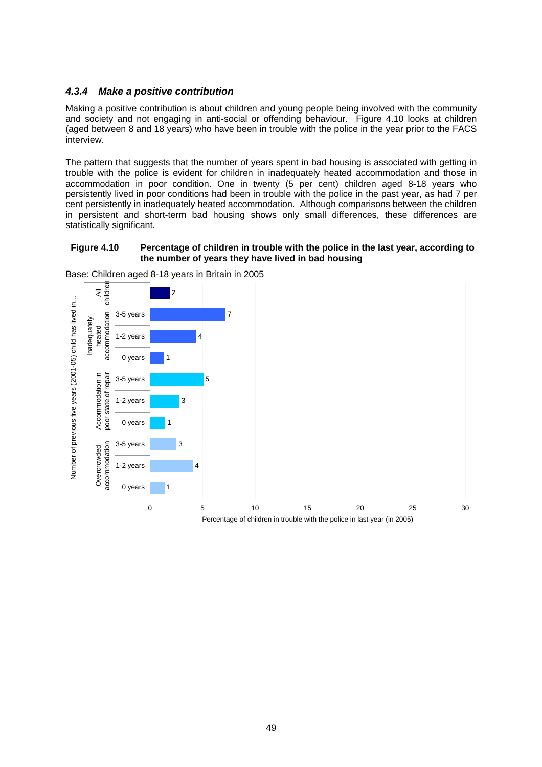### *4.3.4 Make a positive contribution*

Making a positive contribution is about children and young people being involved with the community and society and not engaging in anti-social or offending behaviour. Figure 4.10 looks at children (aged between 8 and 18 years) who have been in trouble with the police in the year prior to the FACS interview.

The pattern that suggests that the number of years spent in bad housing is associated with getting in trouble with the police is evident for children in inadequately heated accommodation and those in accommodation in poor condition. One in twenty (5 per cent) children aged 8-18 years who persistently lived in poor conditions had been in trouble with the police in the past year, as had 7 per cent persistently in inadequately heated accommodation. Although comparisons between the children in persistent and short-term bad housing shows only small differences, these differences are statistically significant.

**Figure 4.10 Percentage of children in trouble with the police in the last year, according to the number of years they have lived in bad housing**

Base: Children aged 8-18 years in Britain in 2005

| Number of previous five years (2001-05) child has lived in… | | Percentage of children in trouble with the police in last year (in 2005) |
|---|---|---|
| All children | | 2 |
| Inadequately heated accommodation | 3-5 years | 7 |
| | 1-2 years | 4 |
| | 0 years | 1 |
| Accommodation in poor state of repair | 3-5 years | 5 |
| | 1-2 years | 3 |
| | 0 years | 1 |
| Overcrowded accommodation | 3-5 years | 3 |
| | 1-2 years | 4 |
| | 0 years | 1 |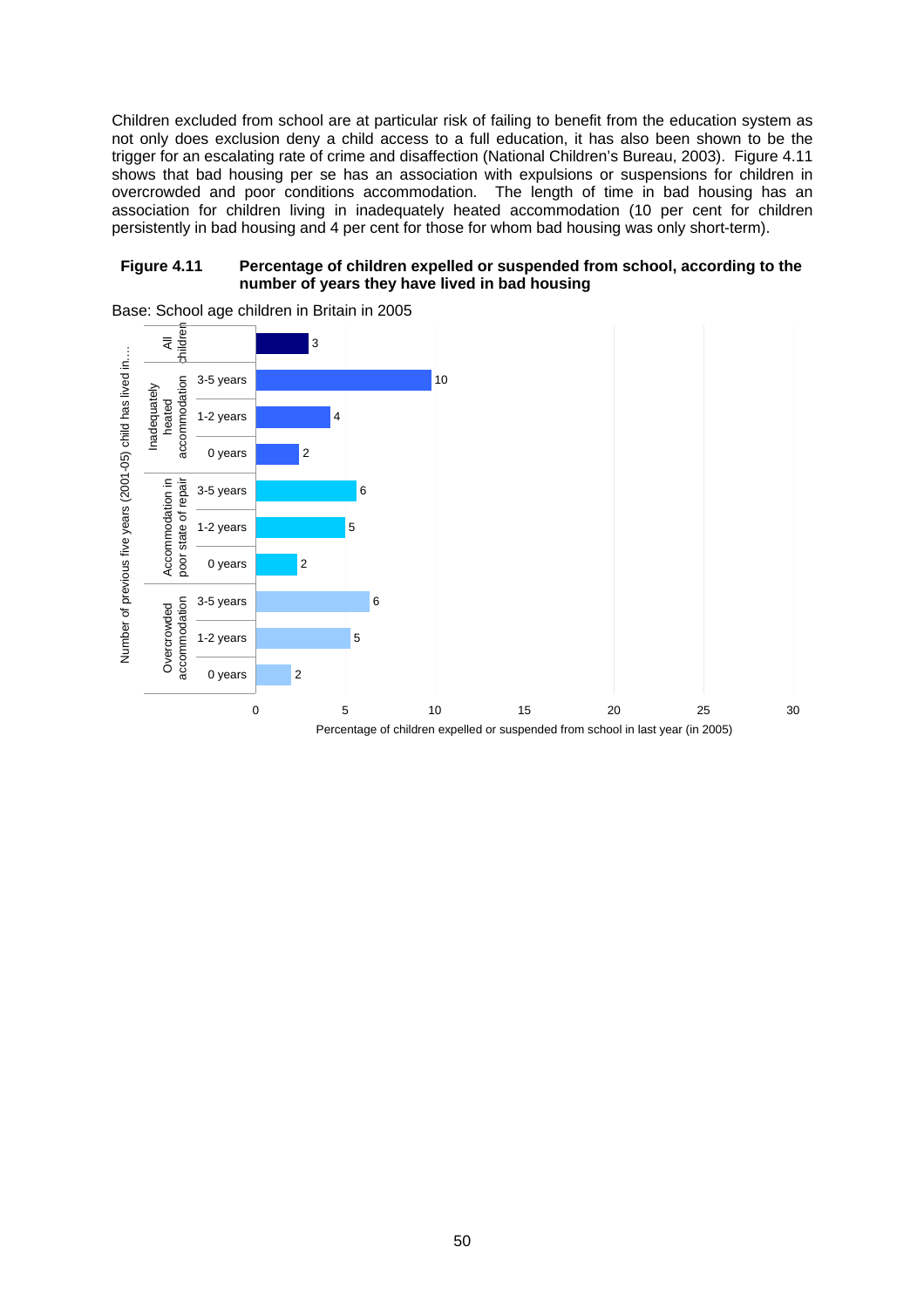Children excluded from school are at particular risk of failing to benefit from the education system as not only does exclusion deny a child access to a full education, it has also been shown to be the trigger for an escalating rate of crime and disaffection (National Children's Bureau, 2003). Figure 4.11 shows that bad housing per se has an association with expulsions or suspensions for children in overcrowded and poor conditions accommodation. The length of time in bad housing has an association for children living in inadequately heated accommodation (10 per cent for children persistently in bad housing and 4 per cent for those for whom bad housing was only short-term).

**Figure 4.11 Percentage of children expelled or suspended from school, according to the number of years they have lived in bad housing**

Base: School age children in Britain in 2005

| Number of previous five years (2001-05) child has lived in… | | Percentage of children expelled or suspended from school in last year (in 2005) |
|---|---|---|
| All children | | 3 |
| Inadequately heated accommodation | 3-5 years | 10 |
| | 1-2 years | 4 |
| | 0 years | 2 |
| Accommodation in poor state of repair | 3-5 years | 6 |
| | 1-2 years | 5 |
| | 0 years | 2 |
| Overcrowded accommodation | 3-5 years | 6 |
| | 1-2 years | 5 |
| | 0 years | 2 |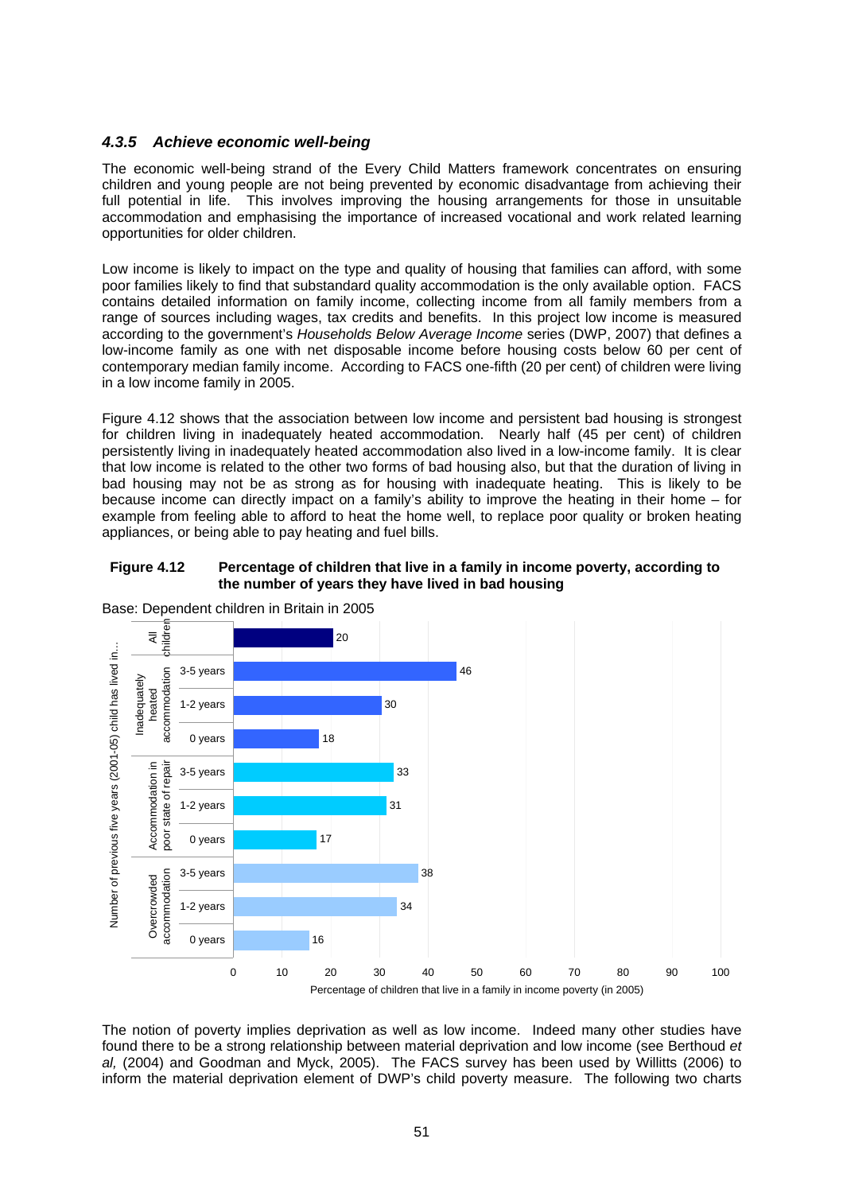### *4.3.5 Achieve economic well-being*

The economic well-being strand of the Every Child Matters framework concentrates on ensuring children and young people are not being prevented by economic disadvantage from achieving their full potential in life. This involves improving the housing arrangements for those in unsuitable accommodation and emphasising the importance of increased vocational and work related learning opportunities for older children.

Low income is likely to impact on the type and quality of housing that families can afford, with some poor families likely to find that substandard quality accommodation is the only available option. FACS contains detailed information on family income, collecting income from all family members from a range of sources including wages, tax credits and benefits. In this project low income is measured according to the government's *Households Below Average Income* series (DWP, 2007) that defines a low-income family as one with net disposable income before housing costs below 60 per cent of contemporary median family income. According to FACS one-fifth (20 per cent) of children were living in a low income family in 2005.

Figure 4.12 shows that the association between low income and persistent bad housing is strongest for children living in inadequately heated accommodation. Nearly half (45 per cent) of children persistently living in inadequately heated accommodation also lived in a low-income family. It is clear that low income is related to the other two forms of bad housing also, but that the duration of living in bad housing may not be as strong as for housing with inadequate heating. This is likely to be because income can directly impact on a family's ability to improve the heating in their home – for example from feeling able to afford to heat the home well, to replace poor quality or broken heating appliances, or being able to pay heating and fuel bills.

**Figure 4.12 Percentage of children that live in a family in income poverty, according to the number of years they have lived in bad housing**

Base: Dependent children in Britain in 2005

| Number of previous five years (2001-05) child has lived in... | | Percentage of children that live in a family in income poverty (in 2005) |
|---|---|---|
| All children | | 20 |
| Inadequately heated accommodation | 3-5 years | 46 |
| | 1-2 years | 30 |
| | 0 years | 18 |
| Accommodation in poor state of repair | 3-5 years | 33 |
| | 1-2 years | 31 |
| | 0 years | 17 |
| Overcrowded accommodation | 3-5 years | 38 |
| | 1-2 years | 34 |
| | 0 years | 16 |

The notion of poverty implies deprivation as well as low income. Indeed many other studies have found there to be a strong relationship between material deprivation and low income (see Berthoud *et al,* (2004) and Goodman and Myck, 2005). The FACS survey has been used by Willitts (2006) to inform the material deprivation element of DWP's child poverty measure. The following two charts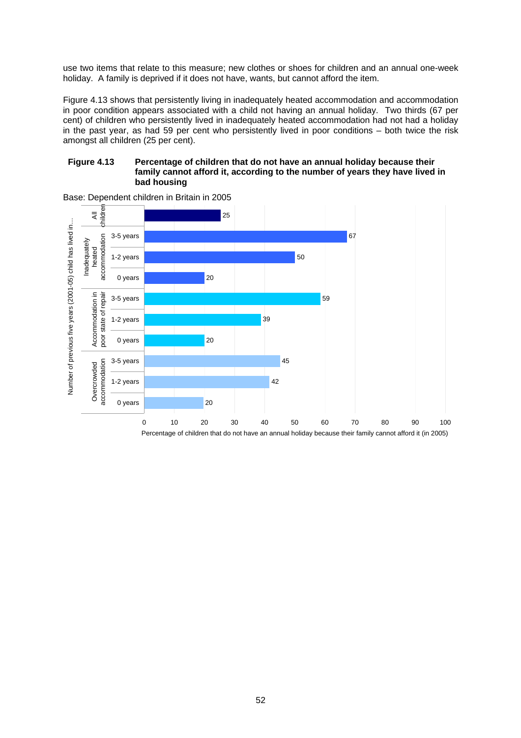use two items that relate to this measure; new clothes or shoes for children and an annual one-week holiday. A family is deprived if it does not have, wants, but cannot afford the item.

Figure 4.13 shows that persistently living in inadequately heated accommodation and accommodation in poor condition appears associated with a child not having an annual holiday. Two thirds (67 per cent) of children who persistently lived in inadequately heated accommodation had not had a holiday in the past year, as had 59 per cent who persistently lived in poor conditions – both twice the risk amongst all children (25 per cent).

**Figure 4.13 Percentage of children that do not have an annual holiday because their family cannot afford it, according to the number of years they have lived in bad housing**

Base: Dependent children in Britain in 2005

| Number of previous five years (2001-05) child has lived in… | | Percentage of children that do not have an annual holiday because their family cannot afford it (in 2005) |
|---|---|---|
| All children | | 25 |
| Inadequately heated accommodation | 3-5 years | 67 |
| | 1-2 years | 50 |
| | 0 years | 20 |
| Accommodation in poor state of repair | 3-5 years | 59 |
| | 1-2 years | 39 |
| | 0 years | 20 |
| Overcrowded accommodation | 3-5 years | 45 |
| | 1-2 years | 42 |
| | 0 years | 20 |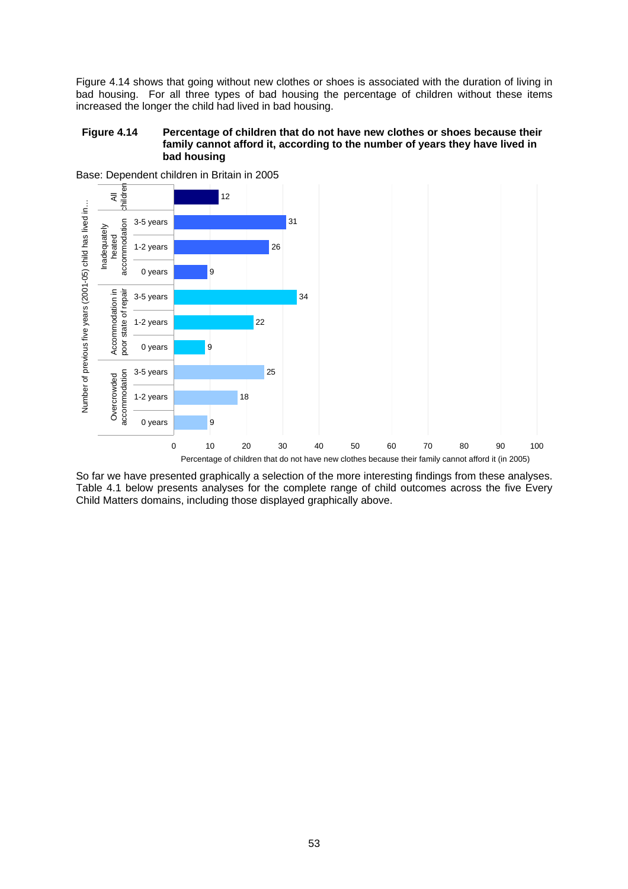Figure 4.14 shows that going without new clothes or shoes is associated with the duration of living in bad housing. For all three types of bad housing the percentage of children without these items increased the longer the child had lived in bad housing.

**Figure 4.14 Percentage of children that do not have new clothes or shoes because their family cannot afford it, according to the number of years they have lived in bad housing**

Base: Dependent children in Britain in 2005

| Number of previous five years (2001-05) child has lived in... | | Percentage of children that do not have new clothes because their family cannot afford it (in 2005) |
|---|---|---|
| All children | | 12 |
| Inadequately heated accommodation | 3-5 years | 31 |
| | 1-2 years | 26 |
| | 0 years | 9 |
| Accommodation in poor state of repair | 3-5 years | 34 |
| | 1-2 years | 22 |
| | 0 years | 9 |
| Overcrowded accommodation | 3-5 years | 25 |
| | 1-2 years | 18 |
| | 0 years | 9 |

So far we have presented graphically a selection of the more interesting findings from these analyses. Table 4.1 below presents analyses for the complete range of child outcomes across the five Every Child Matters domains, including those displayed graphically above.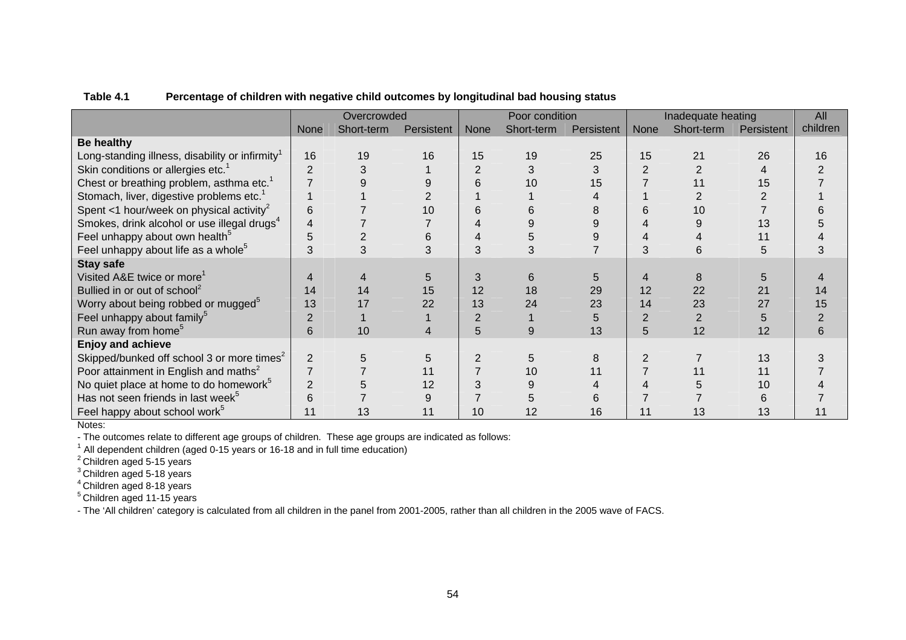**Table 4.1 Percentage of children with negative child outcomes by longitudinal bad housing status**

| | Overcrowded | | | Poor condition | | | Inadequate heating | | | All children |
|---|---|---|---|---|---|---|---|---|---|---|
| | None | Short-term | Persistent | None | Short-term | Persistent | None | Short-term | Persistent | |
| **Be healthy** | | | | | | | | | | |
| Long-standing illness, disability or infirmity[1] | 16 | 19 | 16 | 15 | 19 | 25 | 15 | 21 | 26 | 16 |
| Skin conditions or allergies etc.[1] | 2 | 3 | 1 | 2 | 3 | 3 | 2 | 2 | 4 | 2 |
| Chest or breathing problem, asthma etc.[1] | 7 | 9 | 9 | 6 | 10 | 15 | 7 | 11 | 15 | 7 |
| Stomach, liver, digestive problems etc.[1] | 1 | 1 | 2 | 1 | 1 | 4 | 1 | 2 | 2 | 1 |
| Spent <1 hour/week on physical activity[2] | 6 | 7 | 10 | 6 | 6 | 8 | 6 | 10 | 7 | 6 |
| Smokes, drink alcohol or use illegal drugs[4] | 4 | 7 | 7 | 4 | 9 | 9 | 4 | 9 | 13 | 5 |
| Feel unhappy about own health[5] | 5 | 2 | 6 | 4 | 5 | 9 | 4 | 4 | 11 | 4 |
| Feel unhappy about life as a whole[5] | 3 | 3 | 3 | 3 | 3 | 7 | 3 | 6 | 5 | 3 |
| **Stay safe** | | | | | | | | | | |
| Visited A&E twice or more[1] | 4 | 4 | 5 | 3 | 6 | 5 | 4 | 8 | 5 | 4 |
| Bullied in or out of school[2] | 14 | 14 | 15 | 12 | 18 | 29 | 12 | 22 | 21 | 14 |
| Worry about being robbed or mugged[5] | 13 | 17 | 22 | 13 | 24 | 23 | 14 | 23 | 27 | 15 |
| Feel unhappy about family[5] | 2 | 1 | 1 | 2 | 1 | 5 | 2 | 2 | 5 | 2 |
| Run away from home[5] | 6 | 10 | 4 | 5 | 9 | 13 | 5 | 12 | 12 | 6 |
| **Enjoy and achieve** | | | | | | | | | | |
| Skipped/bunked off school 3 or more times[2] | 2 | 5 | 5 | 2 | 5 | 8 | 2 | 7 | 13 | 3 |
| Poor attainment in English and maths[2] | 7 | 7 | 11 | 7 | 10 | 11 | 7 | 11 | 11 | 7 |
| No quiet place at home to do homework[5] | 2 | 5 | 12 | 3 | 9 | 4 | 4 | 5 | 10 | 4 |
| Has not seen friends in last week[5] | 6 | 7 | 9 | 7 | 5 | 6 | 7 | 7 | 6 | 7 |
| Feel happy about school work[5] | 11 | 13 | 11 | 10 | 12 | 16 | 11 | 13 | 13 | 11 |

Notes:

- The outcomes relate to different age groups of children. These age groups are indicated as follows:

[1] All dependent children (aged 0-15 years or 16-18 and in full time education)

[2] Children aged 5-15 years

[3] Children aged 5-18 years

[4] Children aged 8-18 years

[5] Children aged 11-15 years

- The 'All children' category is calculated from all children in the panel from 2001-2005, rather than all children in the 2005 wave of FACS.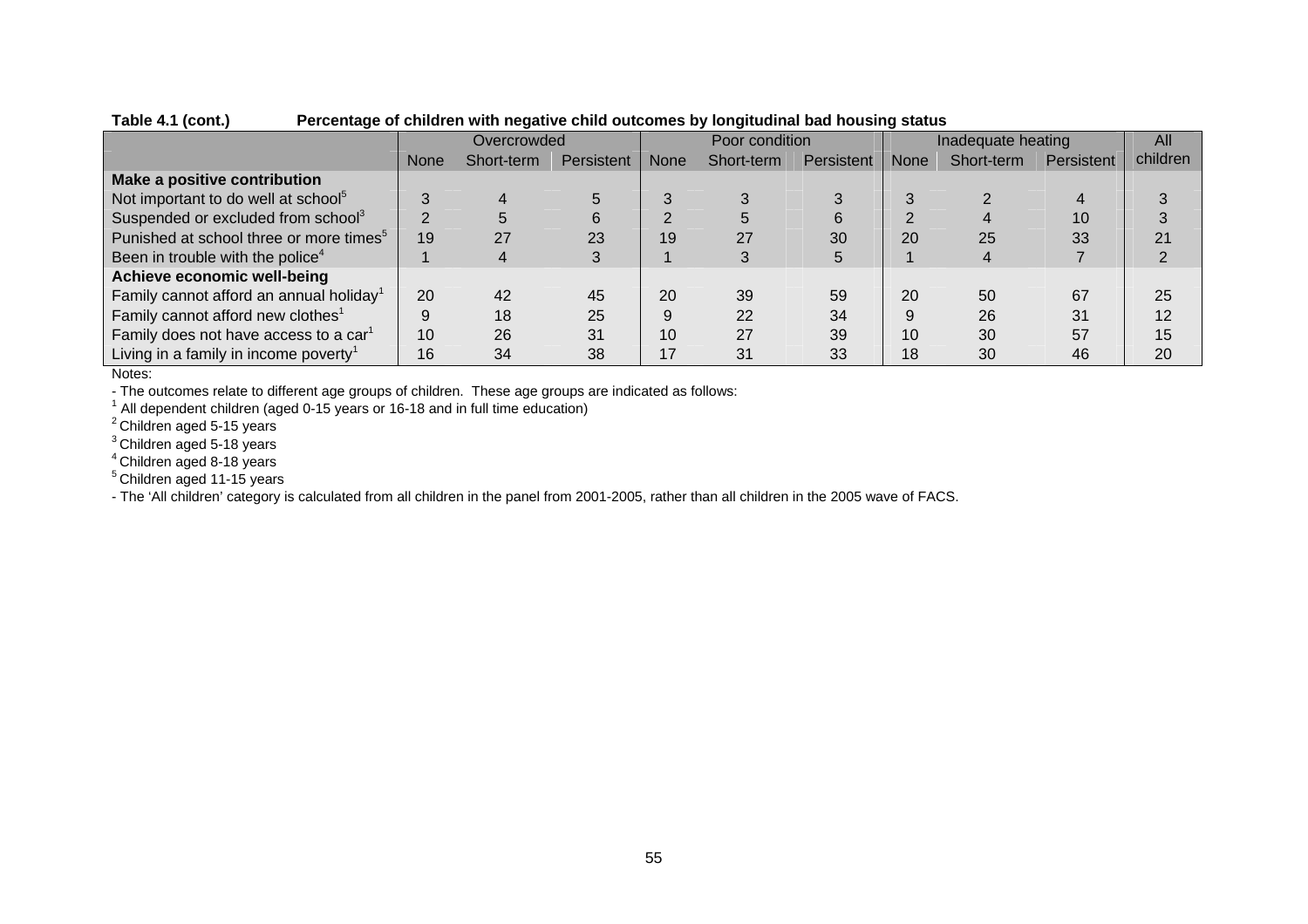**Table 4.1 (cont.) Percentage of children with negative child outcomes by longitudinal bad housing status**

| | Overcrowded | | | Poor condition | | | Inadequate heating | | | All children |
|---|---|---|---|---|---|---|---|---|---|---|
| | None | Short-term | Persistent | None | Short-term | Persistent | None | Short-term | Persistent | |
| **Make a positive contribution** | | | | | | | | | | |
| Not important to do well at school[5] | 3 | 4 | 5 | 3 | 3 | 3 | 3 | 2 | 4 | 3 |
| Suspended or excluded from school[3] | 2 | 5 | 6 | 2 | 5 | 6 | 2 | 4 | 10 | 3 |
| Punished at school three or more times[5] | 19 | 27 | 23 | 19 | 27 | 30 | 20 | 25 | 33 | 21 |
| Been in trouble with the police[4] | 1 | 4 | 3 | 1 | 3 | 5 | 1 | 4 | 7 | 2 |
| **Achieve economic well-being** | | | | | | | | | | |
| Family cannot afford an annual holiday[1] | 20 | 42 | 45 | 20 | 39 | 59 | 20 | 50 | 67 | 25 |
| Family cannot afford new clothes[1] | 9 | 18 | 25 | 9 | 22 | 34 | 9 | 26 | 31 | 12 |
| Family does not have access to a car[1] | 10 | 26 | 31 | 10 | 27 | 39 | 10 | 30 | 57 | 15 |
| Living in a family in income poverty[1] | 16 | 34 | 38 | 17 | 31 | 33 | 18 | 30 | 46 | 20 |

Notes:

- The outcomes relate to different age groups of children. These age groups are indicated as follows:

[1] All dependent children (aged 0-15 years or 16-18 and in full time education)

[2] Children aged 5-15 years

[3] Children aged 5-18 years

[4] Children aged 8-18 years

[5] Children aged 11-15 years

- The 'All children' category is calculated from all children in the panel from 2001-2005, rather than all children in the 2005 wave of FACS.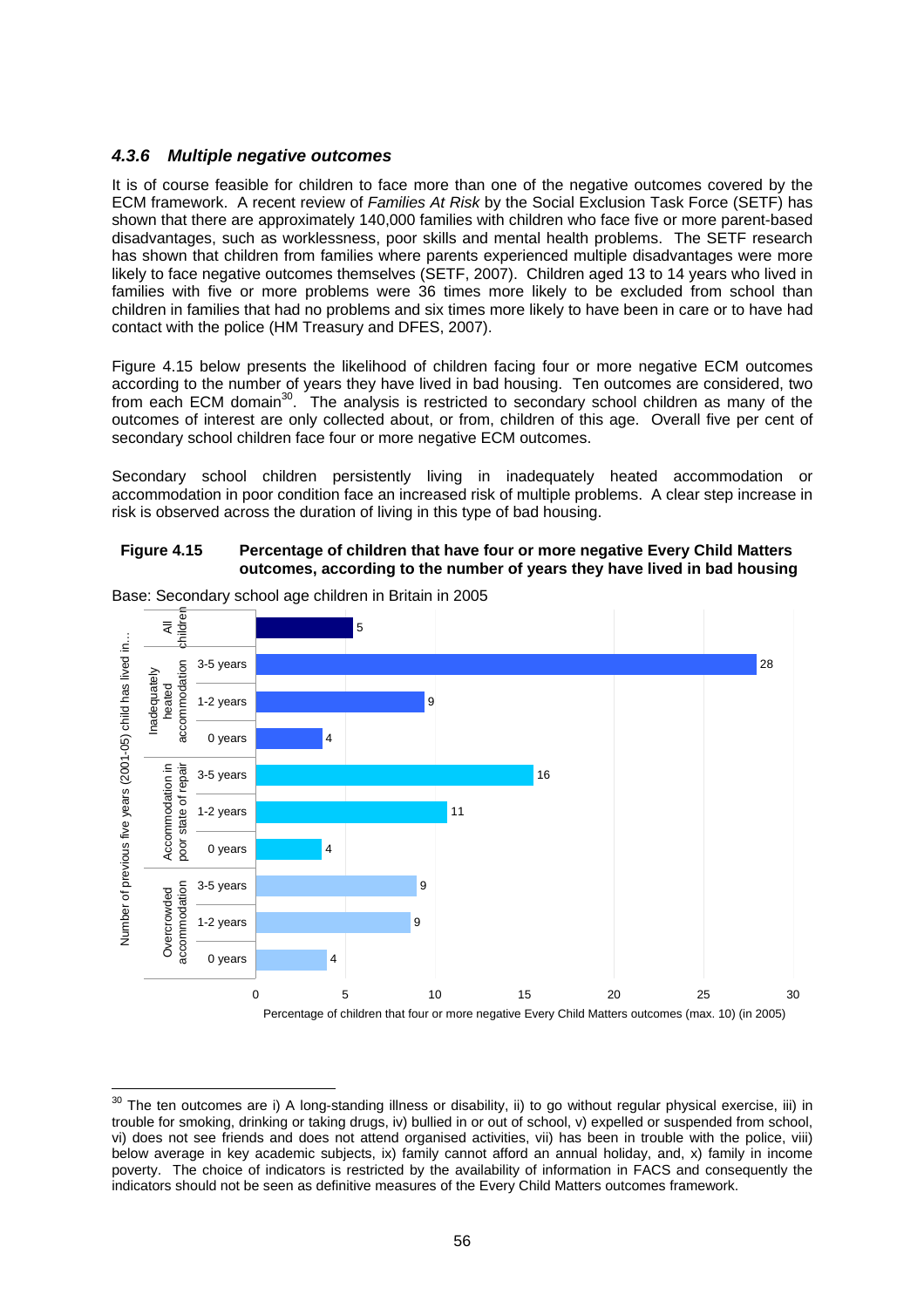### *4.3.6 Multiple negative outcomes*

It is of course feasible for children to face more than one of the negative outcomes covered by the ECM framework. A recent review of *Families At Risk* by the Social Exclusion Task Force (SETF) has shown that there are approximately 140,000 families with children who face five or more parent-based disadvantages, such as worklessness, poor skills and mental health problems. The SETF research has shown that children from families where parents experienced multiple disadvantages were more likely to face negative outcomes themselves (SETF, 2007). Children aged 13 to 14 years who lived in families with five or more problems were 36 times more likely to be excluded from school than children in families that had no problems and six times more likely to have been in care or to have had contact with the police (HM Treasury and DFES, 2007).

Figure 4.15 below presents the likelihood of children facing four or more negative ECM outcomes according to the number of years they have lived in bad housing. Ten outcomes are considered, two from each ECM domain[30]. The analysis is restricted to secondary school children as many of the outcomes of interest are only collected about, or from, children of this age. Overall five per cent of secondary school children face four or more negative ECM outcomes.

Secondary school children persistently living in inadequately heated accommodation or accommodation in poor condition face an increased risk of multiple problems. A clear step increase in risk is observed across the duration of living in this type of bad housing.

**Figure 4.15 Percentage of children that have four or more negative Every Child Matters outcomes, according to the number of years they have lived in bad housing**

Base: Secondary school age children in Britain in 2005

| Number of previous five years (2001-05) child has lived in... | | Percentage of children that four or more negative Every Child Matters outcomes (max. 10) (in 2005) |
|---|---|---|
| All children | | 5 |
| Inadequately heated accommodation | 3-5 years | 28 |
| | 1-2 years | 9 |
| | 0 years | 4 |
| Accommodation in poor state of repair | 3-5 years | 16 |
| | 1-2 years | 11 |
| | 0 years | 4 |
| Overcrowded accommodation | 3-5 years | 9 |
| | 1-2 years | 9 |
| | 0 years | 4 |

[30] The ten outcomes are i) A long-standing illness or disability, ii) to go without regular physical exercise, iii) in trouble for smoking, drinking or taking drugs, iv) bullied in or out of school, v) expelled or suspended from school, vi) does not see friends and does not attend organised activities, vii) has been in trouble with the police, viii) below average in key academic subjects, ix) family cannot afford an annual holiday, and, x) family in income poverty. The choice of indicators is restricted by the availability of information in FACS and consequently the indicators should not be seen as definitive measures of the Every Child Matters outcomes framework.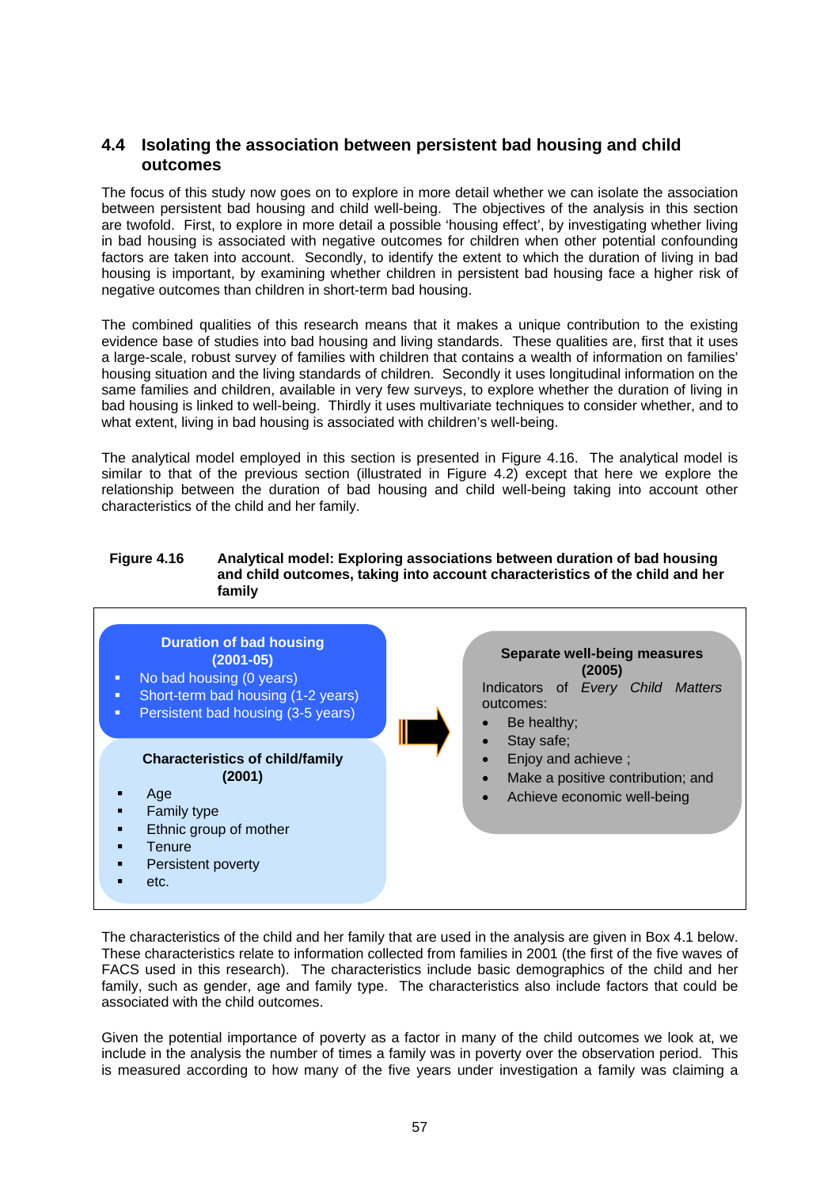## 4.4 Isolating the association between persistent bad housing and child outcomes

The focus of this study now goes on to explore in more detail whether we can isolate the association between persistent bad housing and child well-being. The objectives of the analysis in this section are twofold. First, to explore in more detail a possible 'housing effect', by investigating whether living in bad housing is associated with negative outcomes for children when other potential confounding factors are taken into account. Secondly, to identify the extent to which the duration of living in bad housing is important, by examining whether children in persistent bad housing face a higher risk of negative outcomes than children in short-term bad housing.

The combined qualities of this research means that it makes a unique contribution to the existing evidence base of studies into bad housing and living standards. These qualities are, first that it uses a large-scale, robust survey of families with children that contains a wealth of information on families' housing situation and the living standards of children. Secondly it uses longitudinal information on the same families and children, available in very few surveys, to explore whether the duration of living in bad housing is linked to well-being. Thirdly it uses multivariate techniques to consider whether, and to what extent, living in bad housing is associated with children's well-being.

The analytical model employed in this section is presented in Figure 4.16. The analytical model is similar to that of the previous section (illustrated in Figure 4.2) except that here we explore the relationship between the duration of bad housing and child well-being taking into account other characteristics of the child and her family.

**Figure 4.16 Analytical model: Exploring associations between duration of bad housing and child outcomes, taking into account characteristics of the child and her family**

**Duration of bad housing (2001-05)**

- No bad housing (0 years)
- Short-term bad housing (1-2 years)
- Persistent bad housing (3-5 years)

**Characteristics of child/family (2001)**

- Age
- Family type
- Ethnic group of mother
- Tenure
- Persistent poverty
- etc.

→

**Separate well-being measures (2005)**

Indicators of *Every Child Matters* outcomes:

- Be healthy;
- Stay safe;
- Enjoy and achieve ;
- Make a positive contribution; and
- Achieve economic well-being

The characteristics of the child and her family that are used in the analysis are given in Box 4.1 below. These characteristics relate to information collected from families in 2001 (the first of the five waves of FACS used in this research). The characteristics include basic demographics of the child and her family, such as gender, age and family type. The characteristics also include factors that could be associated with the child outcomes.

Given the potential importance of poverty as a factor in many of the child outcomes we look at, we include in the analysis the number of times a family was in poverty over the observation period. This is measured according to how many of the five years under investigation a family was claiming a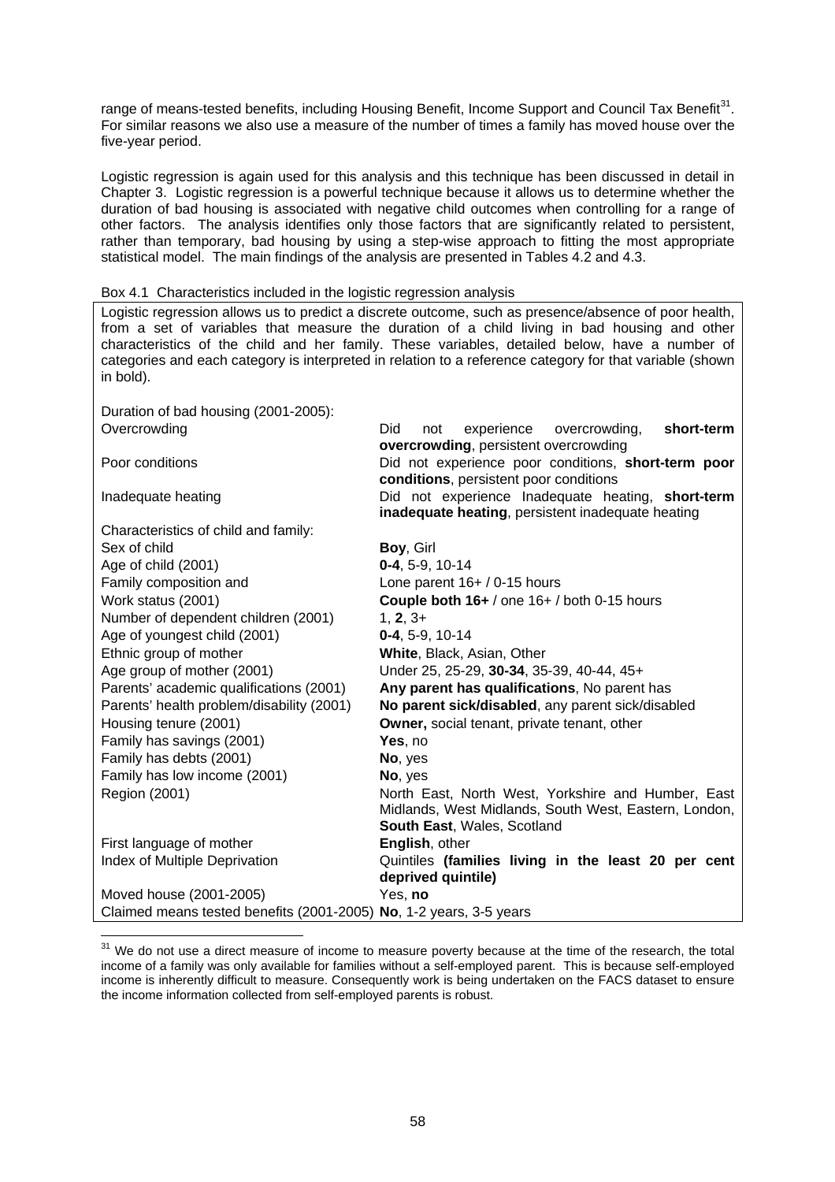range of means-tested benefits, including Housing Benefit, Income Support and Council Tax Benefit[31]. For similar reasons we also use a measure of the number of times a family has moved house over the five-year period.

Logistic regression is again used for this analysis and this technique has been discussed in detail in Chapter 3. Logistic regression is a powerful technique because it allows us to determine whether the duration of bad housing is associated with negative child outcomes when controlling for a range of other factors. The analysis identifies only those factors that are significantly related to persistent, rather than temporary, bad housing by using a step-wise approach to fitting the most appropriate statistical model. The main findings of the analysis are presented in Tables 4.2 and 4.3.

Box 4.1 Characteristics included in the logistic regression analysis

Logistic regression allows us to predict a discrete outcome, such as presence/absence of poor health, from a set of variables that measure the duration of a child living in bad housing and other characteristics of the child and her family. These variables, detailed below, have a number of categories and each category is interpreted in relation to a reference category for that variable (shown in bold).

| | |
|---|---|
| Duration of bad housing (2001-2005): | |
| Overcrowding | Did not experience overcrowding, **short-term overcrowding**, persistent overcrowding |
| Poor conditions | Did not experience poor conditions, **short-term poor conditions**, persistent poor conditions |
| Inadequate heating | Did not experience Inadequate heating, **short-term inadequate heating**, persistent inadequate heating |
| Characteristics of child and family: | |
| Sex of child | **Boy**, Girl |
| Age of child (2001) | **0-4**, 5-9, 10-14 |
| Family composition and Work status (2001) | Lone parent 16+ / 0-15 hours **Couple both 16+** / one 16+ / both 0-15 hours |
| Number of dependent children (2001) | 1, **2**, 3+ |
| Age of youngest child (2001) | **0-4**, 5-9, 10-14 |
| Ethnic group of mother | **White**, Black, Asian, Other |
| Age group of mother (2001) | Under 25, 25-29, **30-34**, 35-39, 40-44, 45+ |
| Parents' academic qualifications (2001) | **Any parent has qualifications**, No parent has |
| Parents' health problem/disability (2001) | **No parent sick/disabled**, any parent sick/disabled |
| Housing tenure (2001) | **Owner,** social tenant, private tenant, other |
| Family has savings (2001) | **Yes**, no |
| Family has debts (2001) | **No**, yes |
| Family has low income (2001) | **No**, yes |
| Region (2001) | North East, North West, Yorkshire and Humber, East Midlands, West Midlands, South West, Eastern, London, **South East**, Wales, Scotland |
| First language of mother | **English**, other |
| Index of Multiple Deprivation | Quintiles **(families living in the least 20 per cent deprived quintile)** |
| Moved house (2001-2005) | Yes, **no** |
| Claimed means tested benefits (2001-2005) | **No**, 1-2 years, 3-5 years |

[31] We do not use a direct measure of income to measure poverty because at the time of the research, the total income of a family was only available for families without a self-employed parent. This is because self-employed income is inherently difficult to measure. Consequently work is being undertaken on the FACS dataset to ensure the income information collected from self-employed parents is robust.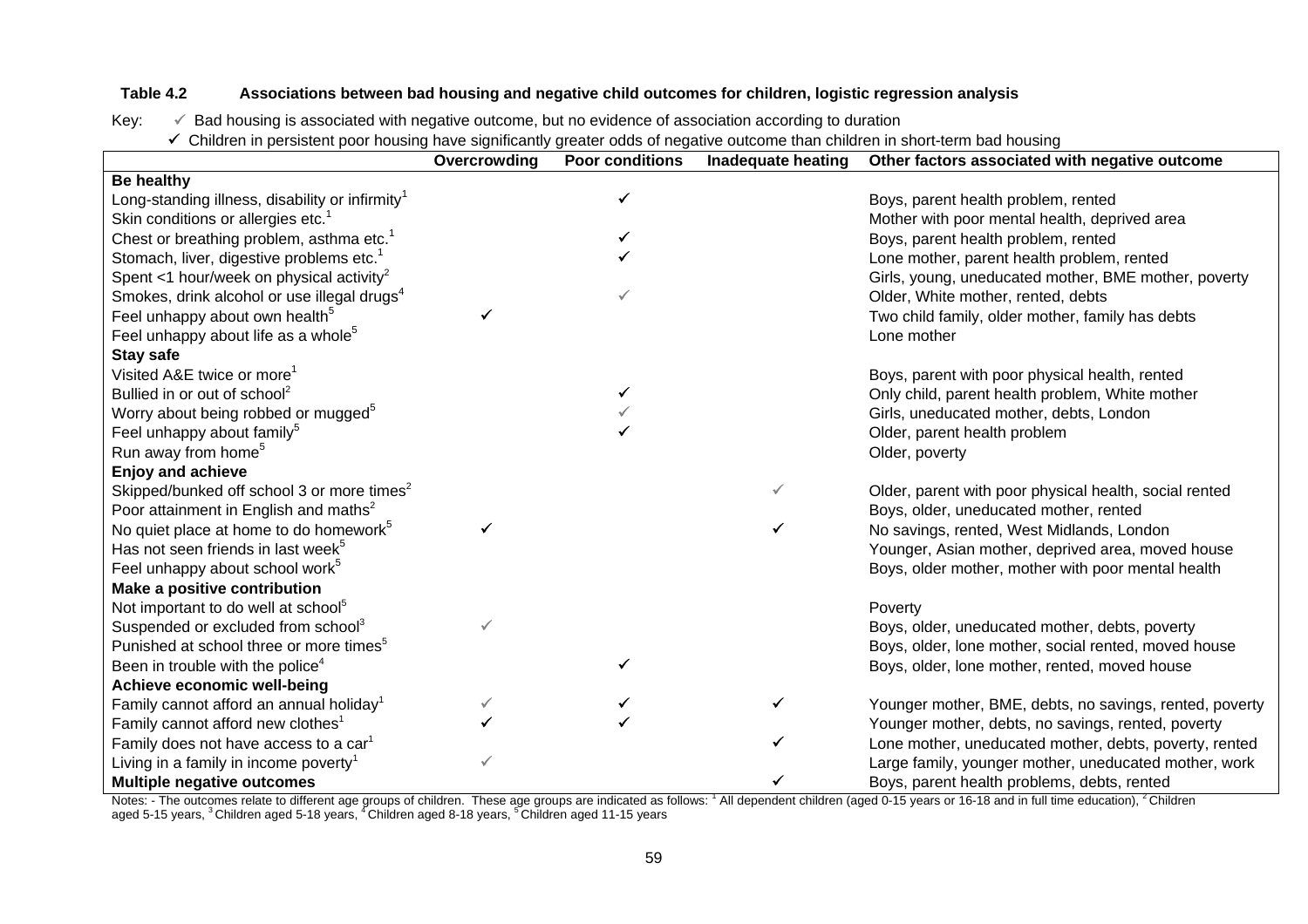**Table 4.2 Associations between bad housing and negative child outcomes for children, logistic regression analysis**

Key:
✓ Bad housing is associated with negative outcome, but no evidence of association according to duration
✔ Children in persistent poor housing have significantly greater odds of negative outcome than children in short-term bad housing

| | Overcrowding | Poor conditions | Inadequate heating | Other factors associated with negative outcome |
|---|---|---|---|---|
| **Be healthy** | | | | |
| Long-standing illness, disability or infirmity[1] | | ✔ | | Boys, parent health problem, rented |
| Skin conditions or allergies etc.[1] | | | | Mother with poor mental health, deprived area |
| Chest or breathing problem, asthma etc.[1] | | ✔ | | Boys, parent health problem, rented |
| Stomach, liver, digestive problems etc.[1] | | ✔ | | Lone mother, parent health problem, rented |
| Spent <1 hour/week on physical activity[2] | | | | Girls, young, uneducated mother, BME mother, poverty |
| Smokes, drink alcohol or use illegal drugs[4] | | ✓ | | Older, White mother, rented, debts |
| Feel unhappy about own health[5] | ✔ | | | Two child family, older mother, family has debts |
| Feel unhappy about life as a whole[5] | | | | Lone mother |
| **Stay safe** | | | | |
| Visited A&E twice or more[1] | | | | Boys, parent with poor physical health, rented |
| Bullied in or out of school[2] | | ✔ | | Only child, parent health problem, White mother |
| Worry about being robbed or mugged[5] | | ✓ | | Girls, uneducated mother, debts, London |
| Feel unhappy about family[5] | | ✔ | | Older, parent health problem |
| Run away from home[5] | | | | Older, poverty |
| **Enjoy and achieve** | | | | |
| Skipped/bunked off school 3 or more times[2] | | | ✓ | Older, parent with poor physical health, social rented |
| Poor attainment in English and maths[2] | | | | Boys, older, uneducated mother, rented |
| No quiet place at home to do homework[5] | ✔ | | ✔ | No savings, rented, West Midlands, London |
| Has not seen friends in last week[5] | | | | Younger, Asian mother, deprived area, moved house |
| Feel unhappy about school work[5] | | | | Boys, older mother, mother with poor mental health |
| **Make a positive contribution** | | | | |
| Not important to do well at school[5] | | | | Poverty |
| Suspended or excluded from school[3] | ✓ | | | Boys, older, uneducated mother, debts, poverty |
| Punished at school three or more times[5] | | | | Boys, older, lone mother, social rented, moved house |
| Been in trouble with the police[4] | | ✔ | | Boys, older, lone mother, rented, moved house |
| **Achieve economic well-being** | | | | |
| Family cannot afford an annual holiday[1] | ✓ | ✔ | ✔ | Younger mother, BME, debts, no savings, rented, poverty |
| Family cannot afford new clothes[1] | ✔ | ✔ | | Younger mother, debts, no savings, rented, poverty |
| Family does not have access to a car[1] | | | ✔ | Lone mother, uneducated mother, debts, poverty, rented |
| Living in a family in income poverty[1] | ✓ | | | Large family, younger mother, uneducated mother, work |
| **Multiple negative outcomes** | | | ✔ | Boys, parent health problems, debts, rented |

Notes: - The outcomes relate to different age groups of children. These age groups are indicated as follows: [1] All dependent children (aged 0-15 years or 16-18 and in full time education), [2] Children aged 5-15 years, [3] Children aged 5-18 years, [4] Children aged 8-18 years, [5] Children aged 11-15 years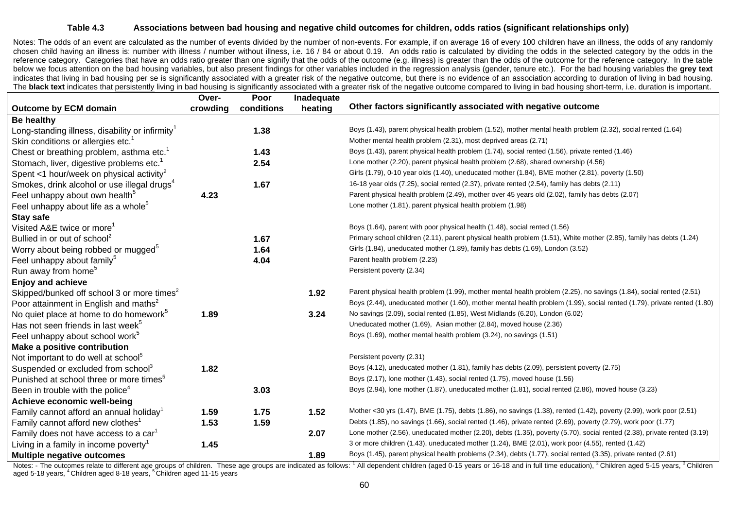**Table 4.3 Associations between bad housing and negative child outcomes for children, odds ratios (significant relationships only)**

Notes: The odds of an event are calculated as the number of events divided by the number of non-events. For example, if on average 16 of every 100 children have an illness, the odds of any randomly chosen child having an illness is: number with illness / number without illness, i.e. 16 / 84 or about 0.19. An odds ratio is calculated by dividing the odds in the selected category by the odds in the reference category. Categories that have an odds ratio greater than one signify that the odds of the outcome (e.g. illness) is greater than the odds of the outcome for the reference category. In the table below we focus attention on the bad housing variables, but also present findings for other variables included in the regression analysis (gender, tenure etc.). For the bad housing variables the **grey text** indicates that living in bad housing per se is significantly associated with a greater risk of the negative outcome, but there is no evidence of an association according to duration of living in bad housing. The **black text** indicates that persistently living in bad housing is significantly associated with a greater risk of the negative outcome compared to living in bad housing short-term, i.e. duration is important.

| Outcome by ECM domain | Over-crowding | Poor conditions | Inadequate heating | Other factors significantly associated with negative outcome |
|---|---|---|---|---|
| **Be healthy** | | | | |
| Long-standing illness, disability or infirmity[1] | | 1.38 | | Boys (1.43), parent physical health problem (1.52), mother mental health problem (2.32), social rented (1.64) |
| Skin conditions or allergies etc.[1] | | | | Mother mental health problem (2.31), most deprived areas (2.71) |
| Chest or breathing problem, asthma etc.[1] | | 1.43 | | Boys (1.43), parent physical health problem (1.74), social rented (1.56), private rented (1.46) |
| Stomach, liver, digestive problems etc.[1] | | 2.54 | | Lone mother (2.20), parent physical health problem (2.68), shared ownership (4.56) |
| Spent <1 hour/week on physical activity[2] | | | | Girls (1.79), 0-10 year olds (1.40), uneducated mother (1.84), BME mother (2.81), poverty (1.50) |
| Smokes, drink alcohol or use illegal drugs[4] | | 1.67 | | 16-18 year olds (7.25), social rented (2.37), private rented (2.54), family has debts (2.11) |
| Feel unhappy about own health[5] | 4.23 | | | Parent physical health problem (2.49), mother over 45 years old (2.02), family has debts (2.07) |
| Feel unhappy about life as a whole[5] | | | | Lone mother (1.81), parent physical health problem (1.98) |
| **Stay safe** | | | | |
| Visited A&E twice or more[1] | | | | Boys (1.64), parent with poor physical health (1.48), social rented (1.56) |
| Bullied in or out of school[2] | | 1.67 | | Primary school children (2.11), parent physical health problem (1.51), White mother (2.85), family has debts (1.24) |
| Worry about being robbed or mugged[5] | | 1.64 | | Girls (1.84), uneducated mother (1.89), family has debts (1.69), London (3.52) |
| Feel unhappy about family[5] | | 4.04 | | Parent health problem (2.23) |
| Run away from home[5] | | | | Persistent poverty (2.34) |
| **Enjoy and achieve** | | | | |
| Skipped/bunked off school 3 or more times[2] | | | 1.92 | Parent physical health problem (1.99), mother mental health problem (2.25), no savings (1.84), social rented (2.51) |
| Poor attainment in English and maths[2] | | | | Boys (2.44), uneducated mother (1.60), mother mental health problem (1.99), social rented (1.79), private rented (1.80) |
| No quiet place at home to do homework[5] | 1.89 | | 3.24 | No savings (2.09), social rented (1.85), West Midlands (6.20), London (6.02) |
| Has not seen friends in last week[5] | | | | Uneducated mother (1.69), Asian mother (2.84), moved house (2.36) |
| Feel unhappy about school work[5] | | | | Boys (1.69), mother mental health problem (3.24), no savings (1.51) |
| **Make a positive contribution** | | | | |
| Not important to do well at school[5] | | | | Persistent poverty (2.31) |
| Suspended or excluded from school[3] | 1.82 | | | Boys (4.12), uneducated mother (1.81), family has debts (2.09), persistent poverty (2.75) |
| Punished at school three or more times[5] | | | | Boys (2.17), lone mother (1.43), social rented (1.75), moved house (1.56) |
| Been in trouble with the police[4] | | 3.03 | | Boys (2.94), lone mother (1.87), uneducated mother (1.81), social rented (2.86), moved house (3.23) |
| **Achieve economic well-being** | | | | |
| Family cannot afford an annual holiday[1] | 1.59 | 1.75 | 1.52 | Mother <30 yrs (1.47), BME (1.75), debts (1.86), no savings (1.38), rented (1.42), poverty (2.99), work poor (2.51) |
| Family cannot afford new clothes[1] | 1.53 | 1.59 | | Debts (1.85), no savings (1.66), social rented (1.46), private rented (2.69), poverty (2.79), work poor (1.77) |
| Family does not have access to a car[1] | | | 2.07 | Lone mother (2.56), uneducated mother (2.20), debts (1.35), poverty (5.70), social rented (2.38), private rented (3.19) |
| Living in a family in income poverty[1] | 1.45 | | | 3 or more children (1.43), uneducated mother (1.24), BME (2.01), work poor (4.55), rented (1.42) |
| **Multiple negative outcomes** | | | 1.89 | Boys (1.45), parent physical health problems (2.34), debts (1.77), social rented (3.35), private rented (2.61) |

Notes: - The outcomes relate to different age groups of children. These age groups are indicated as follows: [1] All dependent children (aged 0-15 years or 16-18 and in full time education), [2] Children aged 5-15 years, [3] Children aged 5-18 years, [4] Children aged 8-18 years, [5] Children aged 11-15 years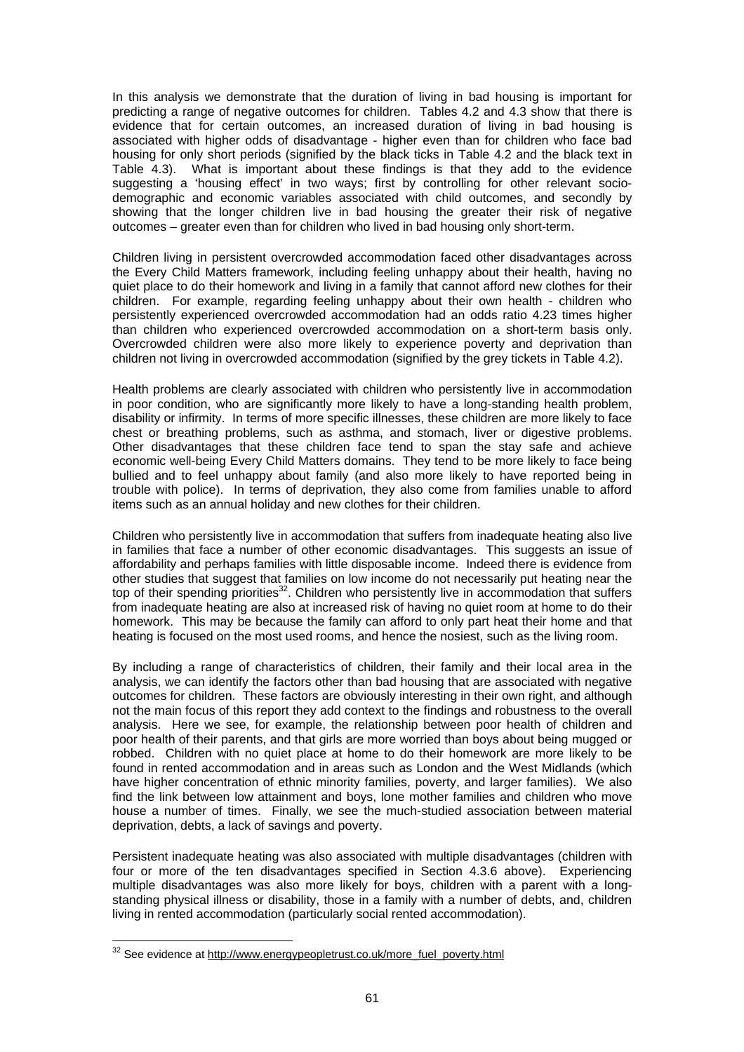In this analysis we demonstrate that the duration of living in bad housing is important for predicting a range of negative outcomes for children. Tables 4.2 and 4.3 show that there is evidence that for certain outcomes, an increased duration of living in bad housing is associated with higher odds of disadvantage - higher even than for children who face bad housing for only short periods (signified by the black ticks in Table 4.2 and the black text in Table 4.3). What is important about these findings is that they add to the evidence suggesting a 'housing effect' in two ways; first by controlling for other relevant socio-demographic and economic variables associated with child outcomes, and secondly by showing that the longer children live in bad housing the greater their risk of negative outcomes – greater even than for children who lived in bad housing only short-term.

Children living in persistent overcrowded accommodation faced other disadvantages across the Every Child Matters framework, including feeling unhappy about their health, having no quiet place to do their homework and living in a family that cannot afford new clothes for their children. For example, regarding feeling unhappy about their own health - children who persistently experienced overcrowded accommodation had an odds ratio 4.23 times higher than children who experienced overcrowded accommodation on a short-term basis only. Overcrowded children were also more likely to experience poverty and deprivation than children not living in overcrowded accommodation (signified by the grey tickets in Table 4.2).

Health problems are clearly associated with children who persistently live in accommodation in poor condition, who are significantly more likely to have a long-standing health problem, disability or infirmity. In terms of more specific illnesses, these children are more likely to face chest or breathing problems, such as asthma, and stomach, liver or digestive problems. Other disadvantages that these children face tend to span the stay safe and achieve economic well-being Every Child Matters domains. They tend to be more likely to face being bullied and to feel unhappy about family (and also more likely to have reported being in trouble with police). In terms of deprivation, they also come from families unable to afford items such as an annual holiday and new clothes for their children.

Children who persistently live in accommodation that suffers from inadequate heating also live in families that face a number of other economic disadvantages. This suggests an issue of affordability and perhaps families with little disposable income. Indeed there is evidence from other studies that suggest that families on low income do not necessarily put heating near the top of their spending priorities[32]. Children who persistently live in accommodation that suffers from inadequate heating are also at increased risk of having no quiet room at home to do their homework. This may be because the family can afford to only part heat their home and that heating is focused on the most used rooms, and hence the nosiest, such as the living room.

By including a range of characteristics of children, their family and their local area in the analysis, we can identify the factors other than bad housing that are associated with negative outcomes for children. These factors are obviously interesting in their own right, and although not the main focus of this report they add context to the findings and robustness to the overall analysis. Here we see, for example, the relationship between poor health of children and poor health of their parents, and that girls are more worried than boys about being mugged or robbed. Children with no quiet place at home to do their homework are more likely to be found in rented accommodation and in areas such as London and the West Midlands (which have higher concentration of ethnic minority families, poverty, and larger families). We also find the link between low attainment and boys, lone mother families and children who move house a number of times. Finally, we see the much-studied association between material deprivation, debts, a lack of savings and poverty.

Persistent inadequate heating was also associated with multiple disadvantages (children with four or more of the ten disadvantages specified in Section 4.3.6 above). Experiencing multiple disadvantages was also more likely for boys, children with a parent with a long-standing physical illness or disability, those in a family with a number of debts, and, children living in rented accommodation (particularly social rented accommodation).

[32] See evidence at http://www.energypeopletrust.co.uk/more_fuel_poverty.html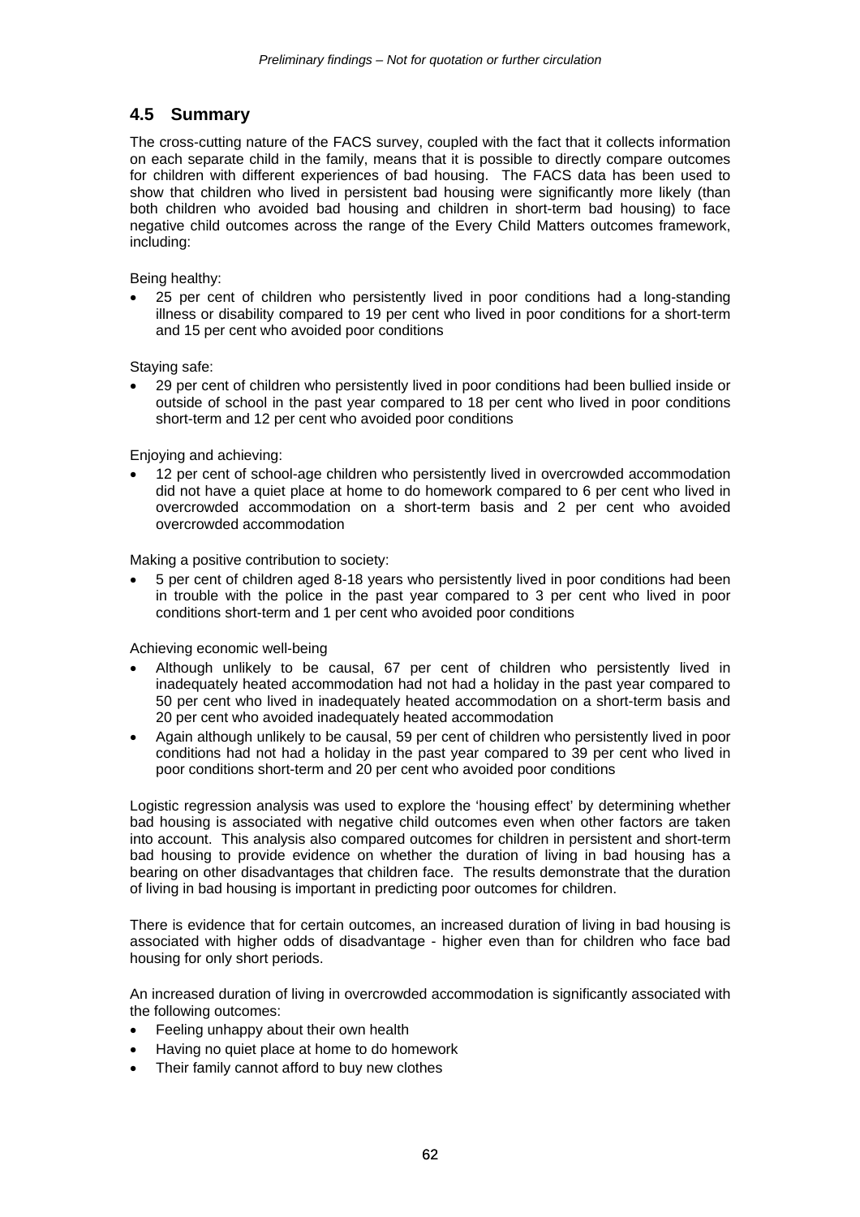## 4.5 Summary

The cross-cutting nature of the FACS survey, coupled with the fact that it collects information on each separate child in the family, means that it is possible to directly compare outcomes for children with different experiences of bad housing. The FACS data has been used to show that children who lived in persistent bad housing were significantly more likely (than both children who avoided bad housing and children in short-term bad housing) to face negative child outcomes across the range of the Every Child Matters outcomes framework, including:

Being healthy:

- 25 per cent of children who persistently lived in poor conditions had a long-standing illness or disability compared to 19 per cent who lived in poor conditions for a short-term and 15 per cent who avoided poor conditions

Staying safe:

- 29 per cent of children who persistently lived in poor conditions had been bullied inside or outside of school in the past year compared to 18 per cent who lived in poor conditions short-term and 12 per cent who avoided poor conditions

Enjoying and achieving:

- 12 per cent of school-age children who persistently lived in overcrowded accommodation did not have a quiet place at home to do homework compared to 6 per cent who lived in overcrowded accommodation on a short-term basis and 2 per cent who avoided overcrowded accommodation

Making a positive contribution to society:

- 5 per cent of children aged 8-18 years who persistently lived in poor conditions had been in trouble with the police in the past year compared to 3 per cent who lived in poor conditions short-term and 1 per cent who avoided poor conditions

Achieving economic well-being

- Although unlikely to be causal, 67 per cent of children who persistently lived in inadequately heated accommodation had not had a holiday in the past year compared to 50 per cent who lived in inadequately heated accommodation on a short-term basis and 20 per cent who avoided inadequately heated accommodation
- Again although unlikely to be causal, 59 per cent of children who persistently lived in poor conditions had not had a holiday in the past year compared to 39 per cent who lived in poor conditions short-term and 20 per cent who avoided poor conditions

Logistic regression analysis was used to explore the 'housing effect' by determining whether bad housing is associated with negative child outcomes even when other factors are taken into account. This analysis also compared outcomes for children in persistent and short-term bad housing to provide evidence on whether the duration of living in bad housing has a bearing on other disadvantages that children face. The results demonstrate that the duration of living in bad housing is important in predicting poor outcomes for children.

There is evidence that for certain outcomes, an increased duration of living in bad housing is associated with higher odds of disadvantage - higher even than for children who face bad housing for only short periods.

An increased duration of living in overcrowded accommodation is significantly associated with the following outcomes:

- Feeling unhappy about their own health
- Having no quiet place at home to do homework
- Their family cannot afford to buy new clothes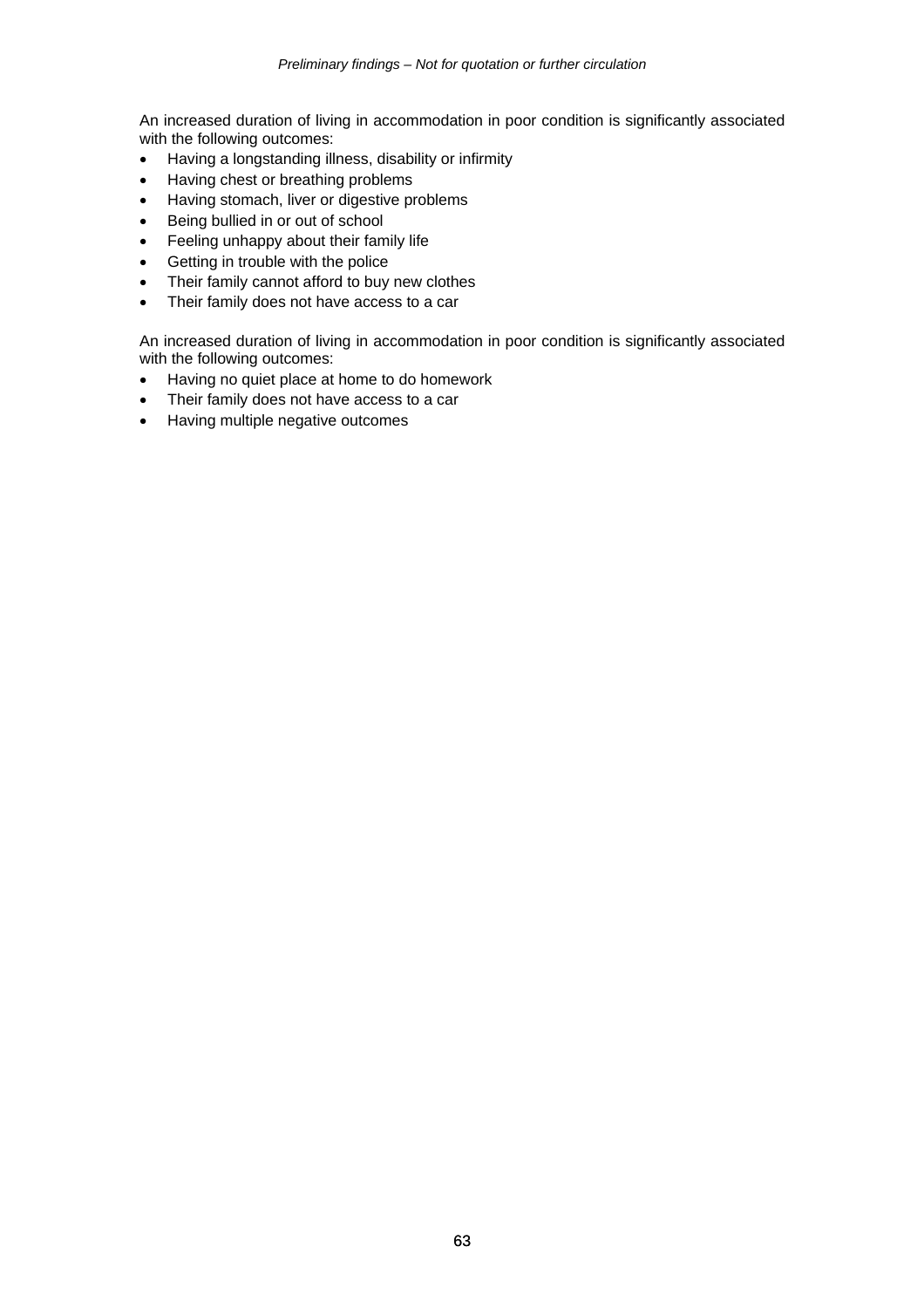An increased duration of living in accommodation in poor condition is significantly associated with the following outcomes:

- Having a longstanding illness, disability or infirmity
- Having chest or breathing problems
- Having stomach, liver or digestive problems
- Being bullied in or out of school
- Feeling unhappy about their family life
- Getting in trouble with the police
- Their family cannot afford to buy new clothes
- Their family does not have access to a car

An increased duration of living in accommodation in poor condition is significantly associated with the following outcomes:

- Having no quiet place at home to do homework
- Their family does not have access to a car
- Having multiple negative outcomes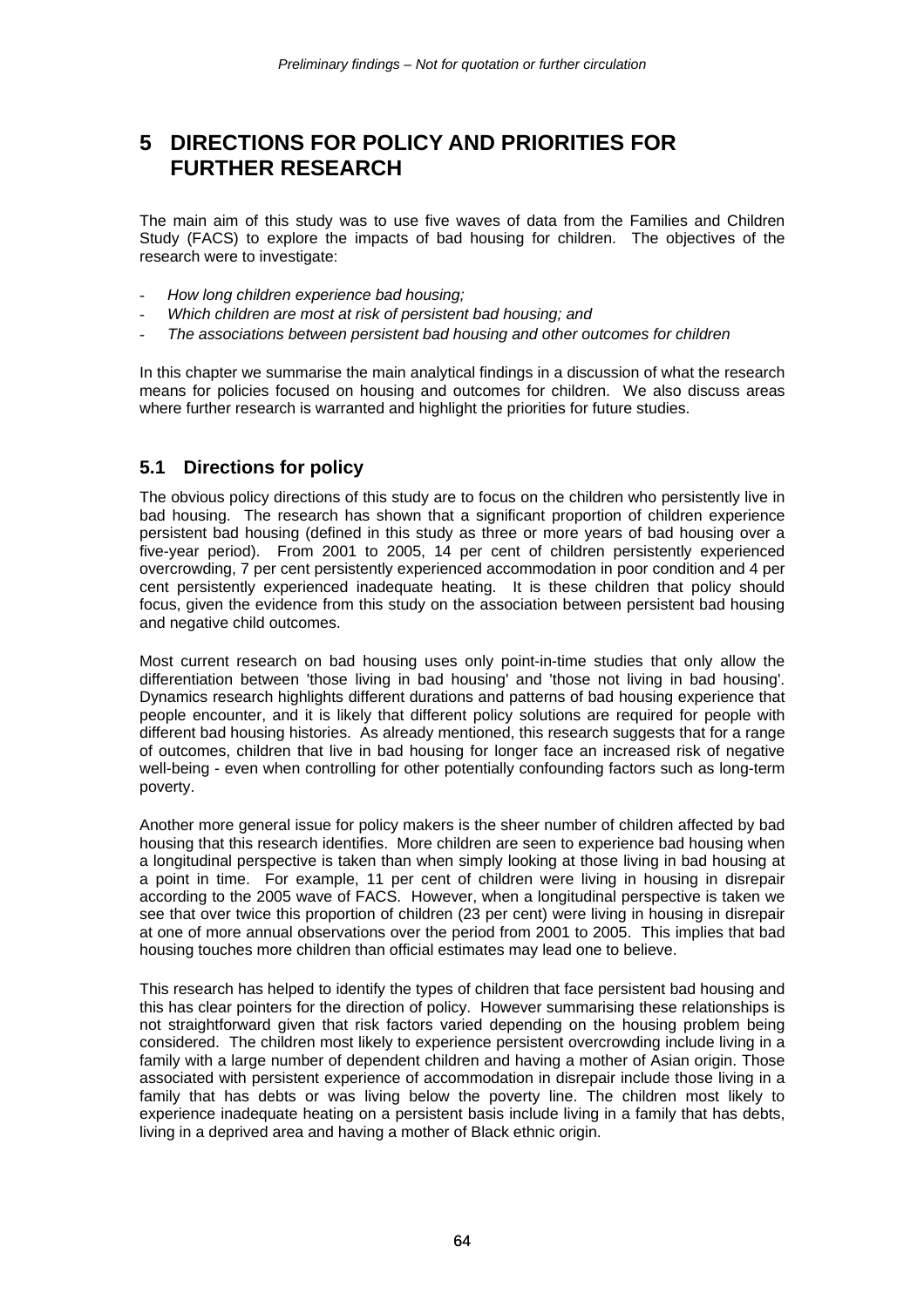# 5 DIRECTIONS FOR POLICY AND PRIORITIES FOR FURTHER RESEARCH

The main aim of this study was to use five waves of data from the Families and Children Study (FACS) to explore the impacts of bad housing for children. The objectives of the research were to investigate:

- *How long children experience bad housing;*
- *Which children are most at risk of persistent bad housing; and*
- *The associations between persistent bad housing and other outcomes for children*

In this chapter we summarise the main analytical findings in a discussion of what the research means for policies focused on housing and outcomes for children. We also discuss areas where further research is warranted and highlight the priorities for future studies.

## 5.1 Directions for policy

The obvious policy directions of this study are to focus on the children who persistently live in bad housing. The research has shown that a significant proportion of children experience persistent bad housing (defined in this study as three or more years of bad housing over a five-year period). From 2001 to 2005, 14 per cent of children persistently experienced overcrowding, 7 per cent persistently experienced accommodation in poor condition and 4 per cent persistently experienced inadequate heating. It is these children that policy should focus, given the evidence from this study on the association between persistent bad housing and negative child outcomes.

Most current research on bad housing uses only point-in-time studies that only allow the differentiation between 'those living in bad housing' and 'those not living in bad housing'. Dynamics research highlights different durations and patterns of bad housing experience that people encounter, and it is likely that different policy solutions are required for people with different bad housing histories. As already mentioned, this research suggests that for a range of outcomes, children that live in bad housing for longer face an increased risk of negative well-being - even when controlling for other potentially confounding factors such as long-term poverty.

Another more general issue for policy makers is the sheer number of children affected by bad housing that this research identifies. More children are seen to experience bad housing when a longitudinal perspective is taken than when simply looking at those living in bad housing at a point in time. For example, 11 per cent of children were living in housing in disrepair according to the 2005 wave of FACS. However, when a longitudinal perspective is taken we see that over twice this proportion of children (23 per cent) were living in housing in disrepair at one of more annual observations over the period from 2001 to 2005. This implies that bad housing touches more children than official estimates may lead one to believe.

This research has helped to identify the types of children that face persistent bad housing and this has clear pointers for the direction of policy. However summarising these relationships is not straightforward given that risk factors varied depending on the housing problem being considered. The children most likely to experience persistent overcrowding include living in a family with a large number of dependent children and having a mother of Asian origin. Those associated with persistent experience of accommodation in disrepair include those living in a family that has debts or was living below the poverty line. The children most likely to experience inadequate heating on a persistent basis include living in a family that has debts, living in a deprived area and having a mother of Black ethnic origin.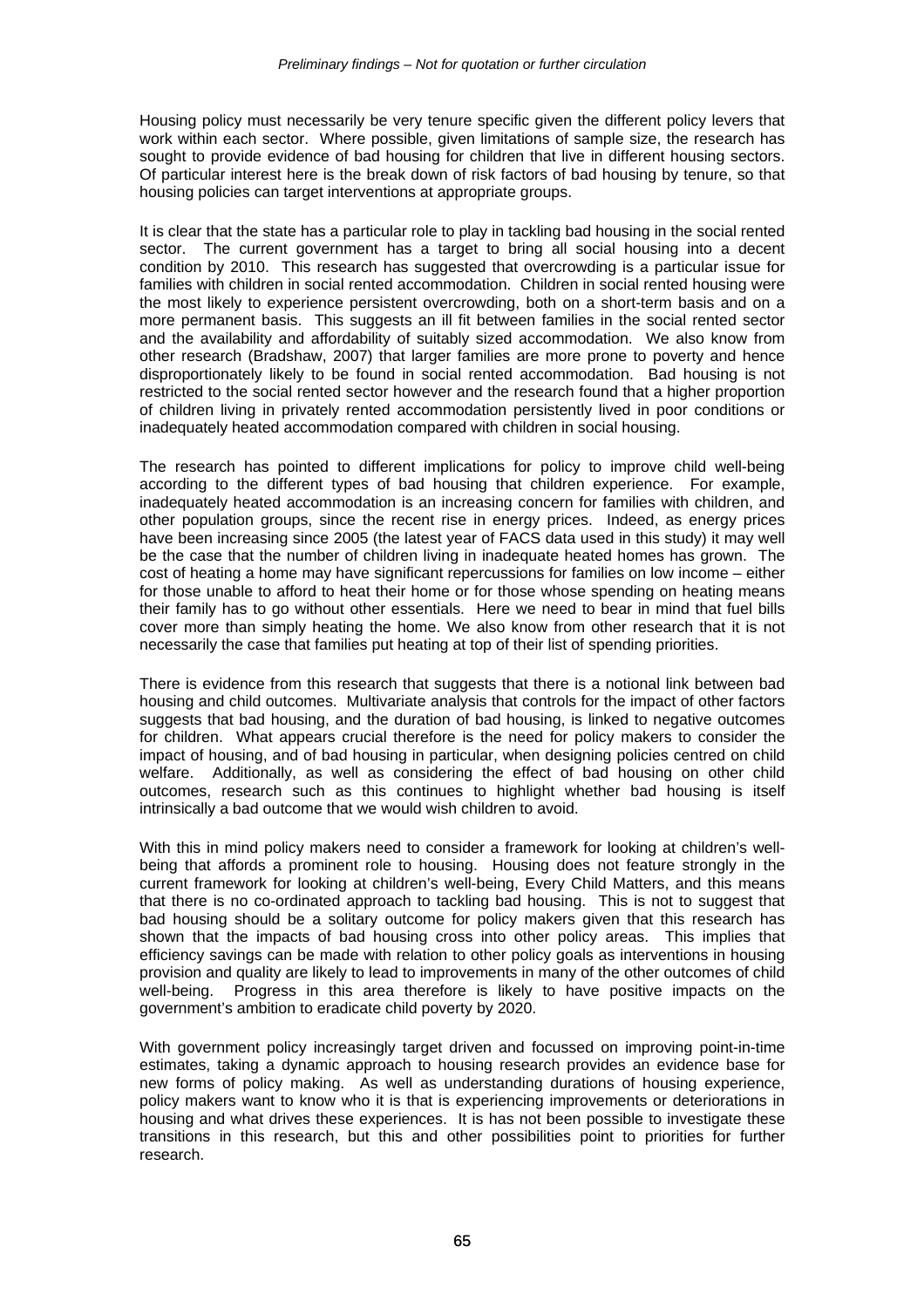Housing policy must necessarily be very tenure specific given the different policy levers that work within each sector. Where possible, given limitations of sample size, the research has sought to provide evidence of bad housing for children that live in different housing sectors. Of particular interest here is the break down of risk factors of bad housing by tenure, so that housing policies can target interventions at appropriate groups.

It is clear that the state has a particular role to play in tackling bad housing in the social rented sector. The current government has a target to bring all social housing into a decent condition by 2010. This research has suggested that overcrowding is a particular issue for families with children in social rented accommodation. Children in social rented housing were the most likely to experience persistent overcrowding, both on a short-term basis and on a more permanent basis. This suggests an ill fit between families in the social rented sector and the availability and affordability of suitably sized accommodation. We also know from other research (Bradshaw, 2007) that larger families are more prone to poverty and hence disproportionately likely to be found in social rented accommodation. Bad housing is not restricted to the social rented sector however and the research found that a higher proportion of children living in privately rented accommodation persistently lived in poor conditions or inadequately heated accommodation compared with children in social housing.

The research has pointed to different implications for policy to improve child well-being according to the different types of bad housing that children experience. For example, inadequately heated accommodation is an increasing concern for families with children, and other population groups, since the recent rise in energy prices. Indeed, as energy prices have been increasing since 2005 (the latest year of FACS data used in this study) it may well be the case that the number of children living in inadequate heated homes has grown. The cost of heating a home may have significant repercussions for families on low income – either for those unable to afford to heat their home or for those whose spending on heating means their family has to go without other essentials. Here we need to bear in mind that fuel bills cover more than simply heating the home. We also know from other research that it is not necessarily the case that families put heating at top of their list of spending priorities.

There is evidence from this research that suggests that there is a notional link between bad housing and child outcomes. Multivariate analysis that controls for the impact of other factors suggests that bad housing, and the duration of bad housing, is linked to negative outcomes for children. What appears crucial therefore is the need for policy makers to consider the impact of housing, and of bad housing in particular, when designing policies centred on child welfare. Additionally, as well as considering the effect of bad housing on other child outcomes, research such as this continues to highlight whether bad housing is itself intrinsically a bad outcome that we would wish children to avoid.

With this in mind policy makers need to consider a framework for looking at children's well-being that affords a prominent role to housing. Housing does not feature strongly in the current framework for looking at children's well-being, Every Child Matters, and this means that there is no co-ordinated approach to tackling bad housing. This is not to suggest that bad housing should be a solitary outcome for policy makers given that this research has shown that the impacts of bad housing cross into other policy areas. This implies that efficiency savings can be made with relation to other policy goals as interventions in housing provision and quality are likely to lead to improvements in many of the other outcomes of child well-being. Progress in this area therefore is likely to have positive impacts on the government's ambition to eradicate child poverty by 2020.

With government policy increasingly target driven and focussed on improving point-in-time estimates, taking a dynamic approach to housing research provides an evidence base for new forms of policy making. As well as understanding durations of housing experience, policy makers want to know who it is that is experiencing improvements or deteriorations in housing and what drives these experiences. It is has not been possible to investigate these transitions in this research, but this and other possibilities point to priorities for further research.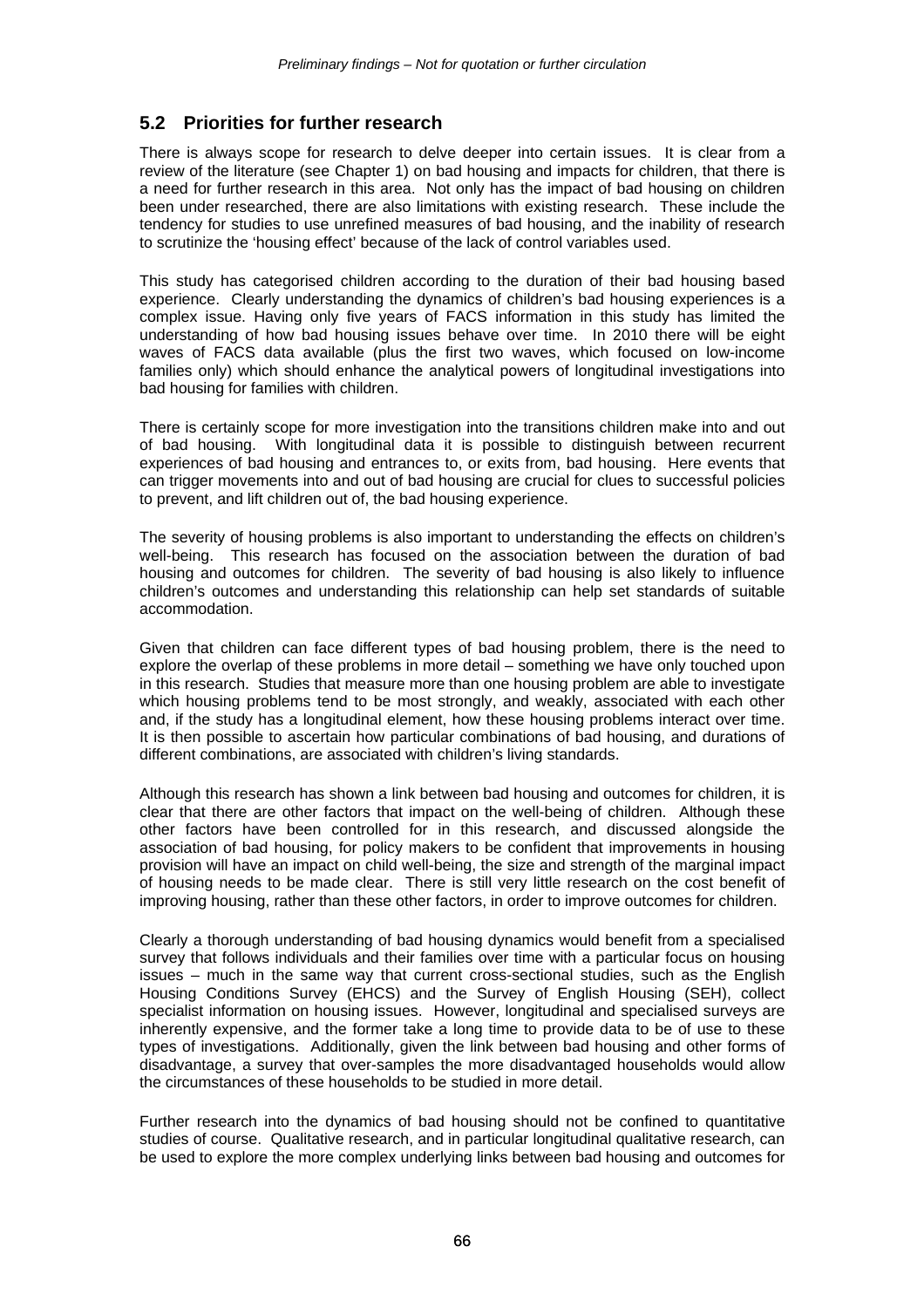## 5.2 Priorities for further research

There is always scope for research to delve deeper into certain issues. It is clear from a review of the literature (see Chapter 1) on bad housing and impacts for children, that there is a need for further research in this area. Not only has the impact of bad housing on children been under researched, there are also limitations with existing research. These include the tendency for studies to use unrefined measures of bad housing, and the inability of research to scrutinize the 'housing effect' because of the lack of control variables used.

This study has categorised children according to the duration of their bad housing based experience. Clearly understanding the dynamics of children's bad housing experiences is a complex issue. Having only five years of FACS information in this study has limited the understanding of how bad housing issues behave over time. In 2010 there will be eight waves of FACS data available (plus the first two waves, which focused on low-income families only) which should enhance the analytical powers of longitudinal investigations into bad housing for families with children.

There is certainly scope for more investigation into the transitions children make into and out of bad housing. With longitudinal data it is possible to distinguish between recurrent experiences of bad housing and entrances to, or exits from, bad housing. Here events that can trigger movements into and out of bad housing are crucial for clues to successful policies to prevent, and lift children out of, the bad housing experience.

The severity of housing problems is also important to understanding the effects on children's well-being. This research has focused on the association between the duration of bad housing and outcomes for children. The severity of bad housing is also likely to influence children's outcomes and understanding this relationship can help set standards of suitable accommodation.

Given that children can face different types of bad housing problem, there is the need to explore the overlap of these problems in more detail – something we have only touched upon in this research. Studies that measure more than one housing problem are able to investigate which housing problems tend to be most strongly, and weakly, associated with each other and, if the study has a longitudinal element, how these housing problems interact over time. It is then possible to ascertain how particular combinations of bad housing, and durations of different combinations, are associated with children's living standards.

Although this research has shown a link between bad housing and outcomes for children, it is clear that there are other factors that impact on the well-being of children. Although these other factors have been controlled for in this research, and discussed alongside the association of bad housing, for policy makers to be confident that improvements in housing provision will have an impact on child well-being, the size and strength of the marginal impact of housing needs to be made clear. There is still very little research on the cost benefit of improving housing, rather than these other factors, in order to improve outcomes for children.

Clearly a thorough understanding of bad housing dynamics would benefit from a specialised survey that follows individuals and their families over time with a particular focus on housing issues – much in the same way that current cross-sectional studies, such as the English Housing Conditions Survey (EHCS) and the Survey of English Housing (SEH), collect specialist information on housing issues. However, longitudinal and specialised surveys are inherently expensive, and the former take a long time to provide data to be of use to these types of investigations. Additionally, given the link between bad housing and other forms of disadvantage, a survey that over-samples the more disadvantaged households would allow the circumstances of these households to be studied in more detail.

Further research into the dynamics of bad housing should not be confined to quantitative studies of course. Qualitative research, and in particular longitudinal qualitative research, can be used to explore the more complex underlying links between bad housing and outcomes for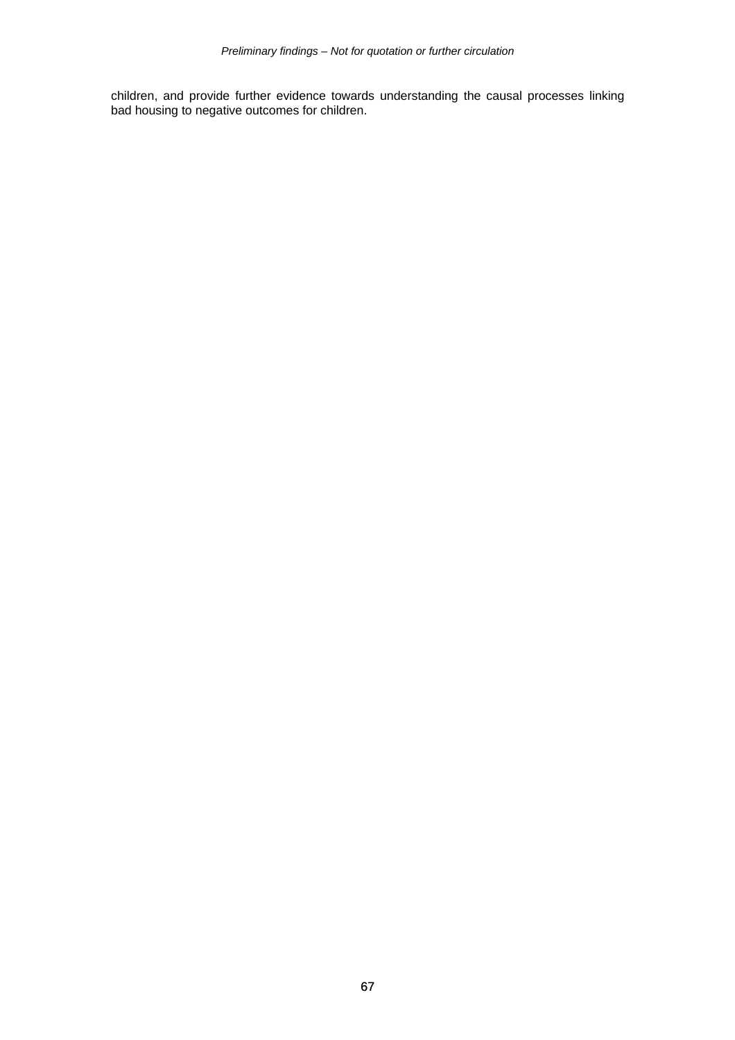children, and provide further evidence towards understanding the causal processes linking bad housing to negative outcomes for children.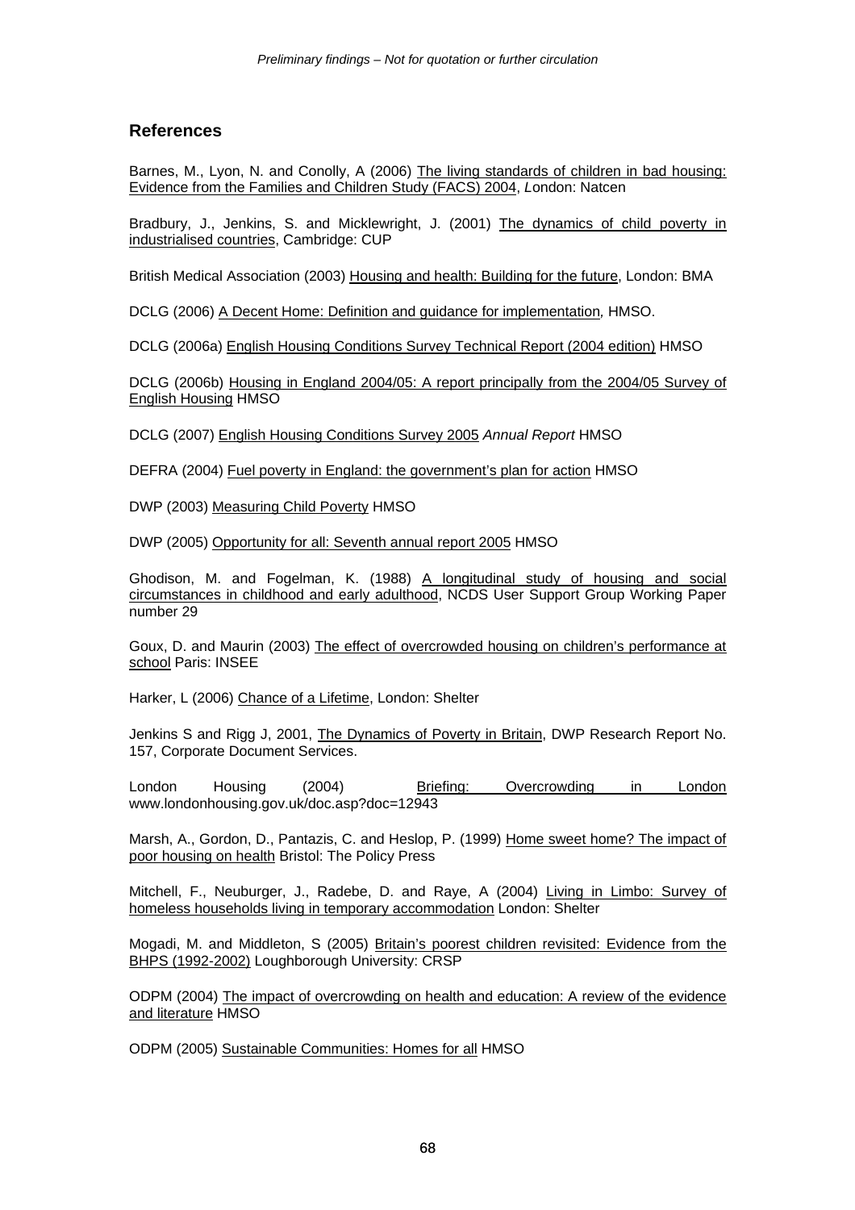## References

Barnes, M., Lyon, N. and Conolly, A (2006) The living standards of children in bad housing: Evidence from the Families and Children Study (FACS) 2004, London: Natcen

Bradbury, J., Jenkins, S. and Micklewright, J. (2001) The dynamics of child poverty in industrialised countries, Cambridge: CUP

British Medical Association (2003) Housing and health: Building for the future, London: BMA

DCLG (2006) A Decent Home: Definition and guidance for implementation, HMSO.

DCLG (2006a) English Housing Conditions Survey Technical Report (2004 edition) HMSO

DCLG (2006b) Housing in England 2004/05: A report principally from the 2004/05 Survey of English Housing HMSO

DCLG (2007) English Housing Conditions Survey 2005 *Annual Report* HMSO

DEFRA (2004) Fuel poverty in England: the government's plan for action HMSO

DWP (2003) Measuring Child Poverty HMSO

DWP (2005) Opportunity for all: Seventh annual report 2005 HMSO

Ghodison, M. and Fogelman, K. (1988) A longitudinal study of housing and social circumstances in childhood and early adulthood, NCDS User Support Group Working Paper number 29

Goux, D. and Maurin (2003) The effect of overcrowded housing on children's performance at school Paris: INSEE

Harker, L (2006) Chance of a Lifetime, London: Shelter

Jenkins S and Rigg J, 2001, The Dynamics of Poverty in Britain, DWP Research Report No. 157, Corporate Document Services.

London Housing (2004) Briefing: Overcrowding in London www.londonhousing.gov.uk/doc.asp?doc=12943

Marsh, A., Gordon, D., Pantazis, C. and Heslop, P. (1999) Home sweet home? The impact of poor housing on health Bristol: The Policy Press

Mitchell, F., Neuburger, J., Radebe, D. and Raye, A (2004) Living in Limbo: Survey of homeless households living in temporary accommodation London: Shelter

Mogadi, M. and Middleton, S (2005) Britain's poorest children revisited: Evidence from the BHPS (1992-2002) Loughborough University: CRSP

ODPM (2004) The impact of overcrowding on health and education: A review of the evidence and literature HMSO

ODPM (2005) Sustainable Communities: Homes for all HMSO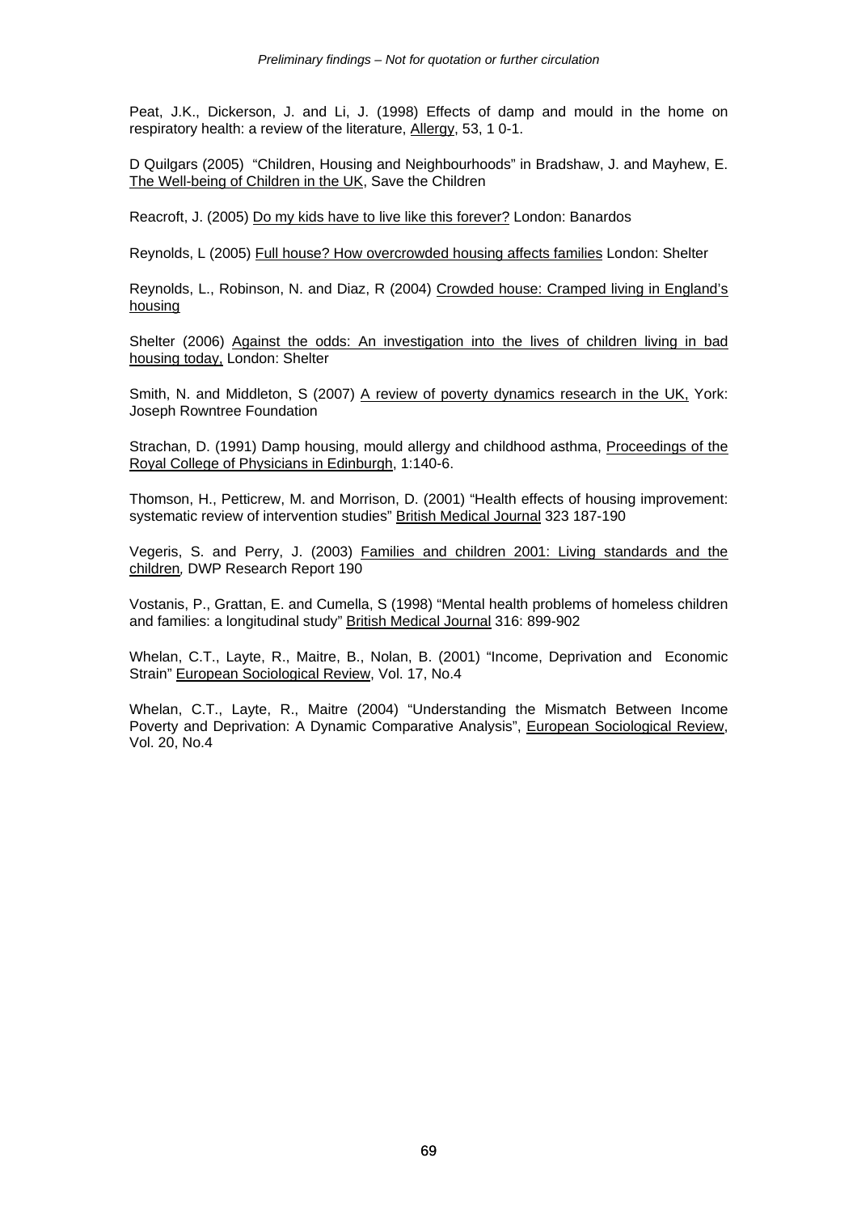Peat, J.K., Dickerson, J. and Li, J. (1998) Effects of damp and mould in the home on respiratory health: a review of the literature, Allergy, 53, 1 0-1.

D Quilgars (2005) "Children, Housing and Neighbourhoods" in Bradshaw, J. and Mayhew, E. The Well-being of Children in the UK, Save the Children

Reacroft, J. (2005) Do my kids have to live like this forever? London: Banardos

Reynolds, L (2005) Full house? How overcrowded housing affects families London: Shelter

Reynolds, L., Robinson, N. and Diaz, R (2004) Crowded house: Cramped living in England's housing

Shelter (2006) Against the odds: An investigation into the lives of children living in bad housing today, London: Shelter

Smith, N. and Middleton, S (2007) A review of poverty dynamics research in the UK, York: Joseph Rowntree Foundation

Strachan, D. (1991) Damp housing, mould allergy and childhood asthma, Proceedings of the Royal College of Physicians in Edinburgh, 1:140-6.

Thomson, H., Petticrew, M. and Morrison, D. (2001) "Health effects of housing improvement: systematic review of intervention studies" British Medical Journal 323 187-190

Vegeris, S. and Perry, J. (2003) Families and children 2001: Living standards and the children*,* DWP Research Report 190

Vostanis, P., Grattan, E. and Cumella, S (1998) "Mental health problems of homeless children and families: a longitudinal study" British Medical Journal 316: 899-902

Whelan, C.T., Layte, R., Maitre, B., Nolan, B. (2001) "Income, Deprivation and Economic Strain" European Sociological Review, Vol. 17, No.4

Whelan, C.T., Layte, R., Maitre (2004) "Understanding the Mismatch Between Income Poverty and Deprivation: A Dynamic Comparative Analysis", European Sociological Review, Vol. 20, No.4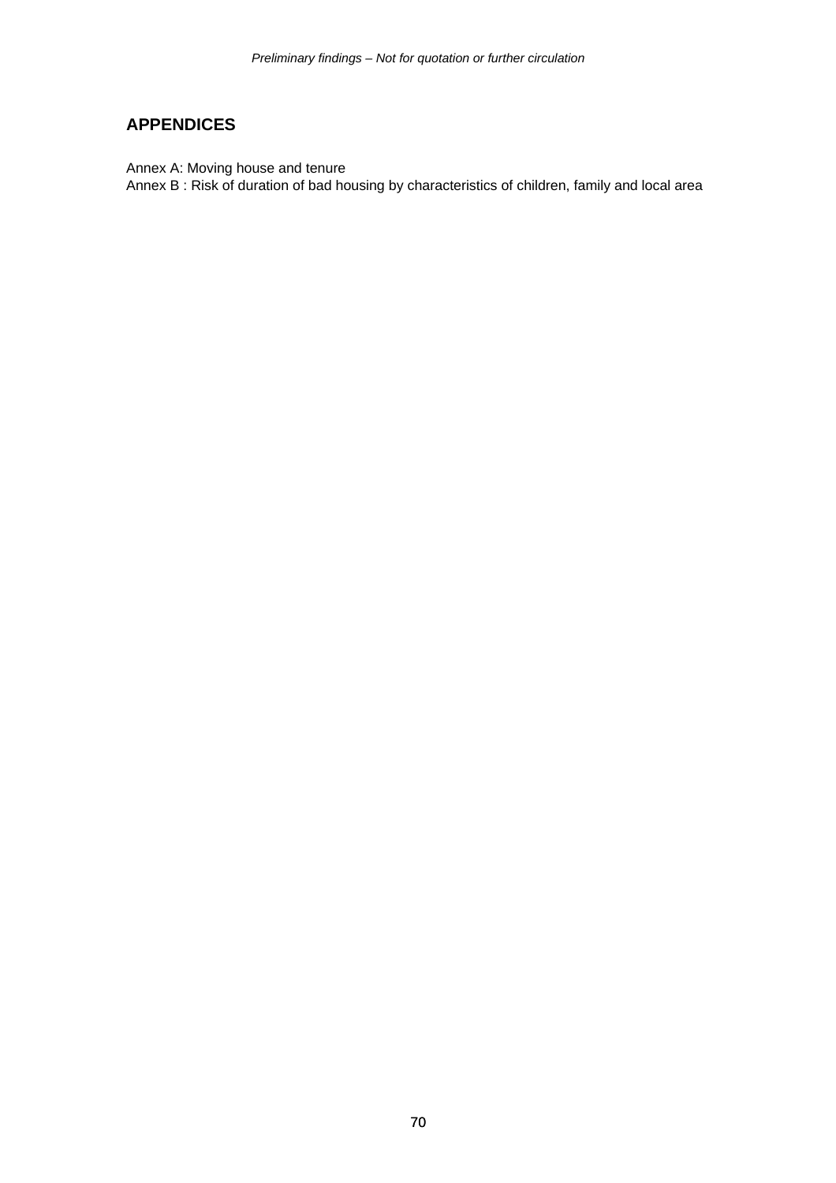## APPENDICES

Annex A: Moving house and tenure
Annex B : Risk of duration of bad housing by characteristics of children, family and local area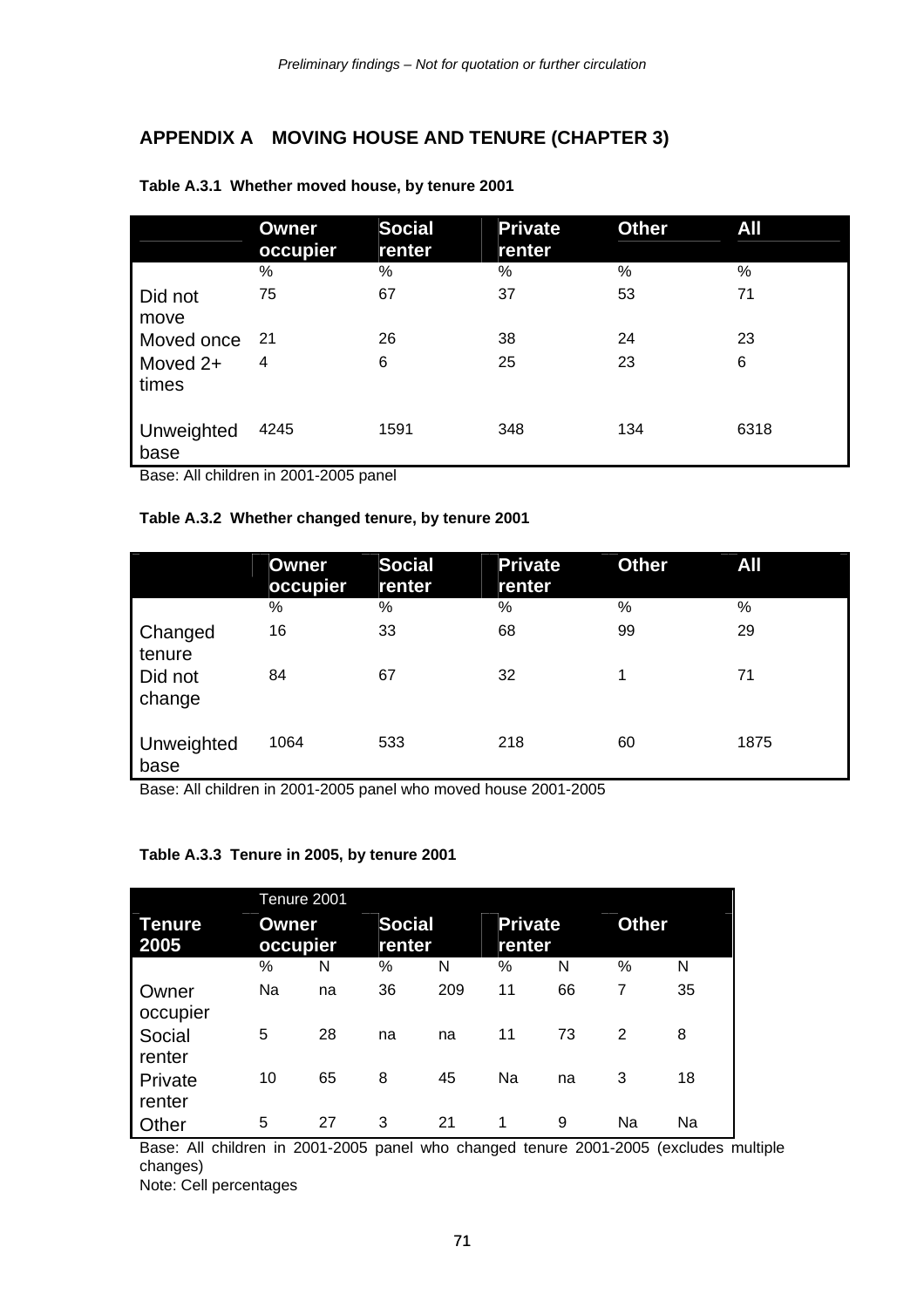## APPENDIX A MOVING HOUSE AND TENURE (CHAPTER 3)

**Table A.3.1 Whether moved house, by tenure 2001**

| | Owner occupier | Social renter | Private renter | Other | All |
|---|---|---|---|---|---|
| | % | % | % | % | % |
| Did not move | 75 | 67 | 37 | 53 | 71 |
| Moved once | 21 | 26 | 38 | 24 | 23 |
| Moved 2+ times | 4 | 6 | 25 | 23 | 6 |
| Unweighted base | 4245 | 1591 | 348 | 134 | 6318 |

Base: All children in 2001-2005 panel

**Table A.3.2 Whether changed tenure, by tenure 2001**

| | Owner occupier | Social renter | Private renter | Other | All |
|---|---|---|---|---|---|
| | % | % | % | % | % |
| Changed tenure | 16 | 33 | 68 | 99 | 29 |
| Did not change | 84 | 67 | 32 | 1 | 71 |
| Unweighted base | 1064 | 533 | 218 | 60 | 1875 |

Base: All children in 2001-2005 panel who moved house 2001-2005

**Table A.3.3 Tenure in 2005, by tenure 2001**

| | Tenure 2001 | | | | | | | |
|---|---|---|---|---|---|---|---|---|
| **Tenure 2005** | **Owner occupier** | | **Social renter** | | **Private renter** | | **Other** | |
| | % | N | % | N | % | N | % | N |
| Owner occupier | Na | na | 36 | 209 | 11 | 66 | 7 | 35 |
| Social renter | 5 | 28 | na | na | 11 | 73 | 2 | 8 |
| Private renter | 10 | 65 | 8 | 45 | Na | na | 3 | 18 |
| Other | 5 | 27 | 3 | 21 | 1 | 9 | Na | Na |

Base: All children in 2001-2005 panel who changed tenure 2001-2005 (excludes multiple changes)

Note: Cell percentages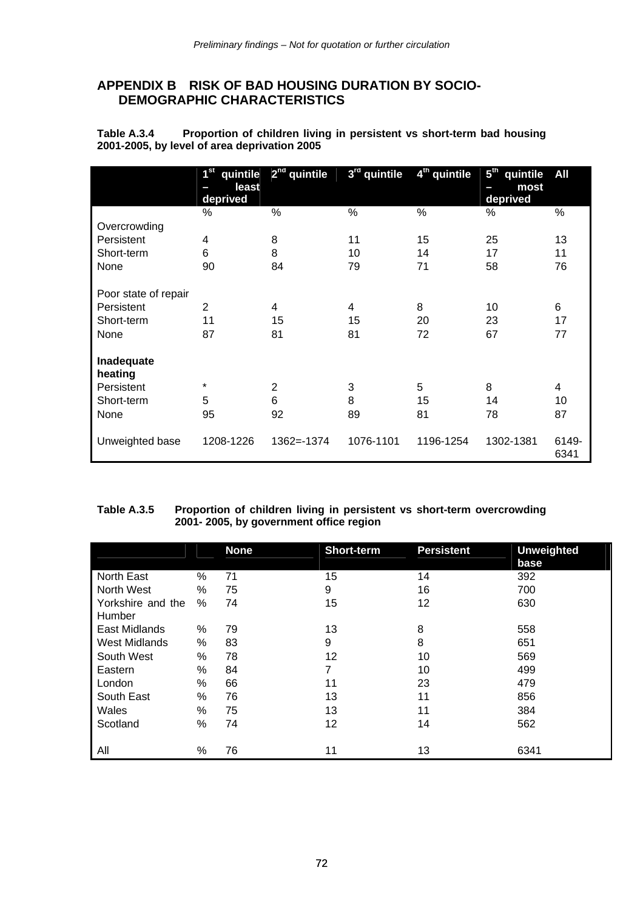## APPENDIX B RISK OF BAD HOUSING DURATION BY SOCIO-DEMOGRAPHIC CHARACTERISTICS

**Table A.3.4 Proportion of children living in persistent vs short-term bad housing 2001-2005, by level of area deprivation 2005**

| | 1st quintile – least deprived | 2nd quintile | 3rd quintile | 4th quintile | 5th quintile – most deprived | All |
|---|---|---|---|---|---|---|
| | % | % | % | % | % | % |
| Overcrowding | | | | | | |
| Persistent | 4 | 8 | 11 | 15 | 25 | 13 |
| Short-term | 6 | 8 | 10 | 14 | 17 | 11 |
| None | 90 | 84 | 79 | 71 | 58 | 76 |
| | | | | | | |
| Poor state of repair | | | | | | |
| Persistent | 2 | 4 | 4 | 8 | 10 | 6 |
| Short-term | 11 | 15 | 15 | 20 | 23 | 17 |
| None | 87 | 81 | 81 | 72 | 67 | 77 |
| | | | | | | |
| **Inadequate heating** | | | | | | |
| Persistent | * | 2 | 3 | 5 | 8 | 4 |
| Short-term | 5 | 6 | 8 | 15 | 14 | 10 |
| None | 95 | 92 | 89 | 81 | 78 | 87 |
| | | | | | | |
| Unweighted base | 1208-1226 | 1362=-1374 | 1076-1101 | 1196-1254 | 1302-1381 | 6149-6341 |

**Table A.3.5 Proportion of children living in persistent vs short-term overcrowding 2001- 2005, by government office region**

| | | None | Short-term | Persistent | Unweighted base |
|---|---|---|---|---|---|
| North East | % | 71 | 15 | 14 | 392 |
| North West | % | 75 | 9 | 16 | 700 |
| Yorkshire and the Humber | % | 74 | 15 | 12 | 630 |
| East Midlands | % | 79 | 13 | 8 | 558 |
| West Midlands | % | 83 | 9 | 8 | 651 |
| South West | % | 78 | 12 | 10 | 569 |
| Eastern | % | 84 | 7 | 10 | 499 |
| London | % | 66 | 11 | 23 | 479 |
| South East | % | 76 | 13 | 11 | 856 |
| Wales | % | 75 | 13 | 11 | 384 |
| Scotland | % | 74 | 12 | 14 | 562 |
| | | | | | |
| All | % | 76 | 11 | 13 | 6341 |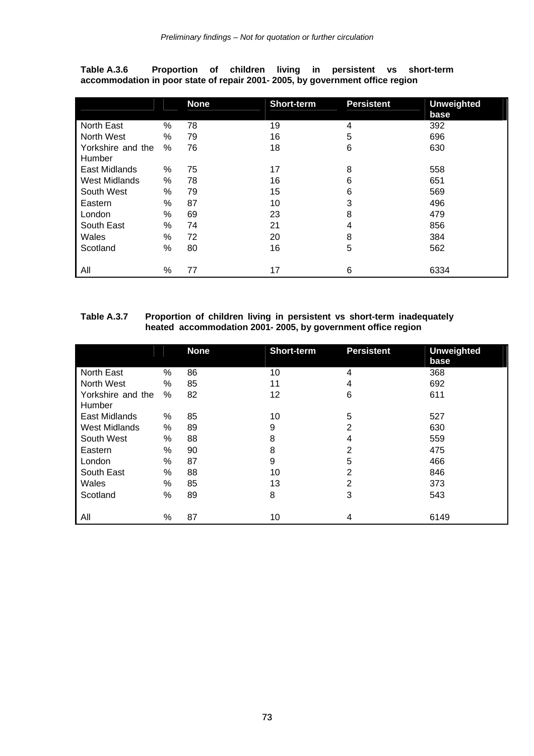**Table A.3.6 Proportion of children living in persistent vs short-term accommodation in poor state of repair 2001- 2005, by government office region**

| | | None | Short-term | Persistent | Unweighted base |
|---|---|---|---|---|---|
| North East | % | 78 | 19 | 4 | 392 |
| North West | % | 79 | 16 | 5 | 696 |
| Yorkshire and the Humber | % | 76 | 18 | 6 | 630 |
| East Midlands | % | 75 | 17 | 8 | 558 |
| West Midlands | % | 78 | 16 | 6 | 651 |
| South West | % | 79 | 15 | 6 | 569 |
| Eastern | % | 87 | 10 | 3 | 496 |
| London | % | 69 | 23 | 8 | 479 |
| South East | % | 74 | 21 | 4 | 856 |
| Wales | % | 72 | 20 | 8 | 384 |
| Scotland | % | 80 | 16 | 5 | 562 |
| All | % | 77 | 17 | 6 | 6334 |

**Table A.3.7 Proportion of children living in persistent vs short-term inadequately heated accommodation 2001- 2005, by government office region**

| | | None | Short-term | Persistent | Unweighted base |
|---|---|---|---|---|---|
| North East | % | 86 | 10 | 4 | 368 |
| North West | % | 85 | 11 | 4 | 692 |
| Yorkshire and the Humber | % | 82 | 12 | 6 | 611 |
| East Midlands | % | 85 | 10 | 5 | 527 |
| West Midlands | % | 89 | 9 | 2 | 630 |
| South West | % | 88 | 8 | 4 | 559 |
| Eastern | % | 90 | 8 | 2 | 475 |
| London | % | 87 | 9 | 5 | 466 |
| South East | % | 88 | 10 | 2 | 846 |
| Wales | % | 85 | 13 | 2 | 373 |
| Scotland | % | 89 | 8 | 3 | 543 |
| All | % | 87 | 10 | 4 | 6149 |